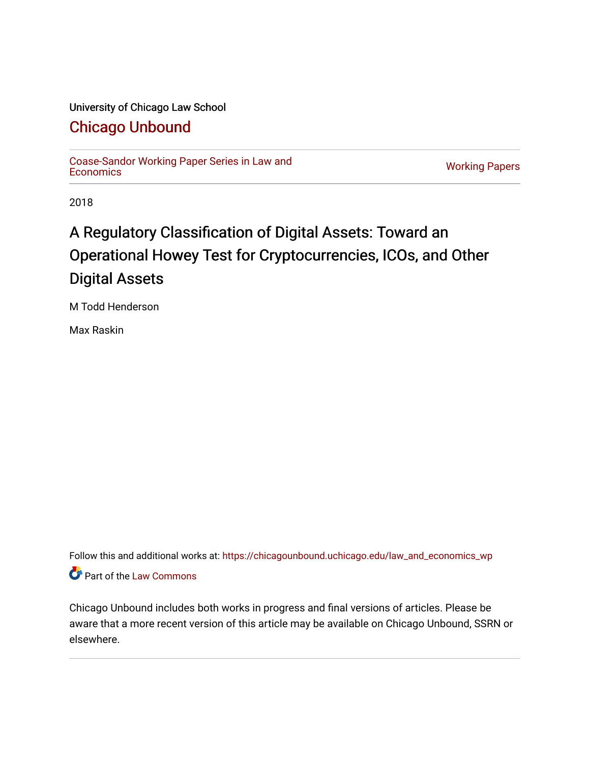University of Chicago Law School

## Chicago Unbound

Coase-Sandor Working Paper Series in Law and Economics

Working Papers

2018

# A Regulatory Classification of Digital Assets: Toward an Operational Howey Test for Cryptocurrencies, ICOs, and Other Digital Assets

M Todd Henderson

Max Raskin

Follow this and additional works at: https://chicagounbound.uchicago.edu/law_and_economics_wp

Part of the Law Commons

Chicago Unbound includes both works in progress and final versions of articles. Please be aware that a more recent version of this article may be available on Chicago Unbound, SSRN or elsewhere.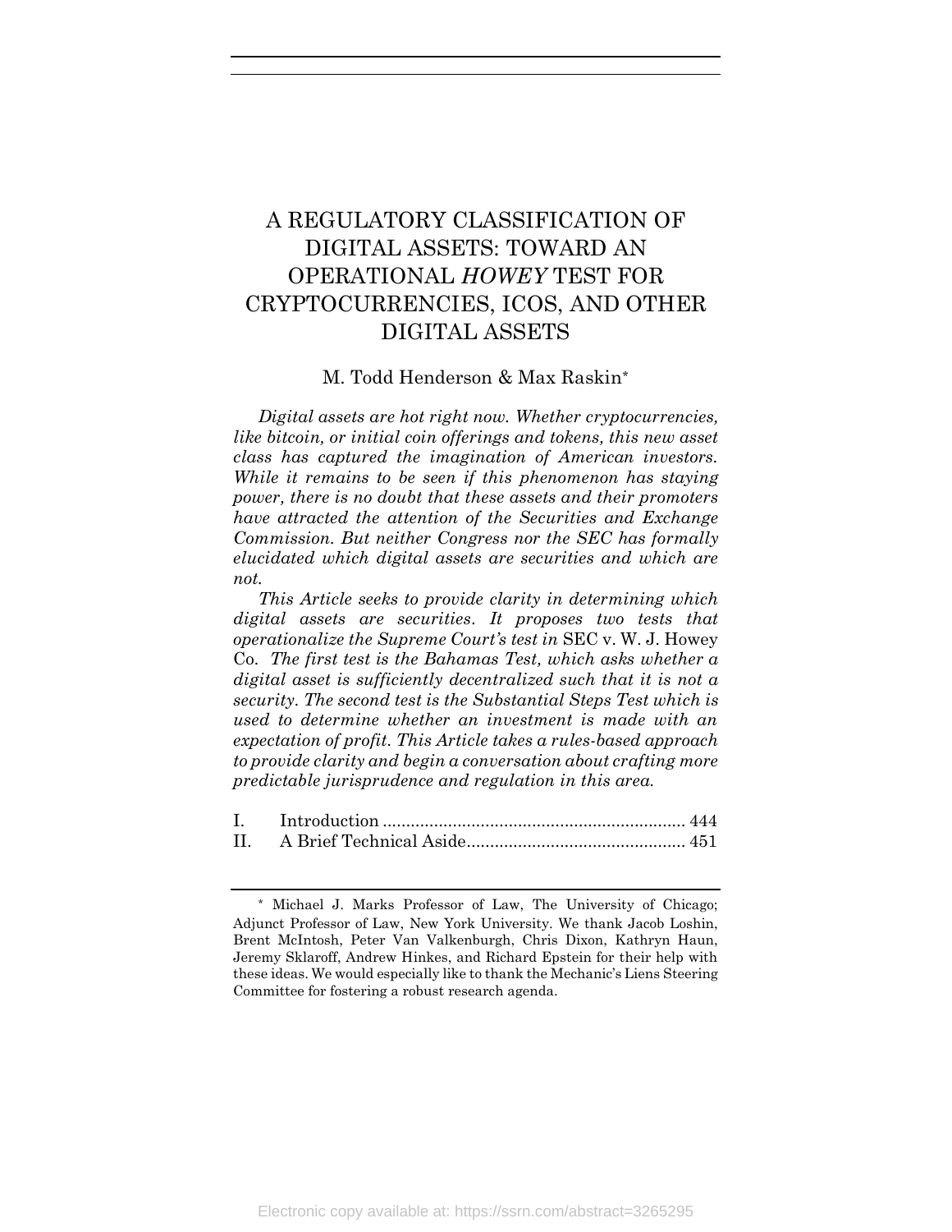# A REGULATORY CLASSIFICATION OF DIGITAL ASSETS: TOWARD AN OPERATIONAL *HOWEY* TEST FOR CRYPTOCURRENCIES, ICOS, AND OTHER DIGITAL ASSETS

M. Todd Henderson & Max Raskin*

*Digital assets are hot right now. Whether cryptocurrencies, like bitcoin, or initial coin offerings and tokens, this new asset class has captured the imagination of American investors. While it remains to be seen if this phenomenon has staying power, there is no doubt that these assets and their promoters have attracted the attention of the Securities and Exchange Commission. But neither Congress nor the SEC has formally elucidated which digital assets are securities and which are not.*

*This Article seeks to provide clarity in determining which digital assets are securities. It proposes two tests that operationalize the Supreme Court's test in* SEC v. W. J. Howey Co. *The first test is the Bahamas Test, which asks whether a digital asset is sufficiently decentralized such that it is not a security. The second test is the Substantial Steps Test which is used to determine whether an investment is made with an expectation of profit. This Article takes a rules-based approach to provide clarity and begin a conversation about crafting more predictable jurisprudence and regulation in this area.*

| | | |
|---|---|---|
| I. | Introduction | 444 |
| II. | A Brief Technical Aside | 451 |

\* Michael J. Marks Professor of Law, The University of Chicago; Adjunct Professor of Law, New York University. We thank Jacob Loshin, Brent McIntosh, Peter Van Valkenburgh, Chris Dixon, Kathryn Haun, Jeremy Sklaroff, Andrew Hinkes, and Richard Epstein for their help with these ideas. We would especially like to thank the Mechanic's Liens Steering Committee for fostering a robust research agenda.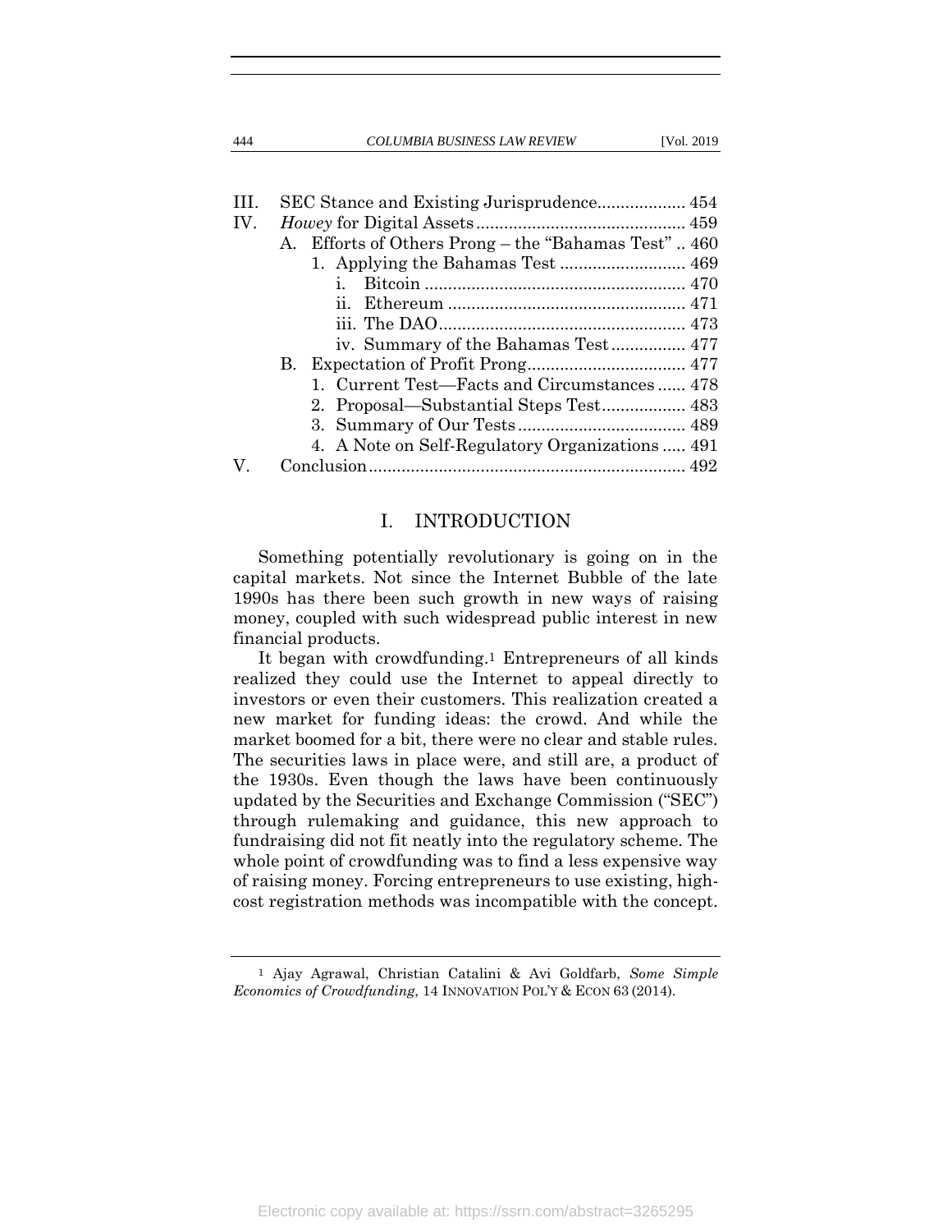III. SEC Stance and Existing Jurisprudence.................. 454
IV. *Howey* for Digital Assets............................................ 459
  A. Efforts of Others Prong – the "Bahamas Test" .. 460
    1. Applying the Bahamas Test .......................... 469
      i. Bitcoin ....................................................... 470
      ii. Ethereum .................................................. 471
      iii. The DAO.................................................... 473
      iv. Summary of the Bahamas Test................ 477
  B. Expectation of Profit Prong.................................. 477
    1. Current Test—Facts and Circumstances ...... 478
    2. Proposal—Substantial Steps Test.................. 483
    3. Summary of Our Tests.................................... 489
    4. A Note on Self-Regulatory Organizations ..... 491
V. Conclusion................................................................... 492

## I. INTRODUCTION

Something potentially revolutionary is going on in the capital markets. Not since the Internet Bubble of the late 1990s has there been such growth in new ways of raising money, coupled with such widespread public interest in new financial products.

It began with crowdfunding.[1] Entrepreneurs of all kinds realized they could use the Internet to appeal directly to investors or even their customers. This realization created a new market for funding ideas: the crowd. And while the market boomed for a bit, there were no clear and stable rules. The securities laws in place were, and still are, a product of the 1930s. Even though the laws have been continuously updated by the Securities and Exchange Commission ("SEC") through rulemaking and guidance, this new approach to fundraising did not fit neatly into the regulatory scheme. The whole point of crowdfunding was to find a less expensive way of raising money. Forcing entrepreneurs to use existing, high-cost registration methods was incompatible with the concept.

[1] Ajay Agrawal, Christian Catalini & Avi Goldfarb, *Some Simple Economics of Crowdfunding*, 14 INNOVATION POL'Y & ECON 63 (2014).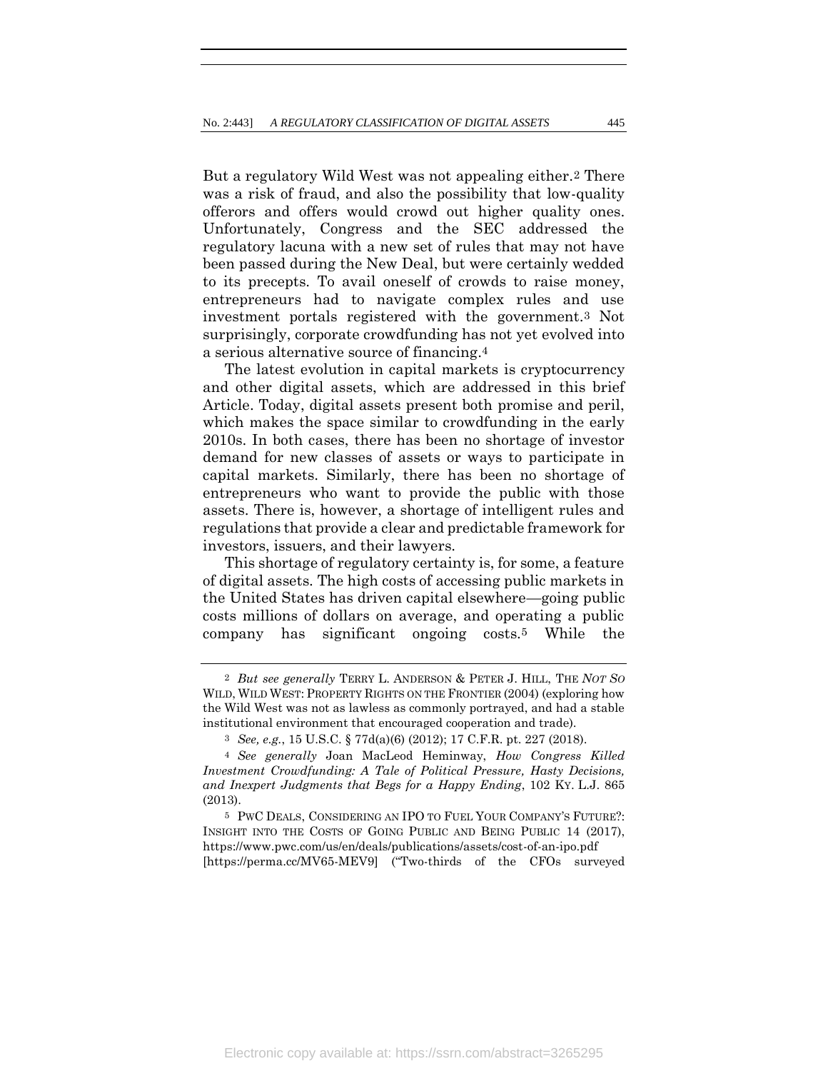But a regulatory Wild West was not appealing either.[2] There was a risk of fraud, and also the possibility that low-quality offerors and offers would crowd out higher quality ones. Unfortunately, Congress and the SEC addressed the regulatory lacuna with a new set of rules that may not have been passed during the New Deal, but were certainly wedded to its precepts. To avail oneself of crowds to raise money, entrepreneurs had to navigate complex rules and use investment portals registered with the government.[3] Not surprisingly, corporate crowdfunding has not yet evolved into a serious alternative source of financing.[4]

The latest evolution in capital markets is cryptocurrency and other digital assets, which are addressed in this brief Article. Today, digital assets present both promise and peril, which makes the space similar to crowdfunding in the early 2010s. In both cases, there has been no shortage of investor demand for new classes of assets or ways to participate in capital markets. Similarly, there has been no shortage of entrepreneurs who want to provide the public with those assets. There is, however, a shortage of intelligent rules and regulations that provide a clear and predictable framework for investors, issuers, and their lawyers.

This shortage of regulatory certainty is, for some, a feature of digital assets. The high costs of accessing public markets in the United States has driven capital elsewhere—going public costs millions of dollars on average, and operating a public company has significant ongoing costs.[5] While the

---

[2] *But see generally* TERRY L. ANDERSON & PETER J. HILL, THE *NOT SO* WILD, WILD WEST: PROPERTY RIGHTS ON THE FRONTIER (2004) (exploring how the Wild West was not as lawless as commonly portrayed, and had a stable institutional environment that encouraged cooperation and trade).

[3] *See, e.g.*, 15 U.S.C. § 77d(a)(6) (2012); 17 C.F.R. pt. 227 (2018).

[4] *See generally* Joan MacLeod Heminway, *How Congress Killed Investment Crowdfunding: A Tale of Political Pressure, Hasty Decisions, and Inexpert Judgments that Begs for a Happy Ending*, 102 KY. L.J. 865 (2013).

[5] PWC DEALS, CONSIDERING AN IPO TO FUEL YOUR COMPANY'S FUTURE?: INSIGHT INTO THE COSTS OF GOING PUBLIC AND BEING PUBLIC 14 (2017), https://www.pwc.com/us/en/deals/publications/assets/cost-of-an-ipo.pdf [https://perma.cc/MV65-MEV9] ("Two-thirds of the CFOs surveyed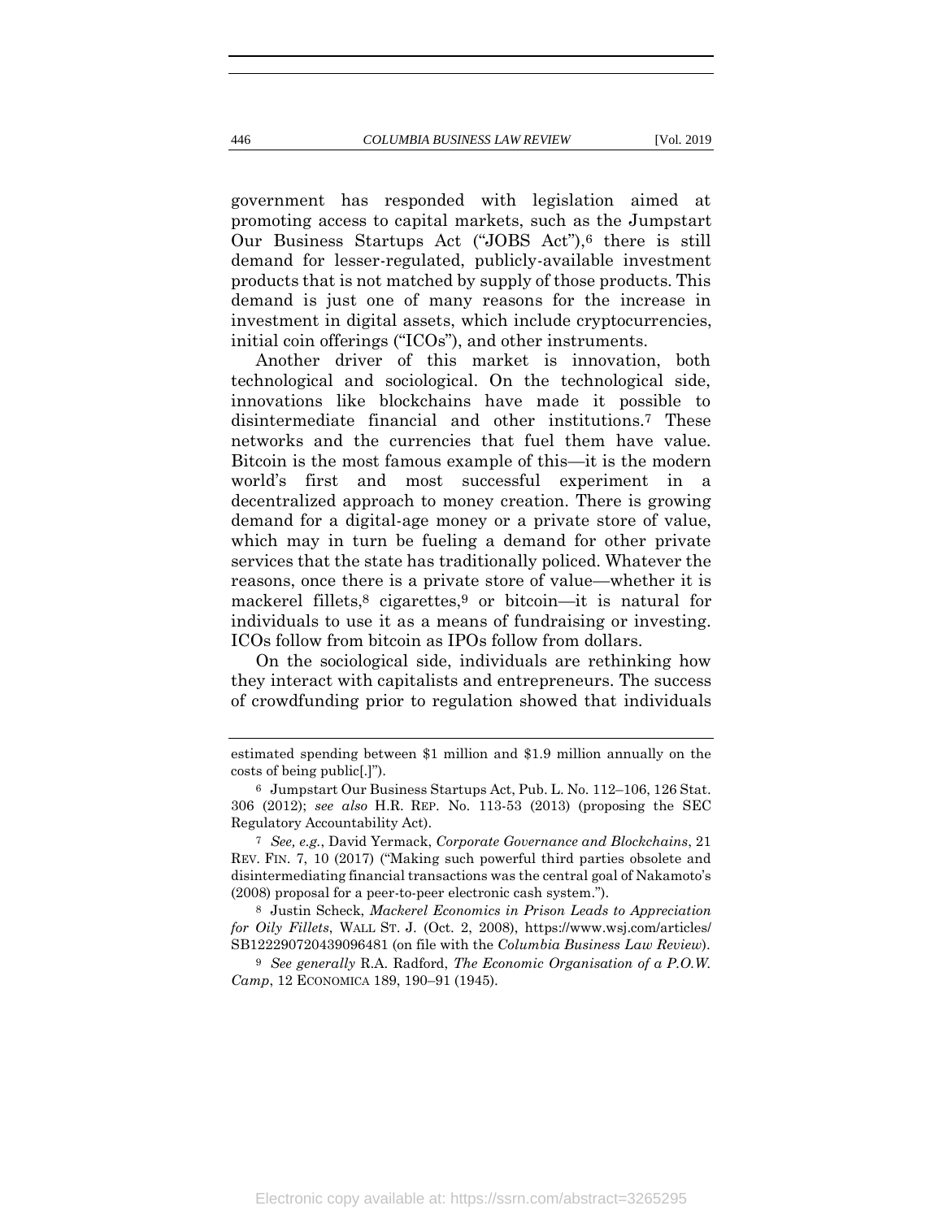government has responded with legislation aimed at promoting access to capital markets, such as the Jumpstart Our Business Startups Act ("JOBS Act"),[6] there is still demand for lesser-regulated, publicly-available investment products that is not matched by supply of those products. This demand is just one of many reasons for the increase in investment in digital assets, which include cryptocurrencies, initial coin offerings ("ICOs"), and other instruments.

Another driver of this market is innovation, both technological and sociological. On the technological side, innovations like blockchains have made it possible to disintermediate financial and other institutions.[7] These networks and the currencies that fuel them have value. Bitcoin is the most famous example of this—it is the modern world's first and most successful experiment in a decentralized approach to money creation. There is growing demand for a digital-age money or a private store of value, which may in turn be fueling a demand for other private services that the state has traditionally policed. Whatever the reasons, once there is a private store of value—whether it is mackerel fillets,[8] cigarettes,[9] or bitcoin—it is natural for individuals to use it as a means of fundraising or investing. ICOs follow from bitcoin as IPOs follow from dollars.

On the sociological side, individuals are rethinking how they interact with capitalists and entrepreneurs. The success of crowdfunding prior to regulation showed that individuals

---

estimated spending between $1 million and $1.9 million annually on the costs of being public[.]").

[6] Jumpstart Our Business Startups Act, Pub. L. No. 112–106, 126 Stat. 306 (2012); *see also* H.R. REP. No. 113-53 (2013) (proposing the SEC Regulatory Accountability Act).

[7] *See, e.g.*, David Yermack, *Corporate Governance and Blockchains*, 21 REV. FIN. 7, 10 (2017) ("Making such powerful third parties obsolete and disintermediating financial transactions was the central goal of Nakamoto's (2008) proposal for a peer-to-peer electronic cash system.").

[8] Justin Scheck, *Mackerel Economics in Prison Leads to Appreciation for Oily Fillets*, WALL ST. J. (Oct. 2, 2008), https://www.wsj.com/articles/SB122290720439096481 (on file with the *Columbia Business Law Review*).

[9] *See generally* R.A. Radford, *The Economic Organisation of a P.O.W. Camp*, 12 ECONOMICA 189, 190–91 (1945).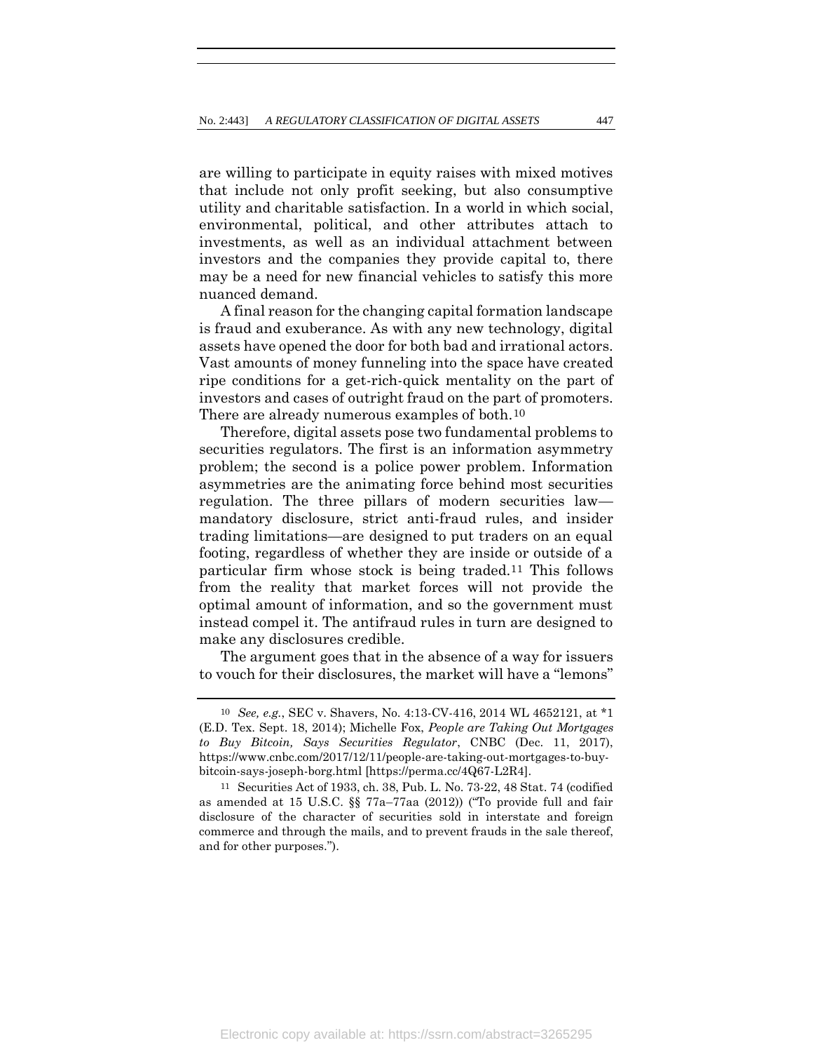are willing to participate in equity raises with mixed motives that include not only profit seeking, but also consumptive utility and charitable satisfaction. In a world in which social, environmental, political, and other attributes attach to investments, as well as an individual attachment between investors and the companies they provide capital to, there may be a need for new financial vehicles to satisfy this more nuanced demand.

A final reason for the changing capital formation landscape is fraud and exuberance. As with any new technology, digital assets have opened the door for both bad and irrational actors. Vast amounts of money funneling into the space have created ripe conditions for a get-rich-quick mentality on the part of investors and cases of outright fraud on the part of promoters. There are already numerous examples of both.[10]

Therefore, digital assets pose two fundamental problems to securities regulators. The first is an information asymmetry problem; the second is a police power problem. Information asymmetries are the animating force behind most securities regulation. The three pillars of modern securities law—mandatory disclosure, strict anti-fraud rules, and insider trading limitations—are designed to put traders on an equal footing, regardless of whether they are inside or outside of a particular firm whose stock is being traded.[11] This follows from the reality that market forces will not provide the optimal amount of information, and so the government must instead compel it. The antifraud rules in turn are designed to make any disclosures credible.

The argument goes that in the absence of a way for issuers to vouch for their disclosures, the market will have a "lemons"

---

[10] *See, e.g.*, SEC v. Shavers, No. 4:13-CV-416, 2014 WL 4652121, at *1 (E.D. Tex. Sept. 18, 2014); Michelle Fox, *People are Taking Out Mortgages to Buy Bitcoin, Says Securities Regulator*, CNBC (Dec. 11, 2017), https://www.cnbc.com/2017/12/11/people-are-taking-out-mortgages-to-buy-bitcoin-says-joseph-borg.html [https://perma.cc/4Q67-L2R4].

[11] Securities Act of 1933, ch. 38, Pub. L. No. 73-22, 48 Stat. 74 (codified as amended at 15 U.S.C. §§ 77a–77aa (2012)) ("To provide full and fair disclosure of the character of securities sold in interstate and foreign commerce and through the mails, and to prevent frauds in the sale thereof, and for other purposes.").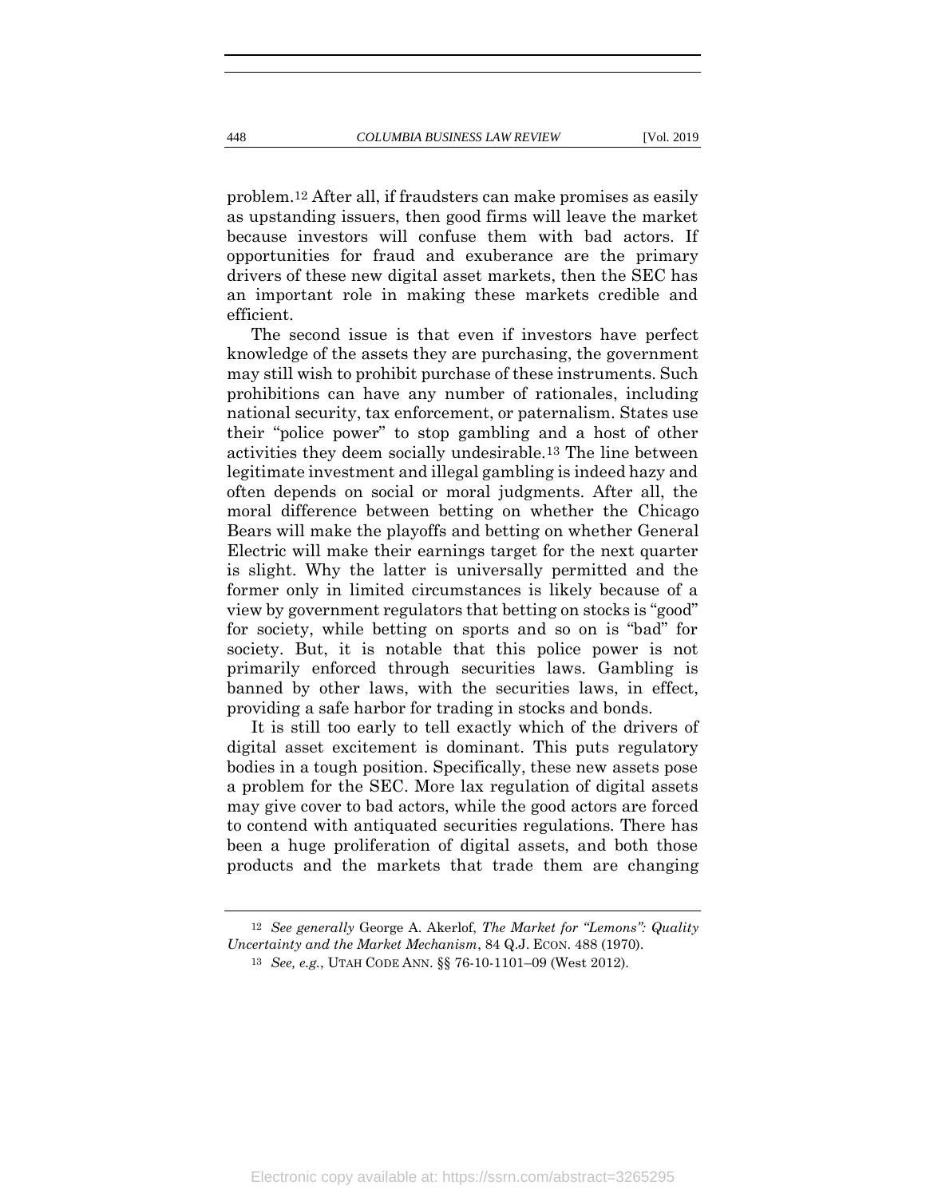problem.[12] After all, if fraudsters can make promises as easily as upstanding issuers, then good firms will leave the market because investors will confuse them with bad actors. If opportunities for fraud and exuberance are the primary drivers of these new digital asset markets, then the SEC has an important role in making these markets credible and efficient.

The second issue is that even if investors have perfect knowledge of the assets they are purchasing, the government may still wish to prohibit purchase of these instruments. Such prohibitions can have any number of rationales, including national security, tax enforcement, or paternalism. States use their "police power" to stop gambling and a host of other activities they deem socially undesirable.[13] The line between legitimate investment and illegal gambling is indeed hazy and often depends on social or moral judgments. After all, the moral difference between betting on whether the Chicago Bears will make the playoffs and betting on whether General Electric will make their earnings target for the next quarter is slight. Why the latter is universally permitted and the former only in limited circumstances is likely because of a view by government regulators that betting on stocks is "good" for society, while betting on sports and so on is "bad" for society. But, it is notable that this police power is not primarily enforced through securities laws. Gambling is banned by other laws, with the securities laws, in effect, providing a safe harbor for trading in stocks and bonds.

It is still too early to tell exactly which of the drivers of digital asset excitement is dominant. This puts regulatory bodies in a tough position. Specifically, these new assets pose a problem for the SEC. More lax regulation of digital assets may give cover to bad actors, while the good actors are forced to contend with antiquated securities regulations. There has been a huge proliferation of digital assets, and both those products and the markets that trade them are changing

---

[12] *See generally* George A. Akerlof, *The Market for "Lemons": Quality Uncertainty and the Market Mechanism*, 84 Q.J. ECON. 488 (1970).

[13] *See, e.g.*, UTAH CODE ANN. §§ 76-10-1101–09 (West 2012).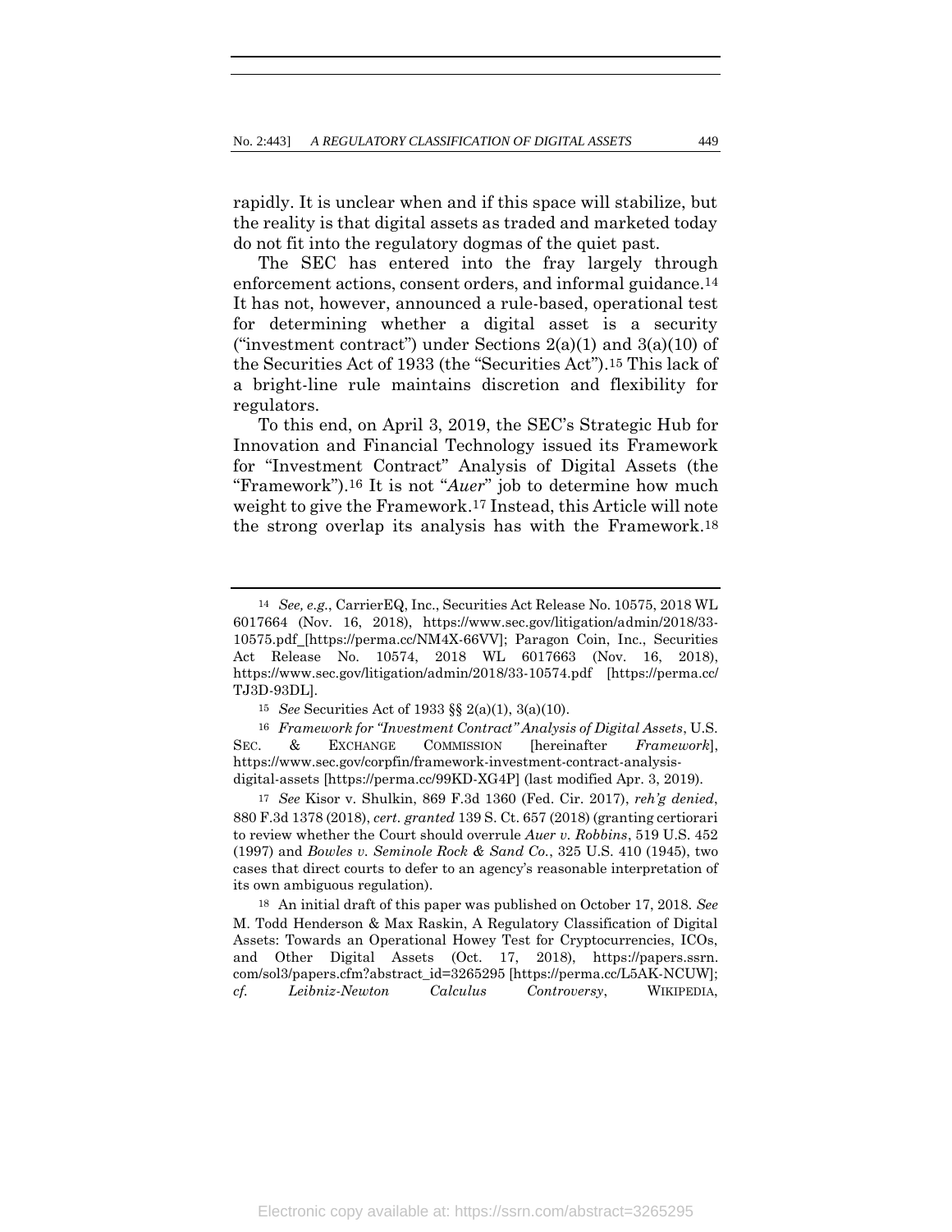rapidly. It is unclear when and if this space will stabilize, but the reality is that digital assets as traded and marketed today do not fit into the regulatory dogmas of the quiet past.

The SEC has entered into the fray largely through enforcement actions, consent orders, and informal guidance.[14] It has not, however, announced a rule-based, operational test for determining whether a digital asset is a security ("investment contract") under Sections 2(a)(1) and 3(a)(10) of the Securities Act of 1933 (the "Securities Act").[15] This lack of a bright-line rule maintains discretion and flexibility for regulators.

To this end, on April 3, 2019, the SEC's Strategic Hub for Innovation and Financial Technology issued its Framework for "Investment Contract" Analysis of Digital Assets (the "Framework").[16] It is not "*Auer*" job to determine how much weight to give the Framework.[17] Instead, this Article will note the strong overlap its analysis has with the Framework.[18]

---

[14] *See, e.g.*, CarrierEQ, Inc., Securities Act Release No. 10575, 2018 WL 6017664 (Nov. 16, 2018), https://www.sec.gov/litigation/admin/2018/33-10575.pdf_[https://perma.cc/NM4X-66VV]; Paragon Coin, Inc., Securities Act Release No. 10574, 2018 WL 6017663 (Nov. 16, 2018), https://www.sec.gov/litigation/admin/2018/33-10574.pdf [https://perma.cc/TJ3D-93DL].

[15] *See* Securities Act of 1933 §§ 2(a)(1), 3(a)(10).

[16] *Framework for "Investment Contract" Analysis of Digital Assets*, U.S. SEC. & EXCHANGE COMMISSION [hereinafter *Framework*], https://www.sec.gov/corpfin/framework-investment-contract-analysis-digital-assets [https://perma.cc/99KD-XG4P] (last modified Apr. 3, 2019).

[17] *See* Kisor v. Shulkin, 869 F.3d 1360 (Fed. Cir. 2017), *reh'g denied*, 880 F.3d 1378 (2018), *cert. granted* 139 S. Ct. 657 (2018) (granting certiorari to review whether the Court should overrule *Auer v. Robbins*, 519 U.S. 452 (1997) and *Bowles v. Seminole Rock & Sand Co.*, 325 U.S. 410 (1945), two cases that direct courts to defer to an agency's reasonable interpretation of its own ambiguous regulation).

[18] An initial draft of this paper was published on October 17, 2018. *See* M. Todd Henderson & Max Raskin, A Regulatory Classification of Digital Assets: Towards an Operational Howey Test for Cryptocurrencies, ICOs, and Other Digital Assets (Oct. 17, 2018), https://papers.ssrn.com/sol3/papers.cfm?abstract_id=3265295 [https://perma.cc/L5AK-NCUW]; *cf.* *Leibniz-Newton Calculus Controversy*, WIKIPEDIA,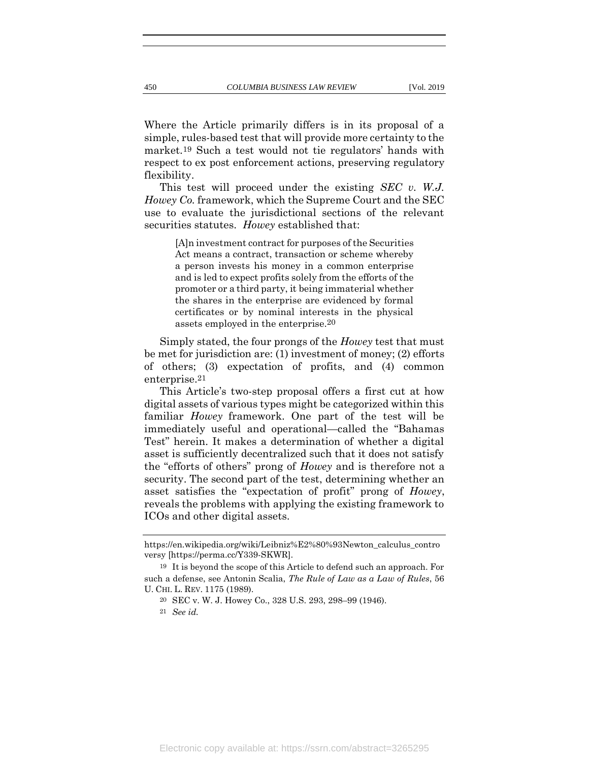Where the Article primarily differs is in its proposal of a simple, rules-based test that will provide more certainty to the market.[19] Such a test would not tie regulators' hands with respect to ex post enforcement actions, preserving regulatory flexibility.

This test will proceed under the existing *SEC v. W.J. Howey Co.* framework, which the Supreme Court and the SEC use to evaluate the jurisdictional sections of the relevant securities statutes. *Howey* established that:

> [A]n investment contract for purposes of the Securities Act means a contract, transaction or scheme whereby a person invests his money in a common enterprise and is led to expect profits solely from the efforts of the promoter or a third party, it being immaterial whether the shares in the enterprise are evidenced by formal certificates or by nominal interests in the physical assets employed in the enterprise.[20]

Simply stated, the four prongs of the *Howey* test that must be met for jurisdiction are: (1) investment of money; (2) efforts of others; (3) expectation of profits, and (4) common enterprise.[21]

This Article's two-step proposal offers a first cut at how digital assets of various types might be categorized within this familiar *Howey* framework. One part of the test will be immediately useful and operational—called the "Bahamas Test" herein. It makes a determination of whether a digital asset is sufficiently decentralized such that it does not satisfy the "efforts of others" prong of *Howey* and is therefore not a security. The second part of the test, determining whether an asset satisfies the "expectation of profit" prong of *Howey*, reveals the problems with applying the existing framework to ICOs and other digital assets.

---

https://en.wikipedia.org/wiki/Leibniz%E2%80%93Newton_calculus_controversy [https://perma.cc/Y339-SKWR].

[19] It is beyond the scope of this Article to defend such an approach. For such a defense, see Antonin Scalia, *The Rule of Law as a Law of Rules*, 56 U. CHI. L. REV. 1175 (1989).

[20] SEC v. W. J. Howey Co., 328 U.S. 293, 298–99 (1946).

[21] *See id.*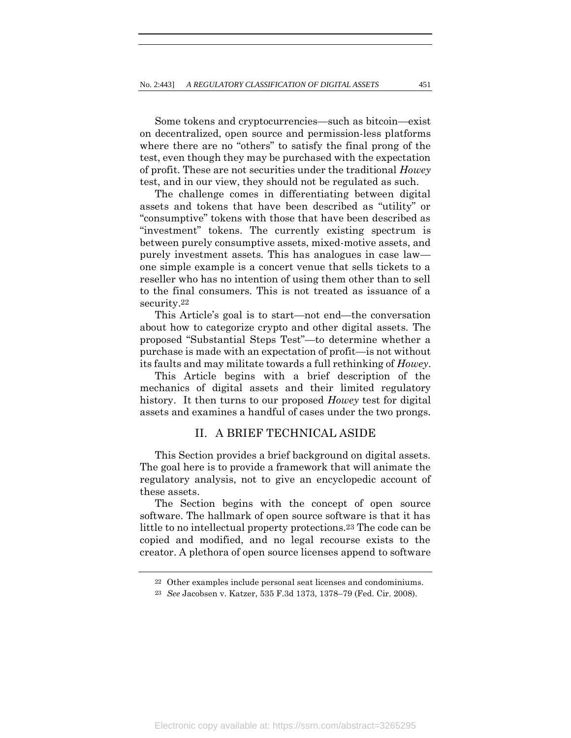Some tokens and cryptocurrencies—such as bitcoin—exist on decentralized, open source and permission-less platforms where there are no "others" to satisfy the final prong of the test, even though they may be purchased with the expectation of profit. These are not securities under the traditional *Howey* test, and in our view, they should not be regulated as such.

The challenge comes in differentiating between digital assets and tokens that have been described as "utility" or "consumptive" tokens with those that have been described as "investment" tokens. The currently existing spectrum is between purely consumptive assets, mixed-motive assets, and purely investment assets. This has analogues in case law—one simple example is a concert venue that sells tickets to a reseller who has no intention of using them other than to sell to the final consumers. This is not treated as issuance of a security.[22]

This Article's goal is to start—not end—the conversation about how to categorize crypto and other digital assets. The proposed "Substantial Steps Test"—to determine whether a purchase is made with an expectation of profit—is not without its faults and may militate towards a full rethinking of *Howey*.

This Article begins with a brief description of the mechanics of digital assets and their limited regulatory history. It then turns to our proposed *Howey* test for digital assets and examines a handful of cases under the two prongs.

## II. A BRIEF TECHNICAL ASIDE

This Section provides a brief background on digital assets. The goal here is to provide a framework that will animate the regulatory analysis, not to give an encyclopedic account of these assets.

The Section begins with the concept of open source software. The hallmark of open source software is that it has little to no intellectual property protections.[23] The code can be copied and modified, and no legal recourse exists to the creator. A plethora of open source licenses append to software

---

[22] Other examples include personal seat licenses and condominiums.

[23] *See* Jacobsen v. Katzer, 535 F.3d 1373, 1378–79 (Fed. Cir. 2008).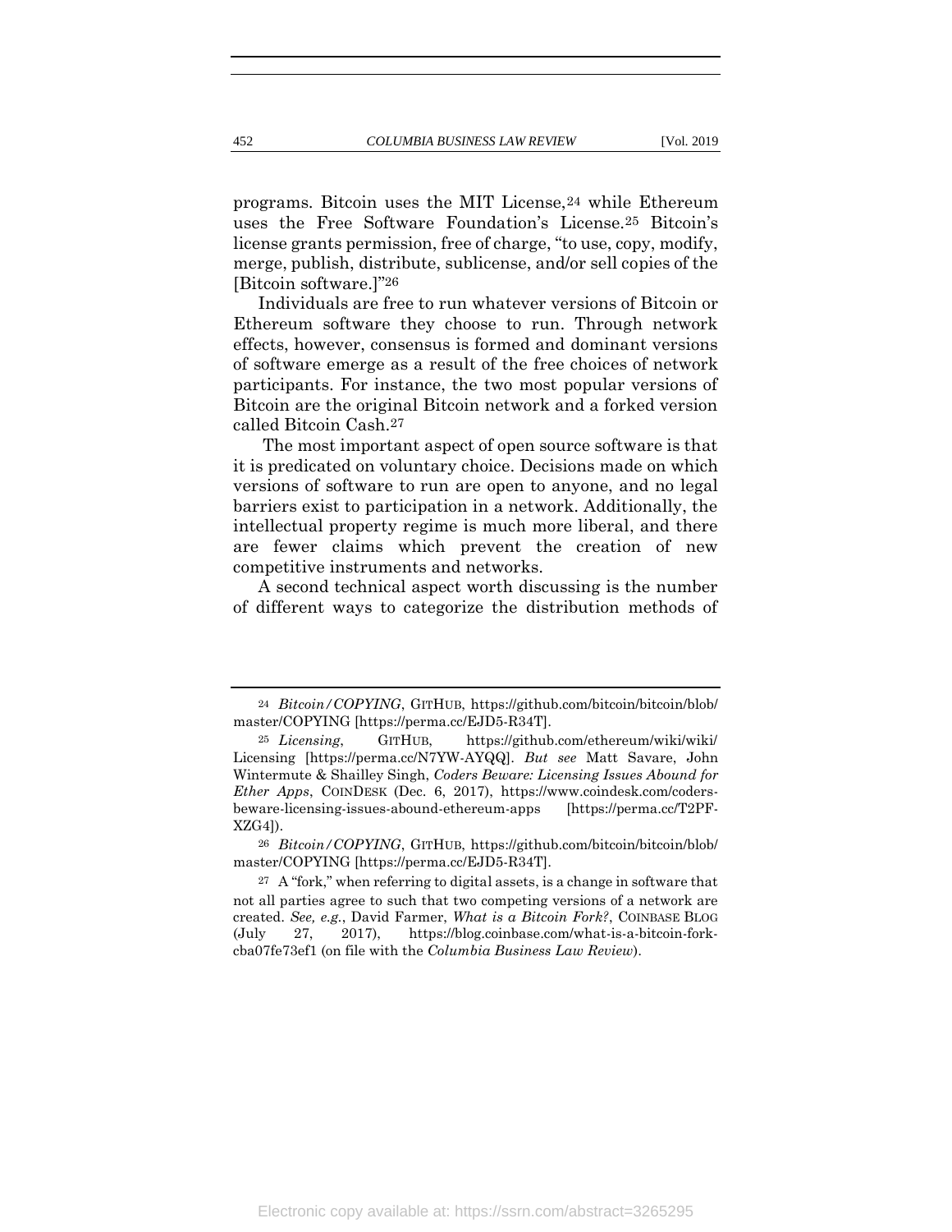programs. Bitcoin uses the MIT License,[24] while Ethereum uses the Free Software Foundation's License.[25] Bitcoin's license grants permission, free of charge, "to use, copy, modify, merge, publish, distribute, sublicense, and/or sell copies of the [Bitcoin software.]"[26]

Individuals are free to run whatever versions of Bitcoin or Ethereum software they choose to run. Through network effects, however, consensus is formed and dominant versions of software emerge as a result of the free choices of network participants. For instance, the two most popular versions of Bitcoin are the original Bitcoin network and a forked version called Bitcoin Cash.[27]

The most important aspect of open source software is that it is predicated on voluntary choice. Decisions made on which versions of software to run are open to anyone, and no legal barriers exist to participation in a network. Additionally, the intellectual property regime is much more liberal, and there are fewer claims which prevent the creation of new competitive instruments and networks.

A second technical aspect worth discussing is the number of different ways to categorize the distribution methods of

---

[24] *Bitcoin/COPYING*, GITHUB, https://github.com/bitcoin/bitcoin/blob/master/COPYING [https://perma.cc/EJD5-R34T].

[25] *Licensing*, GITHUB, https://github.com/ethereum/wiki/wiki/Licensing [https://perma.cc/N7YW-AYQQ]. *But see* Matt Savare, John Wintermute & Shailley Singh, *Coders Beware: Licensing Issues Abound for Ether Apps*, COINDESK (Dec. 6, 2017), https://www.coindesk.com/coders-beware-licensing-issues-abound-ethereum-apps [https://perma.cc/T2PF-XZG4]).

[26] *Bitcoin/COPYING*, GITHUB, https://github.com/bitcoin/bitcoin/blob/master/COPYING [https://perma.cc/EJD5-R34T].

[27] A "fork," when referring to digital assets, is a change in software that not all parties agree to such that two competing versions of a network are created. *See, e.g.*, David Farmer, *What is a Bitcoin Fork?*, COINBASE BLOG (July 27, 2017), https://blog.coinbase.com/what-is-a-bitcoin-fork-cba07fe73ef1 (on file with the *Columbia Business Law Review*).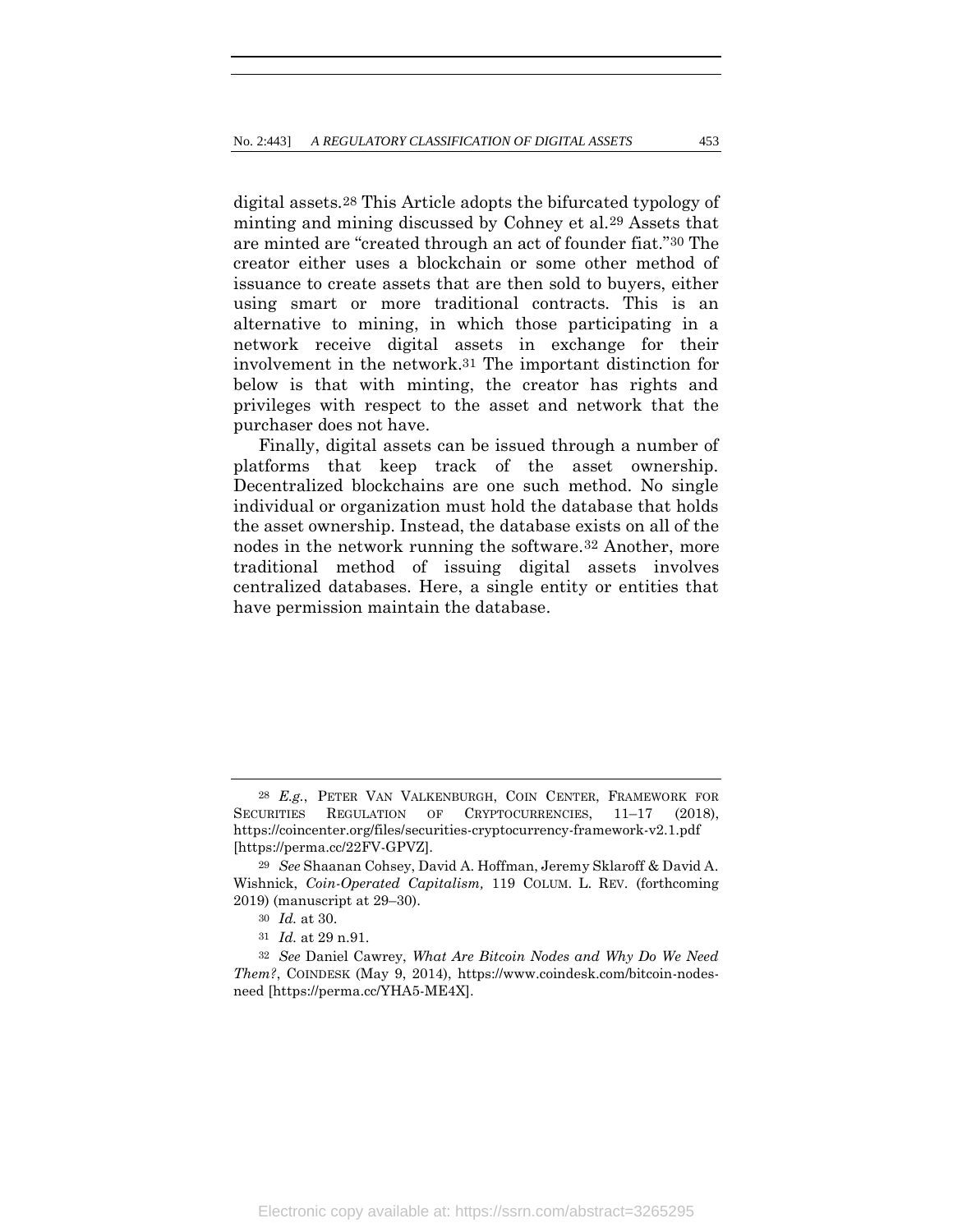digital assets.[28] This Article adopts the bifurcated typology of minting and mining discussed by Cohney et al.[29] Assets that are minted are "created through an act of founder fiat."[30] The creator either uses a blockchain or some other method of issuance to create assets that are then sold to buyers, either using smart or more traditional contracts. This is an alternative to mining, in which those participating in a network receive digital assets in exchange for their involvement in the network.[31] The important distinction for below is that with minting, the creator has rights and privileges with respect to the asset and network that the purchaser does not have.

Finally, digital assets can be issued through a number of platforms that keep track of the asset ownership. Decentralized blockchains are one such method. No single individual or organization must hold the database that holds the asset ownership. Instead, the database exists on all of the nodes in the network running the software.[32] Another, more traditional method of issuing digital assets involves centralized databases. Here, a single entity or entities that have permission maintain the database.

---

[28] *E.g.*, PETER VAN VALKENBURGH, COIN CENTER, FRAMEWORK FOR SECURITIES REGULATION OF CRYPTOCURRENCIES, 11–17 (2018), https://coincenter.org/files/securities-cryptocurrency-framework-v2.1.pdf [https://perma.cc/22FV-GPVZ].

[29] *See* Shaanan Cohsey, David A. Hoffman, Jeremy Sklaroff & David A. Wishnick, *Coin-Operated Capitalism,* 119 COLUM. L. REV. (forthcoming 2019) (manuscript at 29–30).

[30] *Id.* at 30.

[31] *Id.* at 29 n.91.

[32] *See* Daniel Cawrey, *What Are Bitcoin Nodes and Why Do We Need Them?*, COINDESK (May 9, 2014), https://www.coindesk.com/bitcoin-nodes-need [https://perma.cc/YHA5-ME4X].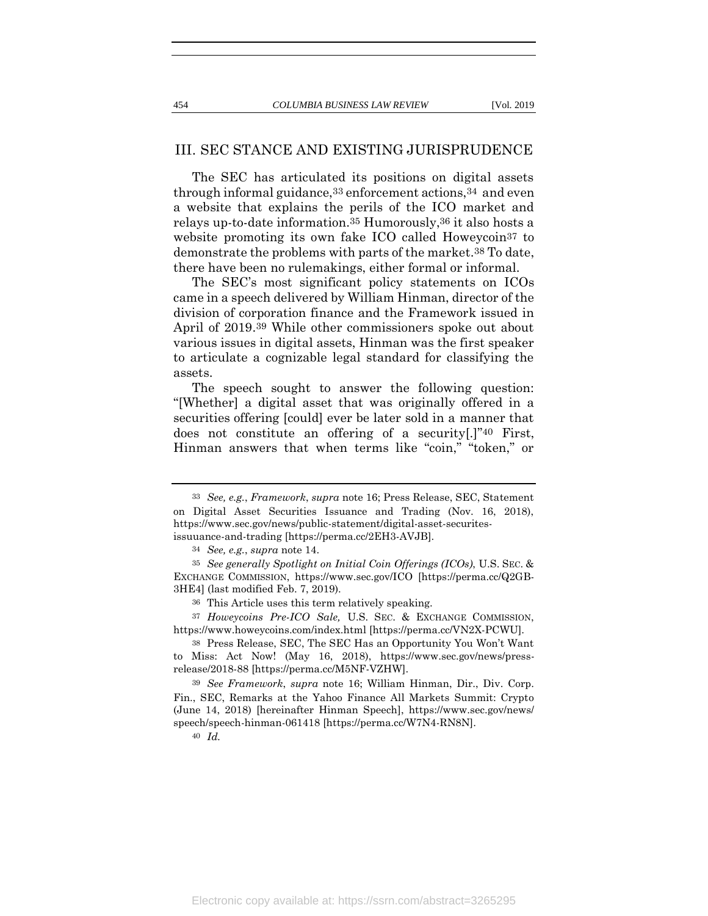## III. SEC STANCE AND EXISTING JURISPRUDENCE

The SEC has articulated its positions on digital assets through informal guidance,[33] enforcement actions,[34] and even a website that explains the perils of the ICO market and relays up-to-date information.[35] Humorously,[36] it also hosts a website promoting its own fake ICO called Howeycoin[37] to demonstrate the problems with parts of the market.[38] To date, there have been no rulemakings, either formal or informal.

The SEC's most significant policy statements on ICOs came in a speech delivered by William Hinman, director of the division of corporation finance and the Framework issued in April of 2019.[39] While other commissioners spoke out about various issues in digital assets, Hinman was the first speaker to articulate a cognizable legal standard for classifying the assets.

The speech sought to answer the following question: "[Whether] a digital asset that was originally offered in a securities offering [could] ever be later sold in a manner that does not constitute an offering of a security[.]"[40] First, Hinman answers that when terms like "coin," "token," or

---

[33] *See, e.g.*, *Framework*, *supra* note 16; Press Release, SEC, Statement on Digital Asset Securities Issuance and Trading (Nov. 16, 2018), https://www.sec.gov/news/public-statement/digital-asset-securites-issuuance-and-trading [https://perma.cc/2EH3-AVJB].

[34] *See, e.g.*, *supra* note 14.

[35] *See generally Spotlight on Initial Coin Offerings (ICOs)*, U.S. SEC. & EXCHANGE COMMISSION, https://www.sec.gov/ICO [https://perma.cc/Q2GB-3HE4] (last modified Feb. 7, 2019).

[36] This Article uses this term relatively speaking.

[37] *Howeycoins Pre-ICO Sale,* U.S. SEC. & EXCHANGE COMMISSION, https://www.howeycoins.com/index.html [https://perma.cc/VN2X-PCWU].

[38] Press Release, SEC, The SEC Has an Opportunity You Won't Want to Miss: Act Now! (May 16, 2018), https://www.sec.gov/news/press-release/2018-88 [https://perma.cc/M5NF-VZHW].

[39] *See Framework*, *supra* note 16; William Hinman, Dir., Div. Corp. Fin., SEC, Remarks at the Yahoo Finance All Markets Summit: Crypto (June 14, 2018) [hereinafter Hinman Speech], https://www.sec.gov/news/speech/speech-hinman-061418 [https://perma.cc/W7N4-RN8N].

[40] *Id.*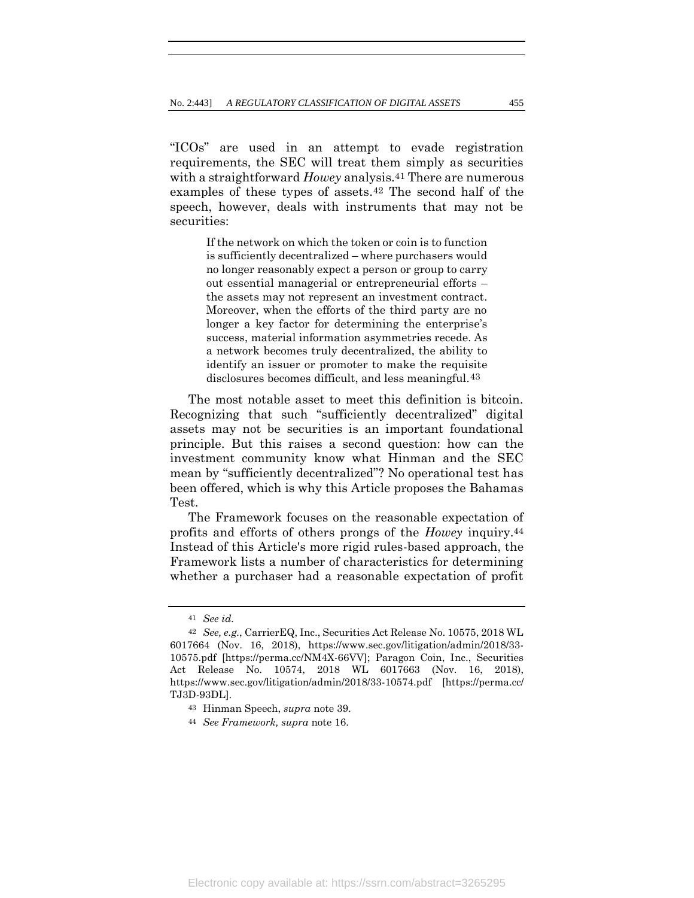"ICOs" are used in an attempt to evade registration requirements, the SEC will treat them simply as securities with a straightforward *Howey* analysis.[41] There are numerous examples of these types of assets.[42] The second half of the speech, however, deals with instruments that may not be securities:

> If the network on which the token or coin is to function is sufficiently decentralized – where purchasers would no longer reasonably expect a person or group to carry out essential managerial or entrepreneurial efforts – the assets may not represent an investment contract. Moreover, when the efforts of the third party are no longer a key factor for determining the enterprise's success, material information asymmetries recede. As a network becomes truly decentralized, the ability to identify an issuer or promoter to make the requisite disclosures becomes difficult, and less meaningful.[43]

The most notable asset to meet this definition is bitcoin. Recognizing that such "sufficiently decentralized" digital assets may not be securities is an important foundational principle. But this raises a second question: how can the investment community know what Hinman and the SEC mean by "sufficiently decentralized"? No operational test has been offered, which is why this Article proposes the Bahamas Test.

The Framework focuses on the reasonable expectation of profits and efforts of others prongs of the *Howey* inquiry.[44] Instead of this Article's more rigid rules-based approach, the Framework lists a number of characteristics for determining whether a purchaser had a reasonable expectation of profit

---

[41] *See id.*

[42] *See, e.g.*, CarrierEQ, Inc., Securities Act Release No. 10575, 2018 WL 6017664 (Nov. 16, 2018), https://www.sec.gov/litigation/admin/2018/33-10575.pdf [https://perma.cc/NM4X-66VV]; Paragon Coin, Inc., Securities Act Release No. 10574, 2018 WL 6017663 (Nov. 16, 2018), https://www.sec.gov/litigation/admin/2018/33-10574.pdf [https://perma.cc/TJ3D-93DL].

[43] Hinman Speech, *supra* note 39.

[44] *See Framework, supra* note 16.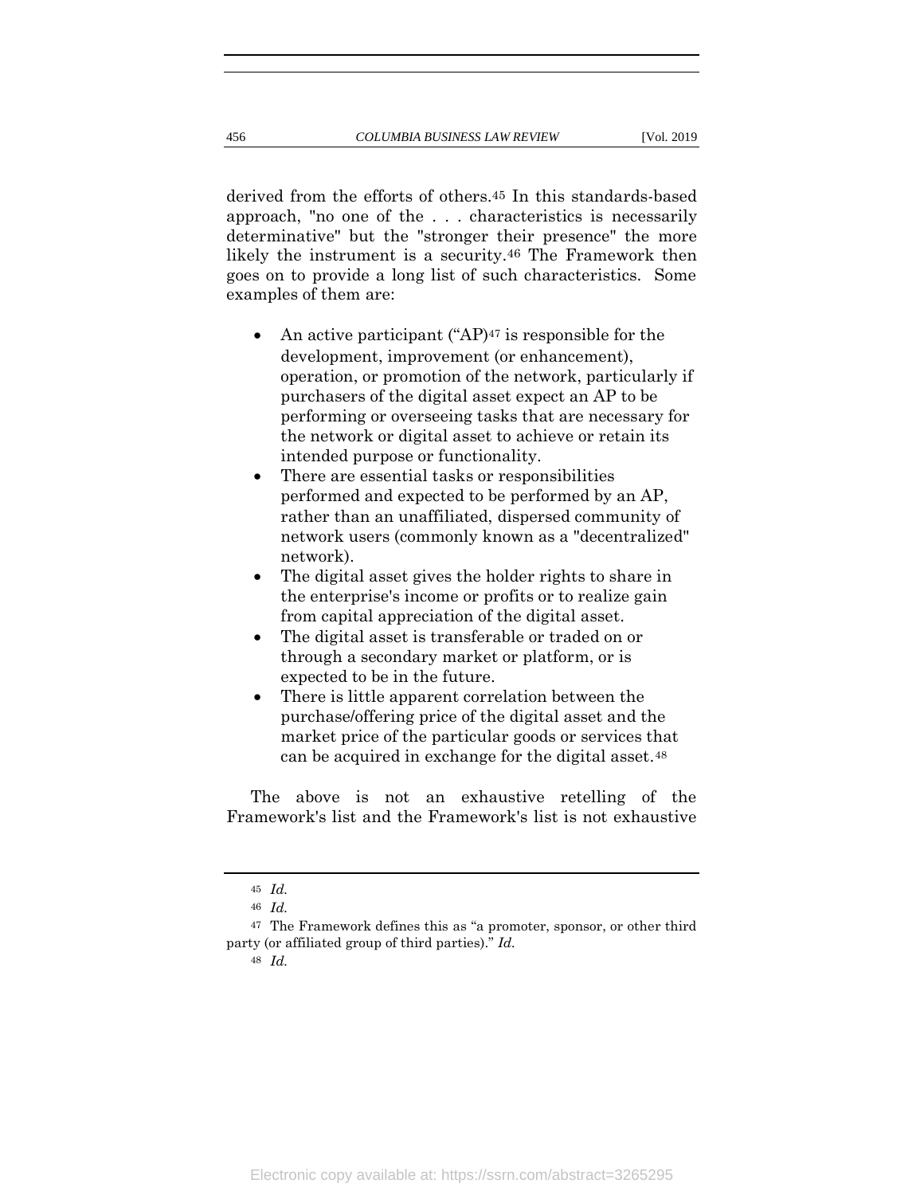derived from the efforts of others.[45] In this standards-based approach, "no one of the . . . characteristics is necessarily determinative" but the "stronger their presence" the more likely the instrument is a security.[46] The Framework then goes on to provide a long list of such characteristics. Some examples of them are:

- An active participant ("AP")[47] is responsible for the development, improvement (or enhancement), operation, or promotion of the network, particularly if purchasers of the digital asset expect an AP to be performing or overseeing tasks that are necessary for the network or digital asset to achieve or retain its intended purpose or functionality.
- There are essential tasks or responsibilities performed and expected to be performed by an AP, rather than an unaffiliated, dispersed community of network users (commonly known as a "decentralized" network).
- The digital asset gives the holder rights to share in the enterprise's income or profits or to realize gain from capital appreciation of the digital asset.
- The digital asset is transferable or traded on or through a secondary market or platform, or is expected to be in the future.
- There is little apparent correlation between the purchase/offering price of the digital asset and the market price of the particular goods or services that can be acquired in exchange for the digital asset.[48]

The above is not an exhaustive retelling of the Framework's list and the Framework's list is not exhaustive

---

[45] *Id.*

[46] *Id.*

[47] The Framework defines this as "a promoter, sponsor, or other third party (or affiliated group of third parties)." *Id.*

[48] *Id.*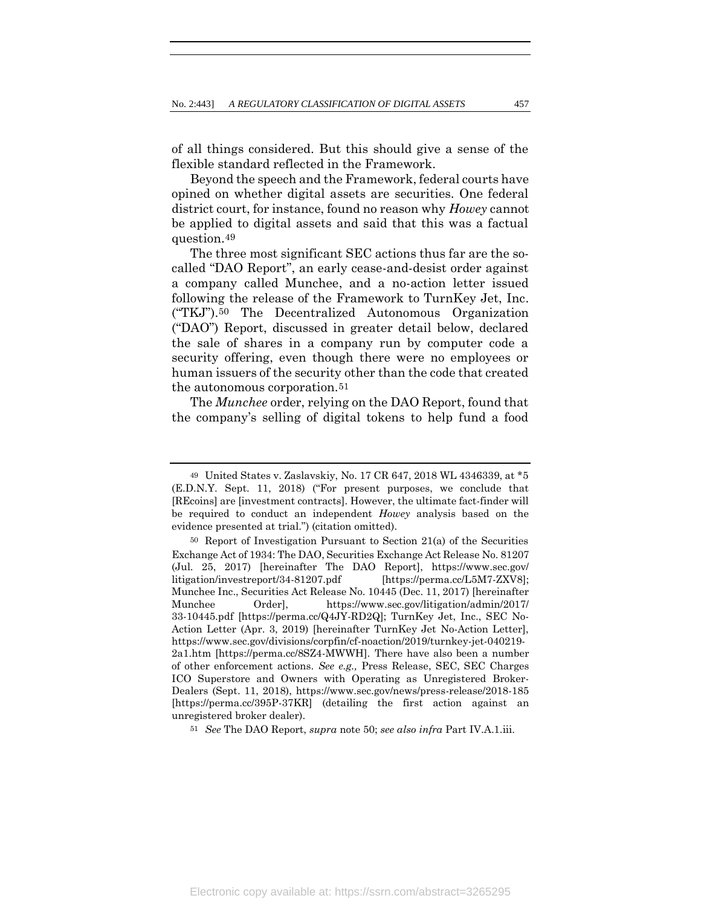of all things considered. But this should give a sense of the flexible standard reflected in the Framework.

Beyond the speech and the Framework, federal courts have opined on whether digital assets are securities. One federal district court, for instance, found no reason why *Howey* cannot be applied to digital assets and said that this was a factual question.[49]

The three most significant SEC actions thus far are the so-called "DAO Report", an early cease-and-desist order against a company called Munchee, and a no-action letter issued following the release of the Framework to TurnKey Jet, Inc. ("TKJ").[50] The Decentralized Autonomous Organization ("DAO") Report, discussed in greater detail below, declared the sale of shares in a company run by computer code a security offering, even though there were no employees or human issuers of the security other than the code that created the autonomous corporation.[51]

The *Munchee* order, relying on the DAO Report, found that the company's selling of digital tokens to help fund a food

---

[49] United States v. Zaslavskiy, No. 17 CR 647, 2018 WL 4346339, at *5 (E.D.N.Y. Sept. 11, 2018) ("For present purposes, we conclude that [REcoins] are [investment contracts]. However, the ultimate fact-finder will be required to conduct an independent *Howey* analysis based on the evidence presented at trial.") (citation omitted).

[50] Report of Investigation Pursuant to Section 21(a) of the Securities Exchange Act of 1934: The DAO, Securities Exchange Act Release No. 81207 (Jul. 25, 2017) [hereinafter The DAO Report], https://www.sec.gov/litigation/investreport/34-81207.pdf [https://perma.cc/L5M7-ZXV8]; Munchee Inc., Securities Act Release No. 10445 (Dec. 11, 2017) [hereinafter Munchee Order], https://www.sec.gov/litigation/admin/2017/33-10445.pdf [https://perma.cc/Q4JY-RD2Q]; TurnKey Jet, Inc., SEC No-Action Letter (Apr. 3, 2019) [hereinafter TurnKey Jet No-Action Letter], https://www.sec.gov/divisions/corpfin/cf-noaction/2019/turnkey-jet-040219-2a1.htm [https://perma.cc/8SZ4-MWWH]. There have also been a number of other enforcement actions. *See e.g.,* Press Release, SEC, SEC Charges ICO Superstore and Owners with Operating as Unregistered Broker-Dealers (Sept. 11, 2018), https://www.sec.gov/news/press-release/2018-185 [https://perma.cc/395P-37KR] (detailing the first action against an unregistered broker dealer).

[51] *See* The DAO Report, *supra* note 50; *see also infra* Part IV.A.1.iii.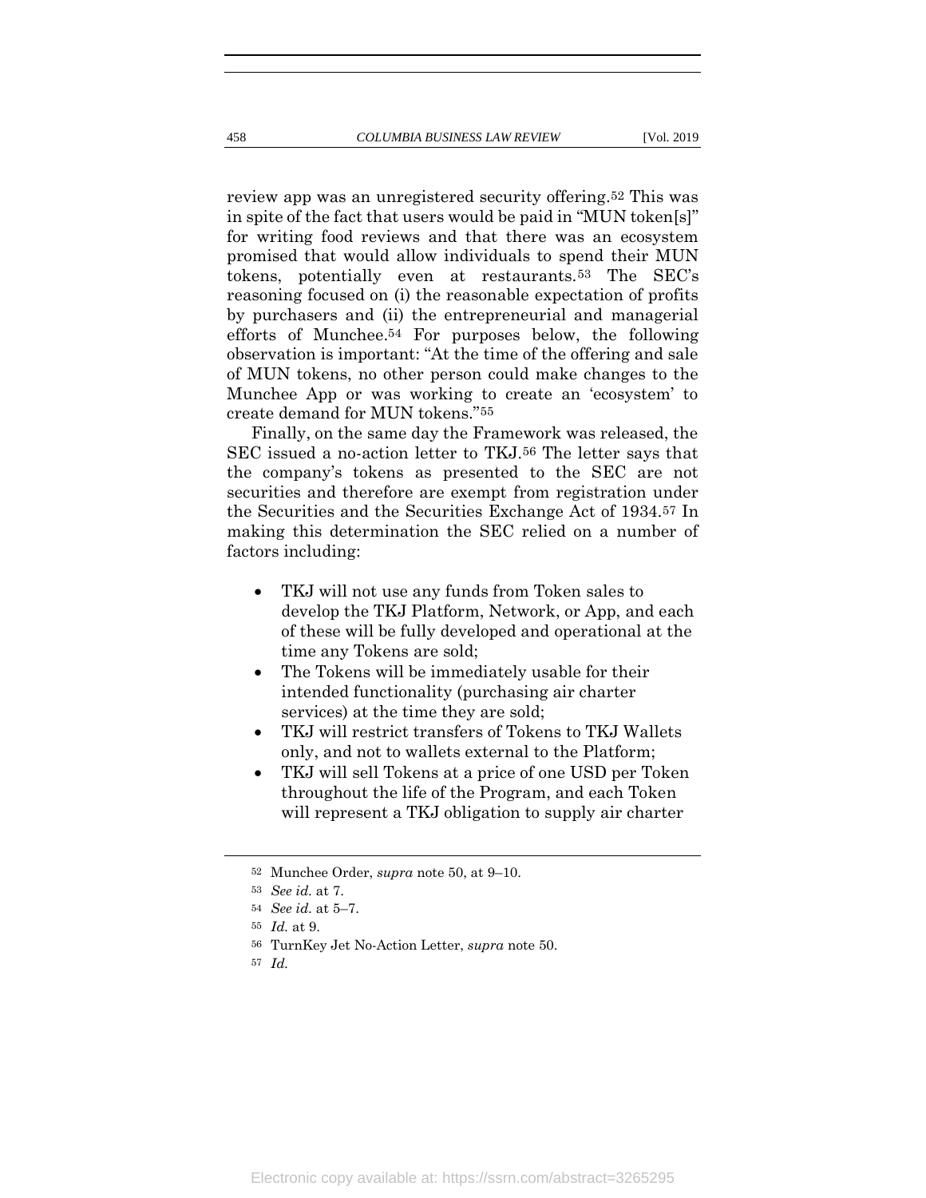review app was an unregistered security offering.[52] This was in spite of the fact that users would be paid in "MUN token[s]" for writing food reviews and that there was an ecosystem promised that would allow individuals to spend their MUN tokens, potentially even at restaurants.[53] The SEC's reasoning focused on (i) the reasonable expectation of profits by purchasers and (ii) the entrepreneurial and managerial efforts of Munchee.[54] For purposes below, the following observation is important: "At the time of the offering and sale of MUN tokens, no other person could make changes to the Munchee App or was working to create an 'ecosystem' to create demand for MUN tokens."[55]

Finally, on the same day the Framework was released, the SEC issued a no-action letter to TKJ.[56] The letter says that the company's tokens as presented to the SEC are not securities and therefore are exempt from registration under the Securities and the Securities Exchange Act of 1934.[57] In making this determination the SEC relied on a number of factors including:

- TKJ will not use any funds from Token sales to develop the TKJ Platform, Network, or App, and each of these will be fully developed and operational at the time any Tokens are sold;
- The Tokens will be immediately usable for their intended functionality (purchasing air charter services) at the time they are sold;
- TKJ will restrict transfers of Tokens to TKJ Wallets only, and not to wallets external to the Platform;
- TKJ will sell Tokens at a price of one USD per Token throughout the life of the Program, and each Token will represent a TKJ obligation to supply air charter

---

52 Munchee Order, *supra* note 50, at 9–10.

53 *See id.* at 7.

54 *See id.* at 5–7.

55 *Id.* at 9.

56 TurnKey Jet No-Action Letter, *supra* note 50.

57 *Id.*

Electronic copy available at: https://ssrn.com/abstract=3265295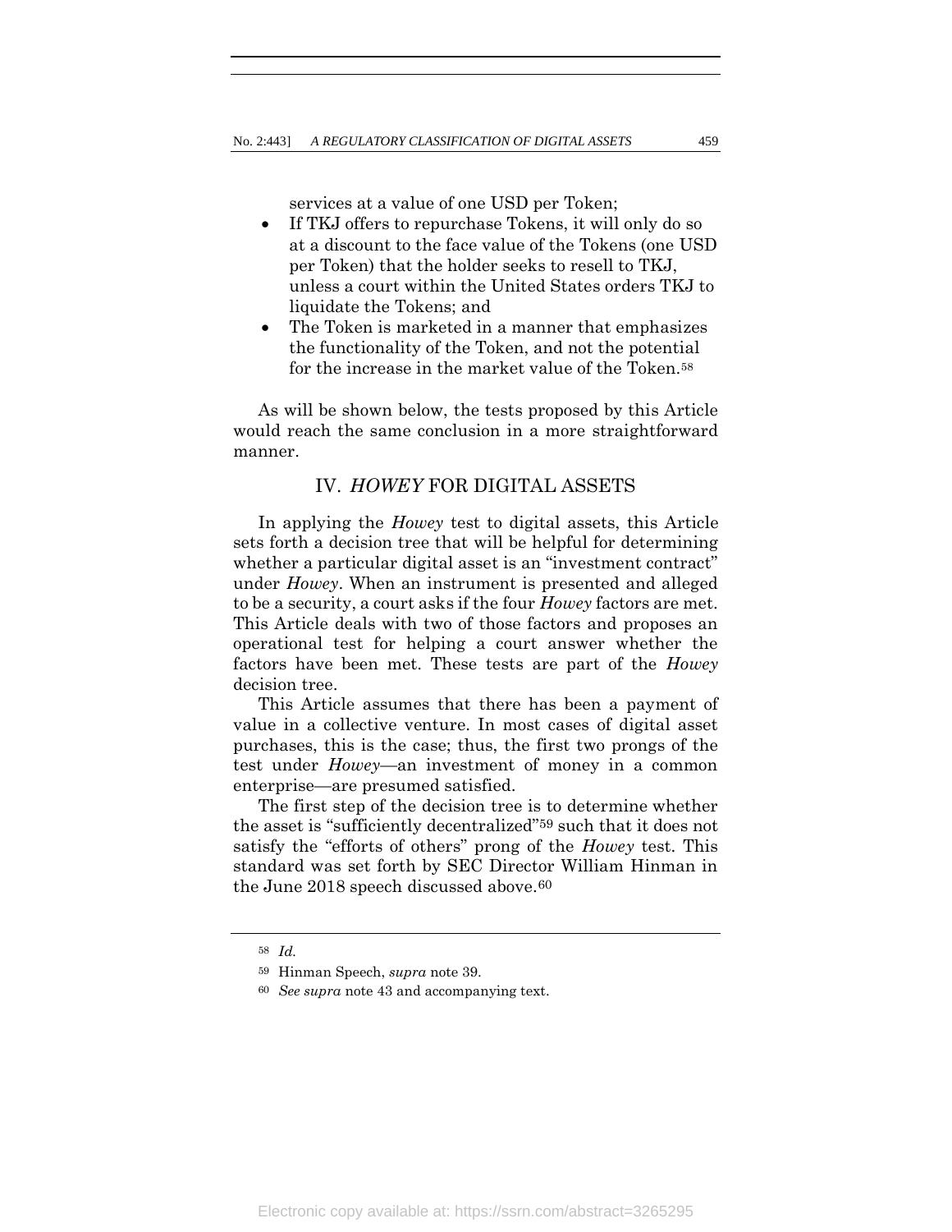services at a value of one USD per Token;

- If TKJ offers to repurchase Tokens, it will only do so at a discount to the face value of the Tokens (one USD per Token) that the holder seeks to resell to TKJ, unless a court within the United States orders TKJ to liquidate the Tokens; and
- The Token is marketed in a manner that emphasizes the functionality of the Token, and not the potential for the increase in the market value of the Token.[58]

As will be shown below, the tests proposed by this Article would reach the same conclusion in a more straightforward manner.

## IV. *HOWEY* FOR DIGITAL ASSETS

In applying the *Howey* test to digital assets, this Article sets forth a decision tree that will be helpful for determining whether a particular digital asset is an "investment contract" under *Howey*. When an instrument is presented and alleged to be a security, a court asks if the four *Howey* factors are met. This Article deals with two of those factors and proposes an operational test for helping a court answer whether the factors have been met. These tests are part of the *Howey* decision tree.

This Article assumes that there has been a payment of value in a collective venture. In most cases of digital asset purchases, this is the case; thus, the first two prongs of the test under *Howey*—an investment of money in a common enterprise—are presumed satisfied.

The first step of the decision tree is to determine whether the asset is "sufficiently decentralized"[59] such that it does not satisfy the "efforts of others" prong of the *Howey* test. This standard was set forth by SEC Director William Hinman in the June 2018 speech discussed above.[60]

---

[58] *Id.*

[59] Hinman Speech, *supra* note 39.

[60] *See supra* note 43 and accompanying text.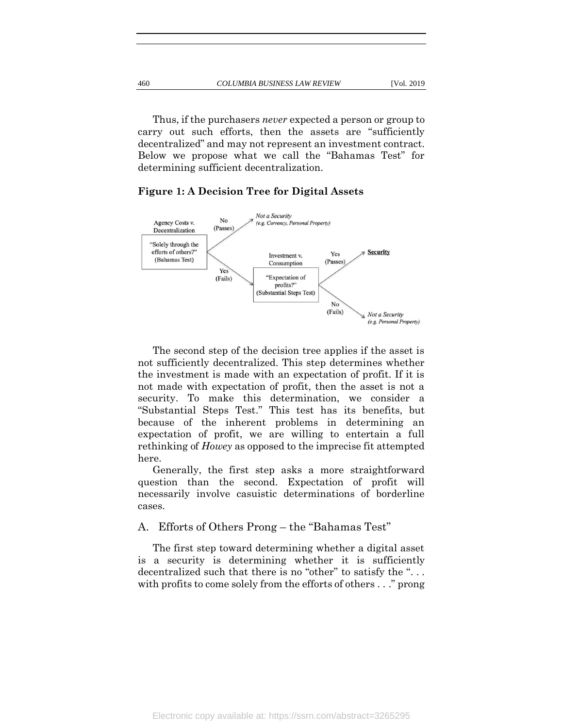Thus, if the purchasers *never* expected a person or group to carry out such efforts, then the assets are "sufficiently decentralized" and may not represent an investment contract. Below we propose what we call the "Bahamas Test" for determining sufficient decentralization.

**Figure 1: A Decision Tree for Digital Assets**

Agency Costs v. Decentralization

"Solely through the efforts of others?" (Bahamas Test)

No (Passes) → *Not a Security (e.g. Currency, Personal Property)*

Yes (Fails) → Investment v. Consumption

"Expectation of profits?" (Substantial Steps Test)

Yes (Passes) → **Security**

No (Fails) → *Not a Security (e.g. Personal Property)*

The second step of the decision tree applies if the asset is not sufficiently decentralized. This step determines whether the investment is made with an expectation of profit. If it is not made with expectation of profit, then the asset is not a security. To make this determination, we consider a "Substantial Steps Test." This test has its benefits, but because of the inherent problems in determining an expectation of profit, we are willing to entertain a full rethinking of *Howey* as opposed to the imprecise fit attempted here.

Generally, the first step asks a more straightforward question than the second. Expectation of profit will necessarily involve casuistic determinations of borderline cases.

## A. Efforts of Others Prong – the "Bahamas Test"

The first step toward determining whether a digital asset is a security is determining whether it is sufficiently decentralized such that there is no "other" to satisfy the ". . . with profits to come solely from the efforts of others . . ." prong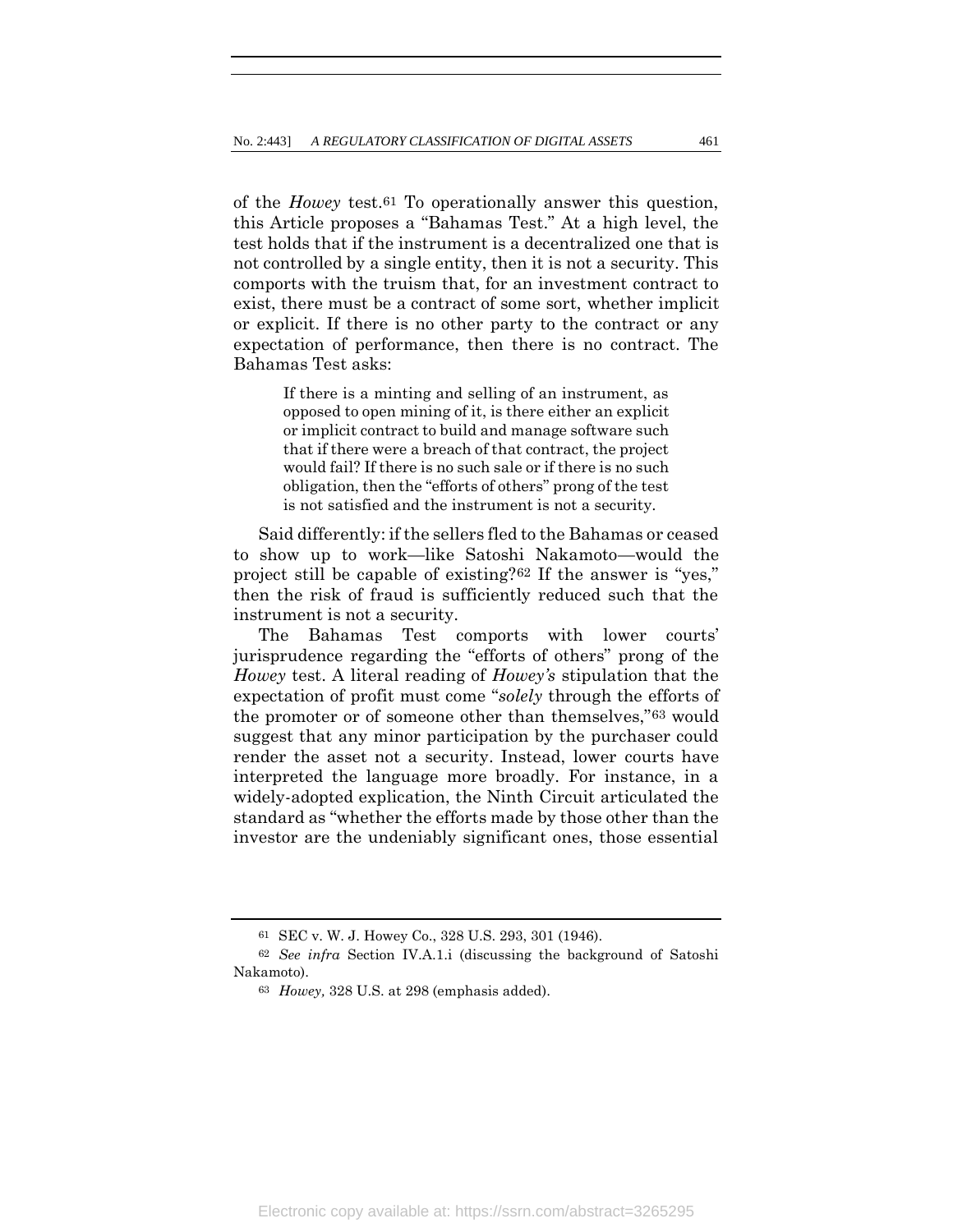of the *Howey* test.[61] To operationally answer this question, this Article proposes a "Bahamas Test." At a high level, the test holds that if the instrument is a decentralized one that is not controlled by a single entity, then it is not a security. This comports with the truism that, for an investment contract to exist, there must be a contract of some sort, whether implicit or explicit. If there is no other party to the contract or any expectation of performance, then there is no contract. The Bahamas Test asks:

> If there is a minting and selling of an instrument, as opposed to open mining of it, is there either an explicit or implicit contract to build and manage software such that if there were a breach of that contract, the project would fail? If there is no such sale or if there is no such obligation, then the "efforts of others" prong of the test is not satisfied and the instrument is not a security.

Said differently: if the sellers fled to the Bahamas or ceased to show up to work—like Satoshi Nakamoto—would the project still be capable of existing?[62] If the answer is "yes," then the risk of fraud is sufficiently reduced such that the instrument is not a security.

The Bahamas Test comports with lower courts' jurisprudence regarding the "efforts of others" prong of the *Howey* test. A literal reading of *Howey's* stipulation that the expectation of profit must come "*solely* through the efforts of the promoter or of someone other than themselves,"[63] would suggest that any minor participation by the purchaser could render the asset not a security. Instead, lower courts have interpreted the language more broadly. For instance, in a widely-adopted explication, the Ninth Circuit articulated the standard as "whether the efforts made by those other than the investor are the undeniably significant ones, those essential

---

[61] SEC v. W. J. Howey Co., 328 U.S. 293, 301 (1946).

[62] *See infra* Section IV.A.1.i (discussing the background of Satoshi Nakamoto).

[63] *Howey,* 328 U.S. at 298 (emphasis added).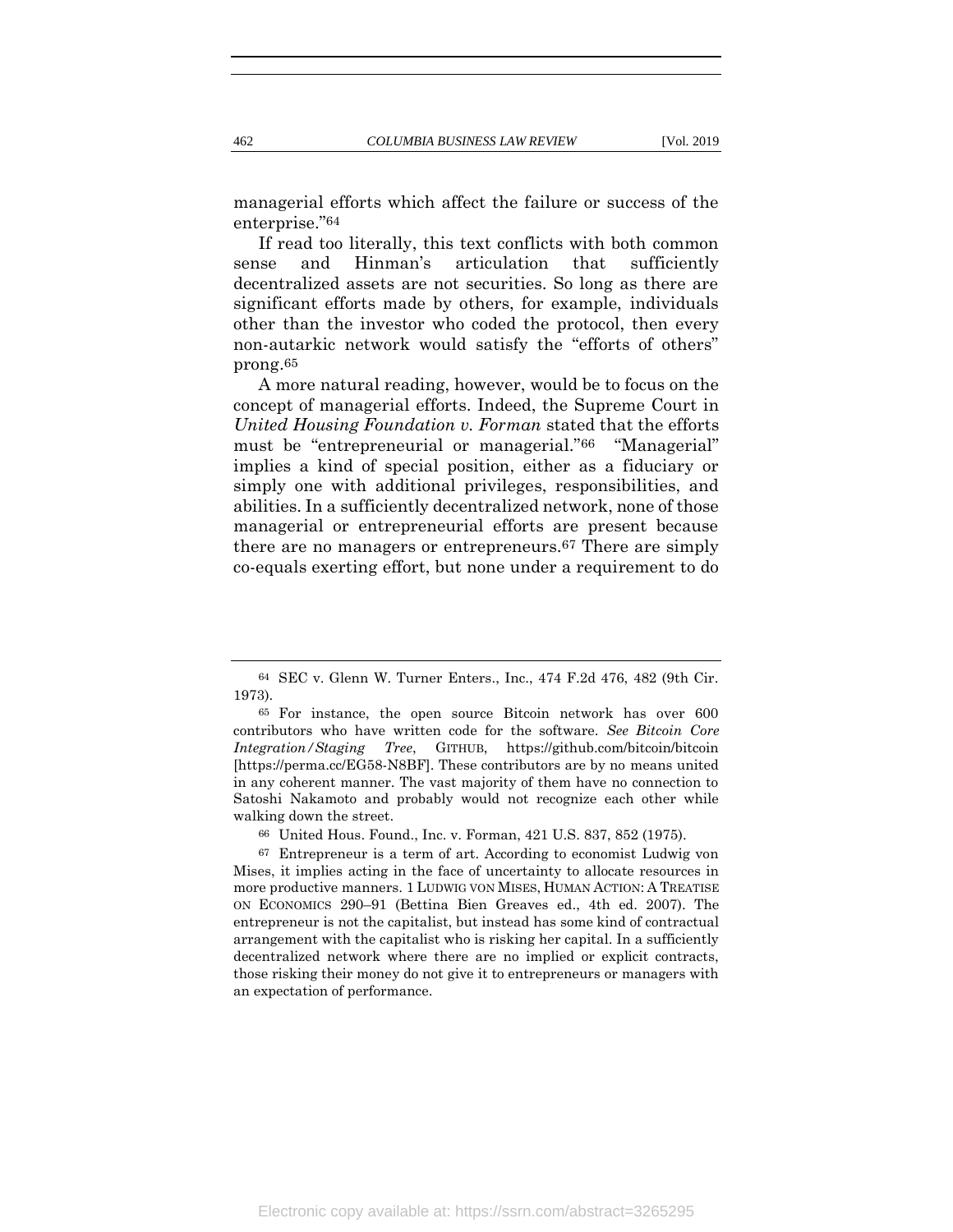managerial efforts which affect the failure or success of the enterprise."[64]

If read too literally, this text conflicts with both common sense and Hinman's articulation that sufficiently decentralized assets are not securities. So long as there are significant efforts made by others, for example, individuals other than the investor who coded the protocol, then every non-autarkic network would satisfy the "efforts of others" prong.[65]

A more natural reading, however, would be to focus on the concept of managerial efforts. Indeed, the Supreme Court in *United Housing Foundation v. Forman* stated that the efforts must be "entrepreneurial or managerial."[66] "Managerial" implies a kind of special position, either as a fiduciary or simply one with additional privileges, responsibilities, and abilities. In a sufficiently decentralized network, none of those managerial or entrepreneurial efforts are present because there are no managers or entrepreneurs.[67] There are simply co-equals exerting effort, but none under a requirement to do

---

[64] SEC v. Glenn W. Turner Enters., Inc., 474 F.2d 476, 482 (9th Cir. 1973).

[65] For instance, the open source Bitcoin network has over 600 contributors who have written code for the software. *See Bitcoin Core Integration/Staging Tree*, GITHUB, https://github.com/bitcoin/bitcoin [https://perma.cc/EG58-N8BF]. These contributors are by no means united in any coherent manner. The vast majority of them have no connection to Satoshi Nakamoto and probably would not recognize each other while walking down the street.

[66] United Hous. Found., Inc. v. Forman, 421 U.S. 837, 852 (1975).

[67] Entrepreneur is a term of art. According to economist Ludwig von Mises, it implies acting in the face of uncertainty to allocate resources in more productive manners. 1 LUDWIG VON MISES, HUMAN ACTION: A TREATISE ON ECONOMICS 290–91 (Bettina Bien Greaves ed., 4th ed. 2007). The entrepreneur is not the capitalist, but instead has some kind of contractual arrangement with the capitalist who is risking her capital. In a sufficiently decentralized network where there are no implied or explicit contracts, those risking their money do not give it to entrepreneurs or managers with an expectation of performance.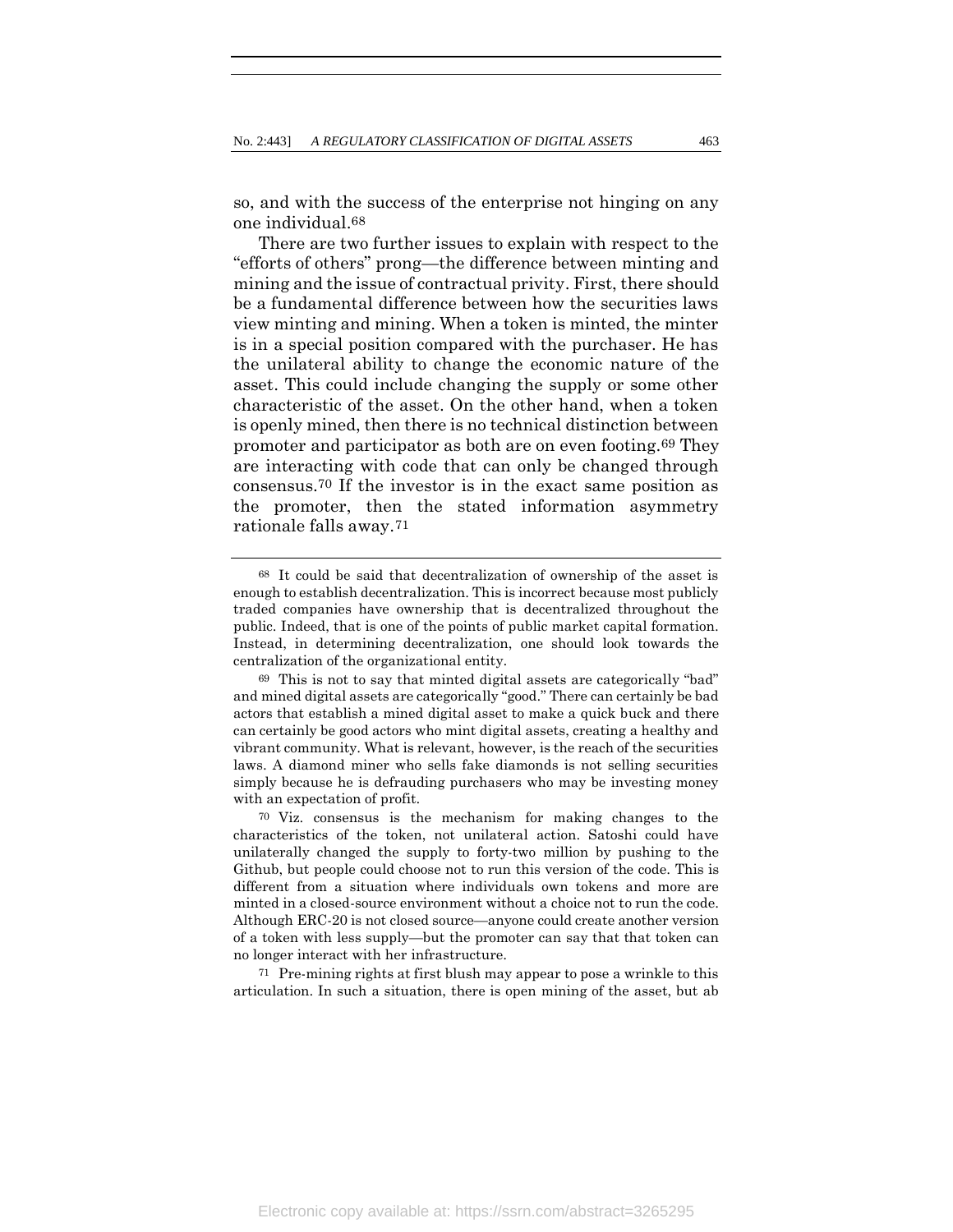so, and with the success of the enterprise not hinging on any one individual.[68]

There are two further issues to explain with respect to the "efforts of others" prong—the difference between minting and mining and the issue of contractual privity. First, there should be a fundamental difference between how the securities laws view minting and mining. When a token is minted, the minter is in a special position compared with the purchaser. He has the unilateral ability to change the economic nature of the asset. This could include changing the supply or some other characteristic of the asset. On the other hand, when a token is openly mined, then there is no technical distinction between promoter and participator as both are on even footing.[69] They are interacting with code that can only be changed through consensus.[70] If the investor is in the exact same position as the promoter, then the stated information asymmetry rationale falls away.[71]

---

[68] It could be said that decentralization of ownership of the asset is enough to establish decentralization. This is incorrect because most publicly traded companies have ownership that is decentralized throughout the public. Indeed, that is one of the points of public market capital formation. Instead, in determining decentralization, one should look towards the centralization of the organizational entity.

[69] This is not to say that minted digital assets are categorically "bad" and mined digital assets are categorically "good." There can certainly be bad actors that establish a mined digital asset to make a quick buck and there can certainly be good actors who mint digital assets, creating a healthy and vibrant community. What is relevant, however, is the reach of the securities laws. A diamond miner who sells fake diamonds is not selling securities simply because he is defrauding purchasers who may be investing money with an expectation of profit.

[70] Viz. consensus is the mechanism for making changes to the characteristics of the token, not unilateral action. Satoshi could have unilaterally changed the supply to forty-two million by pushing to the Github, but people could choose not to run this version of the code. This is different from a situation where individuals own tokens and more are minted in a closed-source environment without a choice not to run the code. Although ERC-20 is not closed source—anyone could create another version of a token with less supply—but the promoter can say that that token can no longer interact with her infrastructure.

[71] Pre-mining rights at first blush may appear to pose a wrinkle to this articulation. In such a situation, there is open mining of the asset, but ab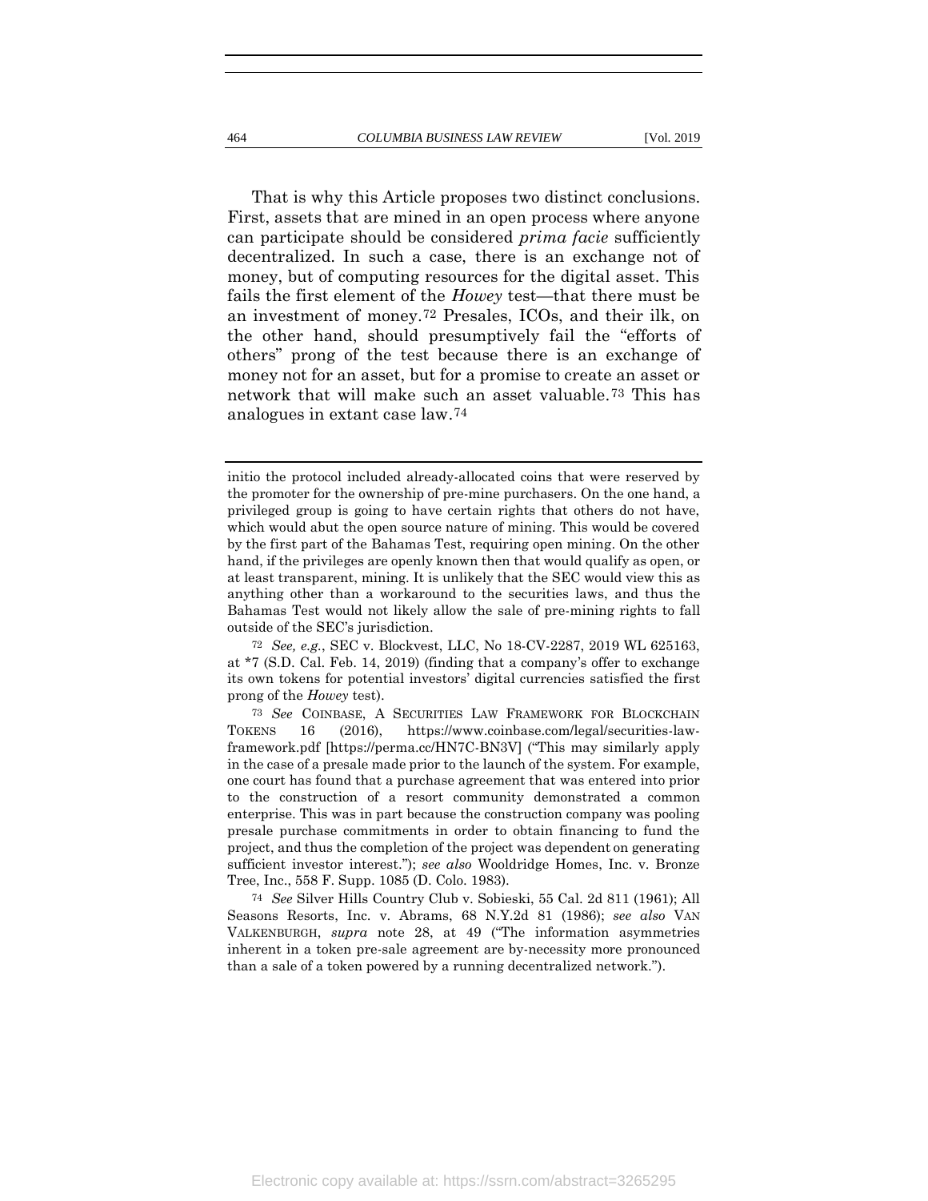That is why this Article proposes two distinct conclusions. First, assets that are mined in an open process where anyone can participate should be considered *prima facie* sufficiently decentralized. In such a case, there is an exchange not of money, but of computing resources for the digital asset. This fails the first element of the *Howey* test—that there must be an investment of money.[72] Presales, ICOs, and their ilk, on the other hand, should presumptively fail the "efforts of others" prong of the test because there is an exchange of money not for an asset, but for a promise to create an asset or network that will make such an asset valuable.[73] This has analogues in extant case law.[74]

---

initio the protocol included already-allocated coins that were reserved by the promoter for the ownership of pre-mine purchasers. On the one hand, a privileged group is going to have certain rights that others do not have, which would abut the open source nature of mining. This would be covered by the first part of the Bahamas Test, requiring open mining. On the other hand, if the privileges are openly known then that would qualify as open, or at least transparent, mining. It is unlikely that the SEC would view this as anything other than a workaround to the securities laws, and thus the Bahamas Test would not likely allow the sale of pre-mining rights to fall outside of the SEC's jurisdiction.

[72] *See, e.g.*, SEC v. Blockvest, LLC, No 18-CV-2287, 2019 WL 625163, at *7 (S.D. Cal. Feb. 14, 2019) (finding that a company's offer to exchange its own tokens for potential investors' digital currencies satisfied the first prong of the *Howey* test).

[73] *See* COINBASE, A SECURITIES LAW FRAMEWORK FOR BLOCKCHAIN TOKENS 16 (2016), https://www.coinbase.com/legal/securities-law-framework.pdf [https://perma.cc/HN7C-BN3V] ("This may similarly apply in the case of a presale made prior to the launch of the system. For example, one court has found that a purchase agreement that was entered into prior to the construction of a resort community demonstrated a common enterprise. This was in part because the construction company was pooling presale purchase commitments in order to obtain financing to fund the project, and thus the completion of the project was dependent on generating sufficient investor interest."); *see also* Wooldridge Homes, Inc. v. Bronze Tree, Inc., 558 F. Supp. 1085 (D. Colo. 1983).

[74] *See* Silver Hills Country Club v. Sobieski, 55 Cal. 2d 811 (1961); All Seasons Resorts, Inc. v. Abrams, 68 N.Y.2d 81 (1986); *see also* VAN VALKENBURGH, *supra* note 28, at 49 ("The information asymmetries inherent in a token pre-sale agreement are by-necessity more pronounced than a sale of a token powered by a running decentralized network.").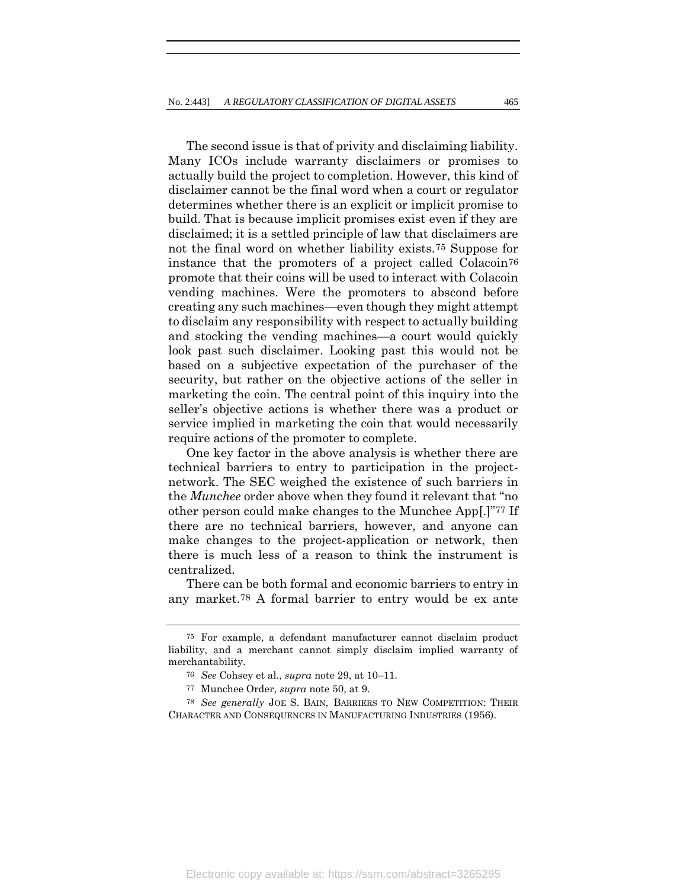The second issue is that of privity and disclaiming liability. Many ICOs include warranty disclaimers or promises to actually build the project to completion. However, this kind of disclaimer cannot be the final word when a court or regulator determines whether there is an explicit or implicit promise to build. That is because implicit promises exist even if they are disclaimed; it is a settled principle of law that disclaimers are not the final word on whether liability exists.[75] Suppose for instance that the promoters of a project called Colacoin[76] promote that their coins will be used to interact with Colacoin vending machines. Were the promoters to abscond before creating any such machines—even though they might attempt to disclaim any responsibility with respect to actually building and stocking the vending machines—a court would quickly look past such disclaimer. Looking past this would not be based on a subjective expectation of the purchaser of the security, but rather on the objective actions of the seller in marketing the coin. The central point of this inquiry into the seller's objective actions is whether there was a product or service implied in marketing the coin that would necessarily require actions of the promoter to complete.

One key factor in the above analysis is whether there are technical barriers to entry to participation in the project-network. The SEC weighed the existence of such barriers in the *Munchee* order above when they found it relevant that "no other person could make changes to the Munchee App[.]"[77] If there are no technical barriers, however, and anyone can make changes to the project-application or network, then there is much less of a reason to think the instrument is centralized.

There can be both formal and economic barriers to entry in any market.[78] A formal barrier to entry would be ex ante

---

[75] For example, a defendant manufacturer cannot disclaim product liability, and a merchant cannot simply disclaim implied warranty of merchantability.

[76] *See* Cohsey et al., *supra* note 29, at 10–11.

[77] Munchee Order, *supra* note 50, at 9.

[78] *See generally* JOE S. BAIN, BARRIERS TO NEW COMPETITION: THEIR CHARACTER AND CONSEQUENCES IN MANUFACTURING INDUSTRIES (1956).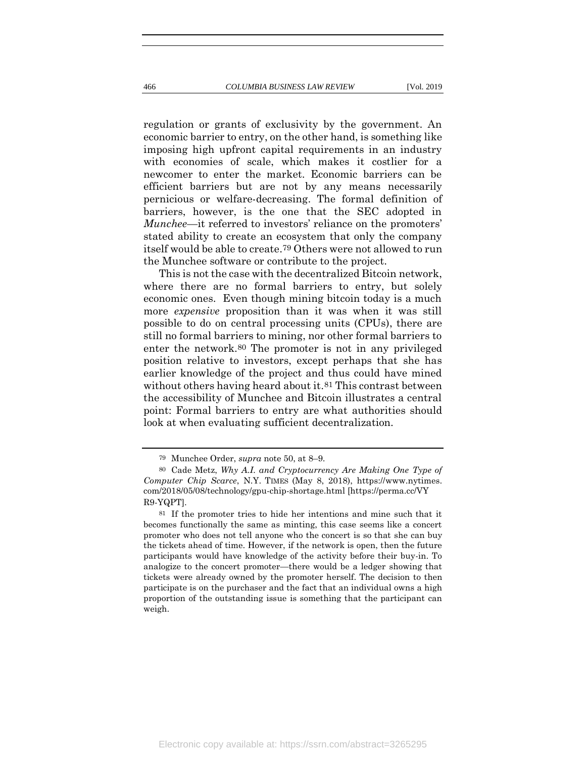regulation or grants of exclusivity by the government. An economic barrier to entry, on the other hand, is something like imposing high upfront capital requirements in an industry with economies of scale, which makes it costlier for a newcomer to enter the market. Economic barriers can be efficient barriers but are not by any means necessarily pernicious or welfare-decreasing. The formal definition of barriers, however, is the one that the SEC adopted in *Munchee*—it referred to investors' reliance on the promoters' stated ability to create an ecosystem that only the company itself would be able to create.[79] Others were not allowed to run the Munchee software or contribute to the project.

This is not the case with the decentralized Bitcoin network, where there are no formal barriers to entry, but solely economic ones. Even though mining bitcoin today is a much more *expensive* proposition than it was when it was still possible to do on central processing units (CPUs), there are still no formal barriers to mining, nor other formal barriers to enter the network.[80] The promoter is not in any privileged position relative to investors, except perhaps that she has earlier knowledge of the project and thus could have mined without others having heard about it.[81] This contrast between the accessibility of Munchee and Bitcoin illustrates a central point: Formal barriers to entry are what authorities should look at when evaluating sufficient decentralization.

---

[79] Munchee Order, *supra* note 50, at 8–9.

[80] Cade Metz, *Why A.I. and Cryptocurrency Are Making One Type of Computer Chip Scarce*, N.Y. TIMES (May 8, 2018), https://www.nytimes.com/2018/05/08/technology/gpu-chip-shortage.html [https://perma.cc/VYR9-YQPT].

[81] If the promoter tries to hide her intentions and mine such that it becomes functionally the same as minting, this case seems like a concert promoter who does not tell anyone who the concert is so that she can buy the tickets ahead of time. However, if the network is open, then the future participants would have knowledge of the activity before their buy-in. To analogize to the concert promoter—there would be a ledger showing that tickets were already owned by the promoter herself. The decision to then participate is on the purchaser and the fact that an individual owns a high proportion of the outstanding issue is something that the participant can weigh.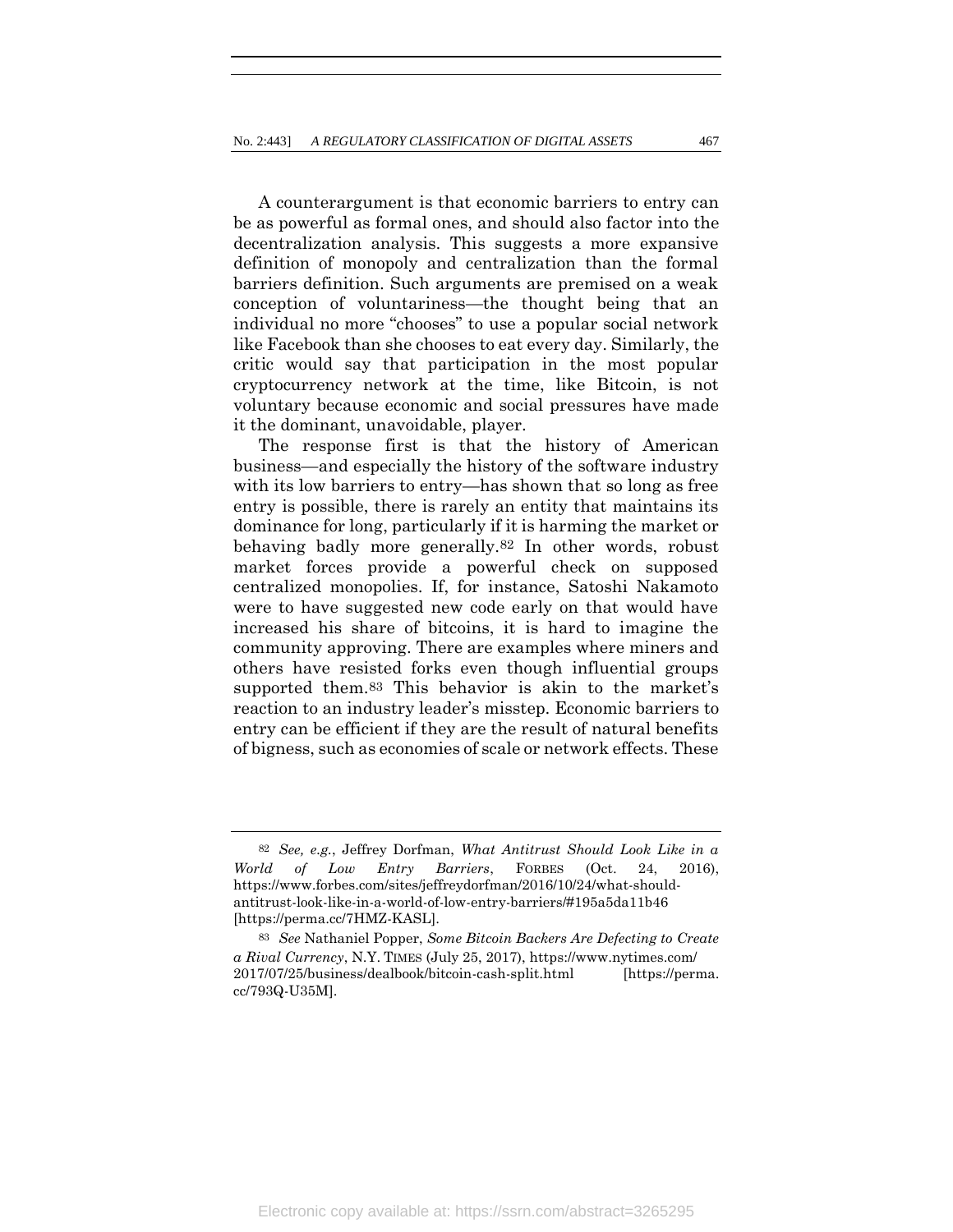A counterargument is that economic barriers to entry can be as powerful as formal ones, and should also factor into the decentralization analysis. This suggests a more expansive definition of monopoly and centralization than the formal barriers definition. Such arguments are premised on a weak conception of voluntariness—the thought being that an individual no more "chooses" to use a popular social network like Facebook than she chooses to eat every day. Similarly, the critic would say that participation in the most popular cryptocurrency network at the time, like Bitcoin, is not voluntary because economic and social pressures have made it the dominant, unavoidable, player.

The response first is that the history of American business—and especially the history of the software industry with its low barriers to entry—has shown that so long as free entry is possible, there is rarely an entity that maintains its dominance for long, particularly if it is harming the market or behaving badly more generally.[82] In other words, robust market forces provide a powerful check on supposed centralized monopolies. If, for instance, Satoshi Nakamoto were to have suggested new code early on that would have increased his share of bitcoins, it is hard to imagine the community approving. There are examples where miners and others have resisted forks even though influential groups supported them.[83] This behavior is akin to the market's reaction to an industry leader's misstep. Economic barriers to entry can be efficient if they are the result of natural benefits of bigness, such as economies of scale or network effects. These

---

[82] *See, e.g.*, Jeffrey Dorfman, *What Antitrust Should Look Like in a World of Low Entry Barriers*, FORBES (Oct. 24, 2016), https://www.forbes.com/sites/jeffreydorfman/2016/10/24/what-should-antitrust-look-like-in-a-world-of-low-entry-barriers/#195a5da11b46 [https://perma.cc/7HMZ-KASL].

[83] *See* Nathaniel Popper, *Some Bitcoin Backers Are Defecting to Create a Rival Currency*, N.Y. TIMES (July 25, 2017), https://www.nytimes.com/2017/07/25/business/dealbook/bitcoin-cash-split.html [https://perma.cc/793Q-U35M].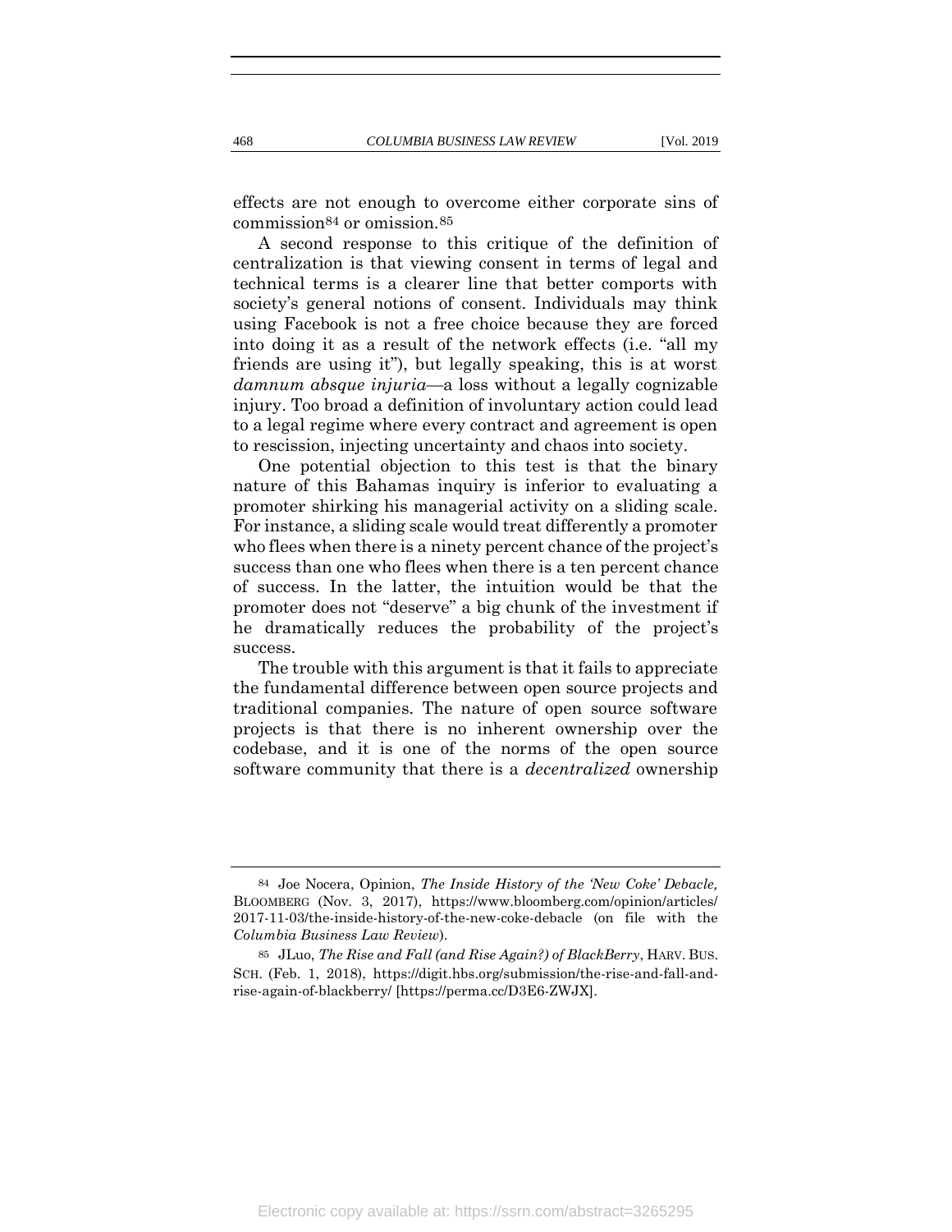effects are not enough to overcome either corporate sins of commission[84] or omission.[85]

A second response to this critique of the definition of centralization is that viewing consent in terms of legal and technical terms is a clearer line that better comports with society's general notions of consent. Individuals may think using Facebook is not a free choice because they are forced into doing it as a result of the network effects (i.e. "all my friends are using it"), but legally speaking, this is at worst *damnum absque injuria*—a loss without a legally cognizable injury. Too broad a definition of involuntary action could lead to a legal regime where every contract and agreement is open to rescission, injecting uncertainty and chaos into society.

One potential objection to this test is that the binary nature of this Bahamas inquiry is inferior to evaluating a promoter shirking his managerial activity on a sliding scale. For instance, a sliding scale would treat differently a promoter who flees when there is a ninety percent chance of the project's success than one who flees when there is a ten percent chance of success. In the latter, the intuition would be that the promoter does not "deserve" a big chunk of the investment if he dramatically reduces the probability of the project's success.

The trouble with this argument is that it fails to appreciate the fundamental difference between open source projects and traditional companies. The nature of open source software projects is that there is no inherent ownership over the codebase, and it is one of the norms of the open source software community that there is a *decentralized* ownership

---

[84] Joe Nocera, Opinion, *The Inside History of the 'New Coke' Debacle,* BLOOMBERG (Nov. 3, 2017), https://www.bloomberg.com/opinion/articles/2017-11-03/the-inside-history-of-the-new-coke-debacle (on file with the *Columbia Business Law Review*).

[85] JLuo, *The Rise and Fall (and Rise Again?) of BlackBerry*, HARV. BUS. SCH. (Feb. 1, 2018), https://digit.hbs.org/submission/the-rise-and-fall-and-rise-again-of-blackberry/ [https://perma.cc/D3E6-ZWJX].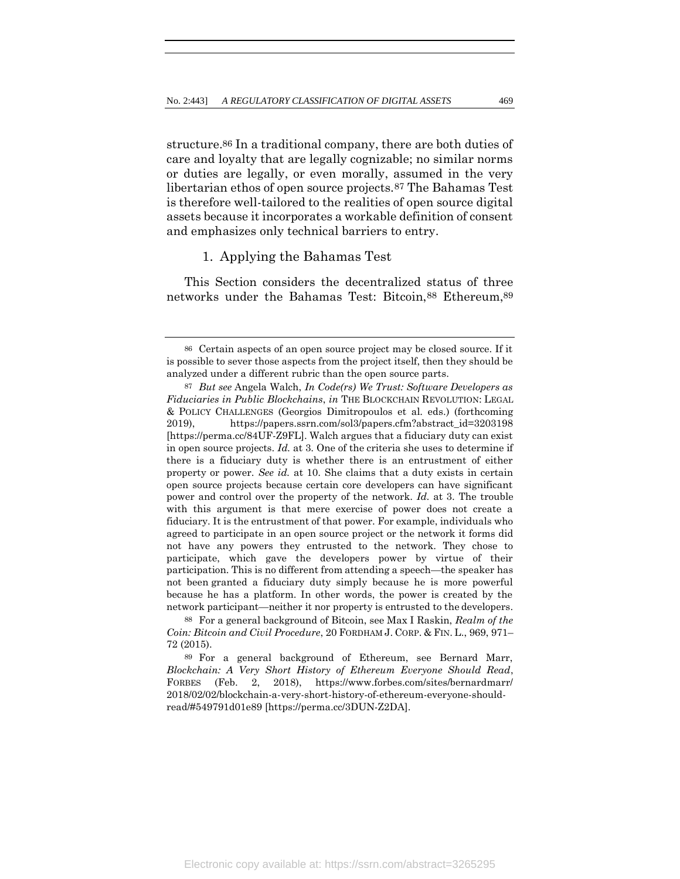structure.[86] In a traditional company, there are both duties of care and loyalty that are legally cognizable; no similar norms or duties are legally, or even morally, assumed in the very libertarian ethos of open source projects.[87] The Bahamas Test is therefore well-tailored to the realities of open source digital assets because it incorporates a workable definition of consent and emphasizes only technical barriers to entry.

### 1. Applying the Bahamas Test

This Section considers the decentralized status of three networks under the Bahamas Test: Bitcoin,[88] Ethereum,[89]

---

[86] Certain aspects of an open source project may be closed source. If it is possible to sever those aspects from the project itself, then they should be analyzed under a different rubric than the open source parts.

[87] *But see* Angela Walch, *In Code(rs) We Trust: Software Developers as Fiduciaries in Public Blockchains*, *in* THE BLOCKCHAIN REVOLUTION: LEGAL & POLICY CHALLENGES (Georgios Dimitropoulos et al. eds.) (forthcoming 2019), https://papers.ssrn.com/sol3/papers.cfm?abstract_id=3203198 [https://perma.cc/84UF-Z9FL]. Walch argues that a fiduciary duty can exist in open source projects. *Id.* at 3. One of the criteria she uses to determine if there is a fiduciary duty is whether there is an entrustment of either property or power. *See id.* at 10. She claims that a duty exists in certain open source projects because certain core developers can have significant power and control over the property of the network. *Id.* at 3. The trouble with this argument is that mere exercise of power does not create a fiduciary. It is the entrustment of that power. For example, individuals who agreed to participate in an open source project or the network it forms did not have any powers they entrusted to the network. They chose to participate, which gave the developers power by virtue of their participation. This is no different from attending a speech—the speaker has not been granted a fiduciary duty simply because he is more powerful because he has a platform. In other words, the power is created by the network participant—neither it nor property is entrusted to the developers.

[88] For a general background of Bitcoin, see Max I Raskin, *Realm of the Coin: Bitcoin and Civil Procedure*, 20 FORDHAM J. CORP. & FIN. L., 969, 971–72 (2015).

[89] For a general background of Ethereum, see Bernard Marr, *Blockchain: A Very Short History of Ethereum Everyone Should Read*, FORBES (Feb. 2, 2018), https://www.forbes.com/sites/bernardmarr/2018/02/02/blockchain-a-very-short-history-of-ethereum-everyone-should-read/#549791d01e89 [https://perma.cc/3DUN-Z2DA].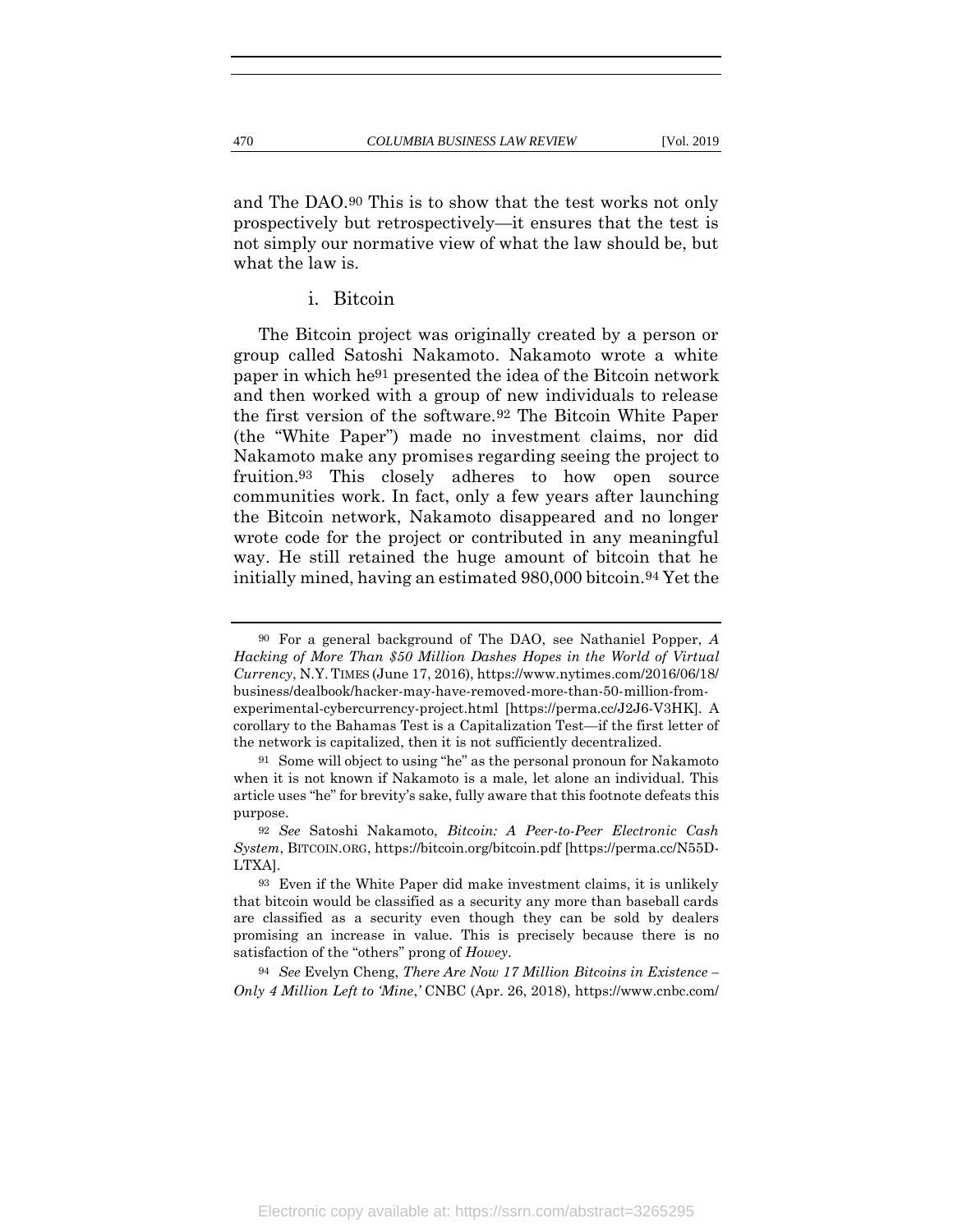and The DAO.[90] This is to show that the test works not only prospectively but retrospectively—it ensures that the test is not simply our normative view of what the law should be, but what the law is.

i. Bitcoin

The Bitcoin project was originally created by a person or group called Satoshi Nakamoto. Nakamoto wrote a white paper in which he[91] presented the idea of the Bitcoin network and then worked with a group of new individuals to release the first version of the software.[92] The Bitcoin White Paper (the "White Paper") made no investment claims, nor did Nakamoto make any promises regarding seeing the project to fruition.[93] This closely adheres to how open source communities work. In fact, only a few years after launching the Bitcoin network, Nakamoto disappeared and no longer wrote code for the project or contributed in any meaningful way. He still retained the huge amount of bitcoin that he initially mined, having an estimated 980,000 bitcoin.[94] Yet the

---

[90] For a general background of The DAO, see Nathaniel Popper, *A Hacking of More Than $50 Million Dashes Hopes in the World of Virtual Currency*, N.Y. TIMES (June 17, 2016), https://www.nytimes.com/2016/06/18/business/dealbook/hacker-may-have-removed-more-than-50-million-from-experimental-cybercurrency-project.html [https://perma.cc/J2J6-V3HK]. A corollary to the Bahamas Test is a Capitalization Test—if the first letter of the network is capitalized, then it is not sufficiently decentralized.

[91] Some will object to using "he" as the personal pronoun for Nakamoto when it is not known if Nakamoto is a male, let alone an individual. This article uses "he" for brevity's sake, fully aware that this footnote defeats this purpose.

[92] *See* Satoshi Nakamoto, *Bitcoin: A Peer-to-Peer Electronic Cash System*, BITCOIN.ORG, https://bitcoin.org/bitcoin.pdf [https://perma.cc/N55D-LTXA].

[93] Even if the White Paper did make investment claims, it is unlikely that bitcoin would be classified as a security any more than baseball cards are classified as a security even though they can be sold by dealers promising an increase in value. This is precisely because there is no satisfaction of the "others" prong of *Howey*.

[94] *See* Evelyn Cheng, *There Are Now 17 Million Bitcoins in Existence – Only 4 Million Left to 'Mine*,*'* CNBC (Apr. 26, 2018), https://www.cnbc.com/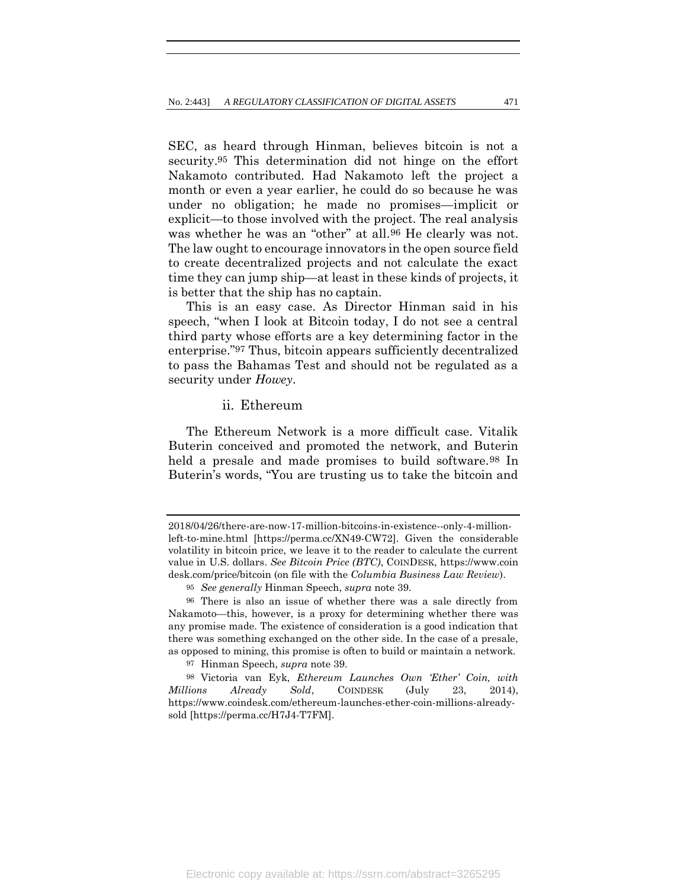SEC, as heard through Hinman, believes bitcoin is not a security.[95] This determination did not hinge on the effort Nakamoto contributed. Had Nakamoto left the project a month or even a year earlier, he could do so because he was under no obligation; he made no promises—implicit or explicit—to those involved with the project. The real analysis was whether he was an "other" at all.[96] He clearly was not. The law ought to encourage innovators in the open source field to create decentralized projects and not calculate the exact time they can jump ship—at least in these kinds of projects, it is better that the ship has no captain.

This is an easy case. As Director Hinman said in his speech, "when I look at Bitcoin today, I do not see a central third party whose efforts are a key determining factor in the enterprise."[97] Thus, bitcoin appears sufficiently decentralized to pass the Bahamas Test and should not be regulated as a security under *Howey*.

#### ii. Ethereum

The Ethereum Network is a more difficult case. Vitalik Buterin conceived and promoted the network, and Buterin held a presale and made promises to build software.[98] In Buterin's words, "You are trusting us to take the bitcoin and

---

2018/04/26/there-are-now-17-million-bitcoins-in-existence--only-4-million-left-to-mine.html [https://perma.cc/XN49-CW72]. Given the considerable volatility in bitcoin price, we leave it to the reader to calculate the current value in U.S. dollars. *See Bitcoin Price (BTC)*, COINDESK, https://www.coindesk.com/price/bitcoin (on file with the *Columbia Business Law Review*).

[95] *See generally* Hinman Speech, *supra* note 39.

[96] There is also an issue of whether there was a sale directly from Nakamoto—this, however, is a proxy for determining whether there was any promise made. The existence of consideration is a good indication that there was something exchanged on the other side. In the case of a presale, as opposed to mining, this promise is often to build or maintain a network.

[97] Hinman Speech, *supra* note 39.

[98] Victoria van Eyk, *Ethereum Launches Own 'Ether' Coin, with Millions Already Sold*, COINDESK (July 23, 2014), https://www.coindesk.com/ethereum-launches-ether-coin-millions-already-sold [https://perma.cc/H7J4-T7FM].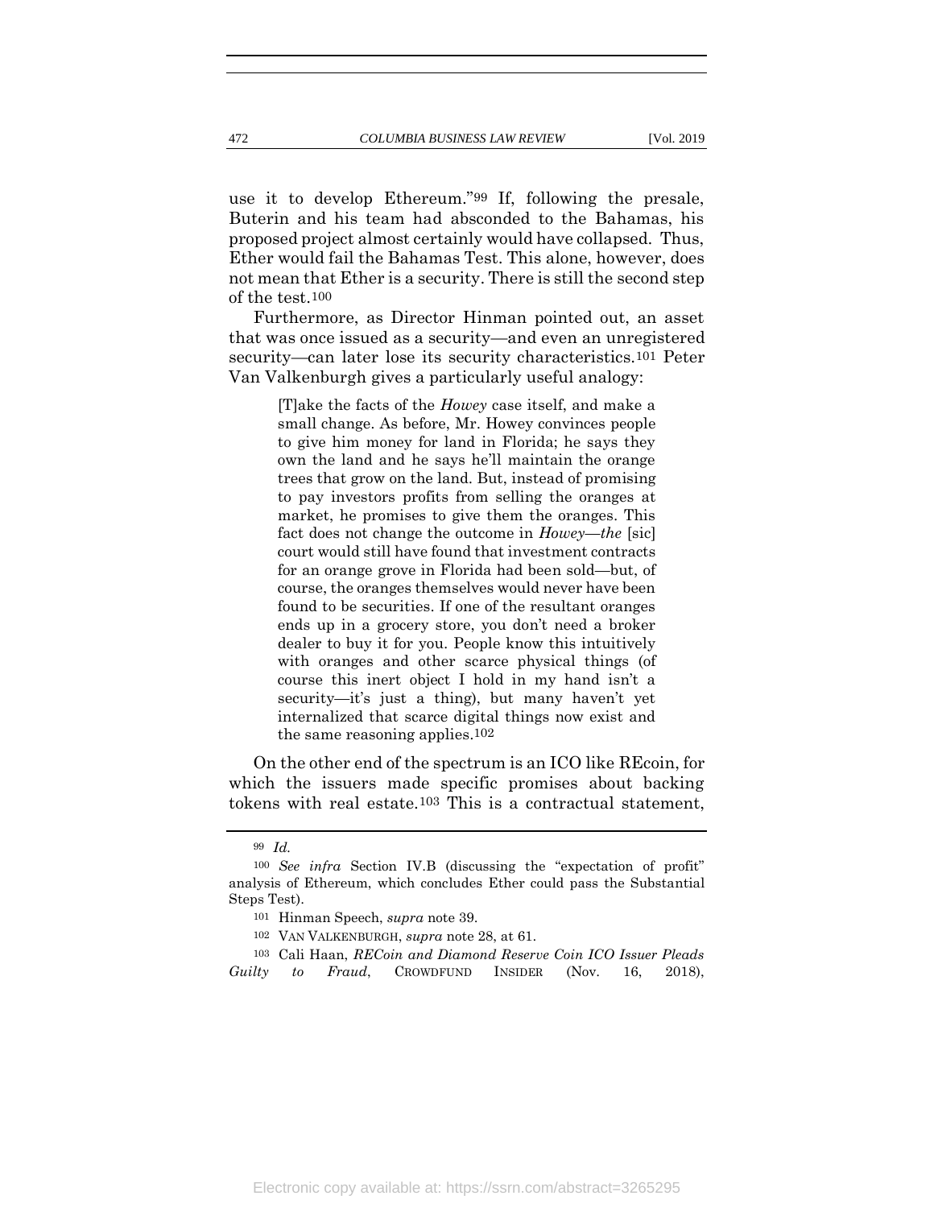use it to develop Ethereum."[99] If, following the presale, Buterin and his team had absconded to the Bahamas, his proposed project almost certainly would have collapsed. Thus, Ether would fail the Bahamas Test. This alone, however, does not mean that Ether is a security. There is still the second step of the test.[100]

Furthermore, as Director Hinman pointed out, an asset that was once issued as a security—and even an unregistered security—can later lose its security characteristics.[101] Peter Van Valkenburgh gives a particularly useful analogy:

> [T]ake the facts of the *Howey* case itself, and make a small change. As before, Mr. Howey convinces people to give him money for land in Florida; he says they own the land and he says he'll maintain the orange trees that grow on the land. But, instead of promising to pay investors profits from selling the oranges at market, he promises to give them the oranges. This fact does not change the outcome in *Howey—the* [sic] court would still have found that investment contracts for an orange grove in Florida had been sold—but, of course, the oranges themselves would never have been found to be securities. If one of the resultant oranges ends up in a grocery store, you don't need a broker dealer to buy it for you. People know this intuitively with oranges and other scarce physical things (of course this inert object I hold in my hand isn't a security—it's just a thing), but many haven't yet internalized that scarce digital things now exist and the same reasoning applies.[102]

On the other end of the spectrum is an ICO like REcoin, for which the issuers made specific promises about backing tokens with real estate.[103] This is a contractual statement,

---

[99] *Id.*

[100] *See infra* Section IV.B (discussing the "expectation of profit" analysis of Ethereum, which concludes Ether could pass the Substantial Steps Test).

[101] Hinman Speech, *supra* note 39.

[102] VAN VALKENBURGH, *supra* note 28, at 61.

[103] Cali Haan, *REcoin and Diamond Reserve Coin ICO Issuer Pleads Guilty to Fraud*, CROWDFUND INSIDER (Nov. 16, 2018),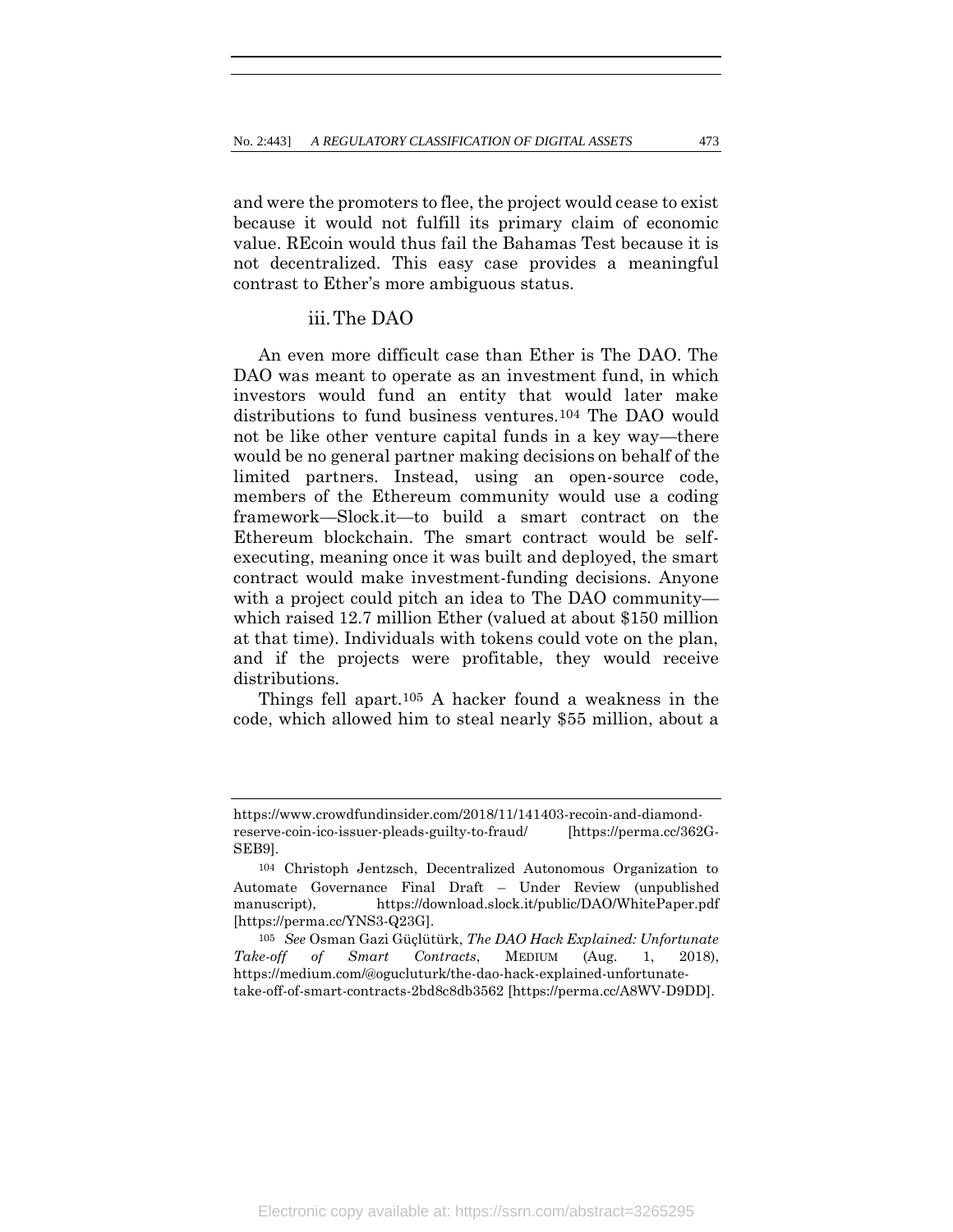and were the promoters to flee, the project would cease to exist because it would not fulfill its primary claim of economic value. REcoin would thus fail the Bahamas Test because it is not decentralized. This easy case provides a meaningful contrast to Ether's more ambiguous status.

### iii. The DAO

An even more difficult case than Ether is The DAO. The DAO was meant to operate as an investment fund, in which investors would fund an entity that would later make distributions to fund business ventures.[104] The DAO would not be like other venture capital funds in a key way—there would be no general partner making decisions on behalf of the limited partners. Instead, using an open-source code, members of the Ethereum community would use a coding framework—Slock.it—to build a smart contract on the Ethereum blockchain. The smart contract would be self-executing, meaning once it was built and deployed, the smart contract would make investment-funding decisions. Anyone with a project could pitch an idea to The DAO community—which raised 12.7 million Ether (valued at about $150 million at that time). Individuals with tokens could vote on the plan, and if the projects were profitable, they would receive distributions.

Things fell apart.[105] A hacker found a weakness in the code, which allowed him to steal nearly $55 million, about a

---

https://www.crowdfundinsider.com/2018/11/141403-recoin-and-diamond-reserve-coin-ico-issuer-pleads-guilty-to-fraud/ [https://perma.cc/362G-SEB9].

[104] Christoph Jentzsch, Decentralized Autonomous Organization to Automate Governance Final Draft – Under Review (unpublished manuscript), https://download.slock.it/public/DAO/WhitePaper.pdf [https://perma.cc/YNS3-Q23G].

[105] *See* Osman Gazi Güçlütürk, *The DAO Hack Explained: Unfortunate Take-off of Smart Contracts*, MEDIUM (Aug. 1, 2018), https://medium.com/@ogucluturk/the-dao-hack-explained-unfortunate-take-off-of-smart-contracts-2bd8c8db3562 [https://perma.cc/A8WV-D9DD].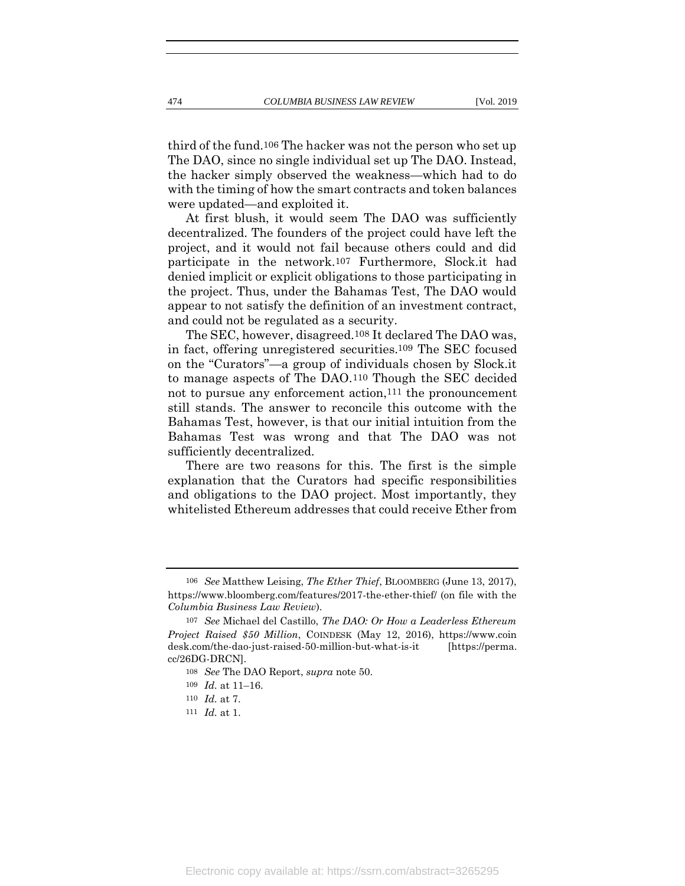third of the fund.[106] The hacker was not the person who set up The DAO, since no single individual set up The DAO. Instead, the hacker simply observed the weakness—which had to do with the timing of how the smart contracts and token balances were updated—and exploited it.

At first blush, it would seem The DAO was sufficiently decentralized. The founders of the project could have left the project, and it would not fail because others could and did participate in the network.[107] Furthermore, Slock.it had denied implicit or explicit obligations to those participating in the project. Thus, under the Bahamas Test, The DAO would appear to not satisfy the definition of an investment contract, and could not be regulated as a security.

The SEC, however, disagreed.[108] It declared The DAO was, in fact, offering unregistered securities.[109] The SEC focused on the "Curators"—a group of individuals chosen by Slock.it to manage aspects of The DAO.[110] Though the SEC decided not to pursue any enforcement action,[111] the pronouncement still stands. The answer to reconcile this outcome with the Bahamas Test, however, is that our initial intuition from the Bahamas Test was wrong and that The DAO was not sufficiently decentralized.

There are two reasons for this. The first is the simple explanation that the Curators had specific responsibilities and obligations to the DAO project. Most importantly, they whitelisted Ethereum addresses that could receive Ether from

---

106 *See* Matthew Leising, *The Ether Thief*, BLOOMBERG (June 13, 2017), https://www.bloomberg.com/features/2017-the-ether-thief/ (on file with the *Columbia Business Law Review*).

107 *See* Michael del Castillo, *The DAO: Or How a Leaderless Ethereum Project Raised $50 Million*, COINDESK (May 12, 2016), https://www.coindesk.com/the-dao-just-raised-50-million-but-what-is-it [https://perma.cc/26DG-DRCN].

108 *See* The DAO Report, *supra* note 50.

109 *Id.* at 11–16.

110 *Id.* at 7.

111 *Id.* at 1.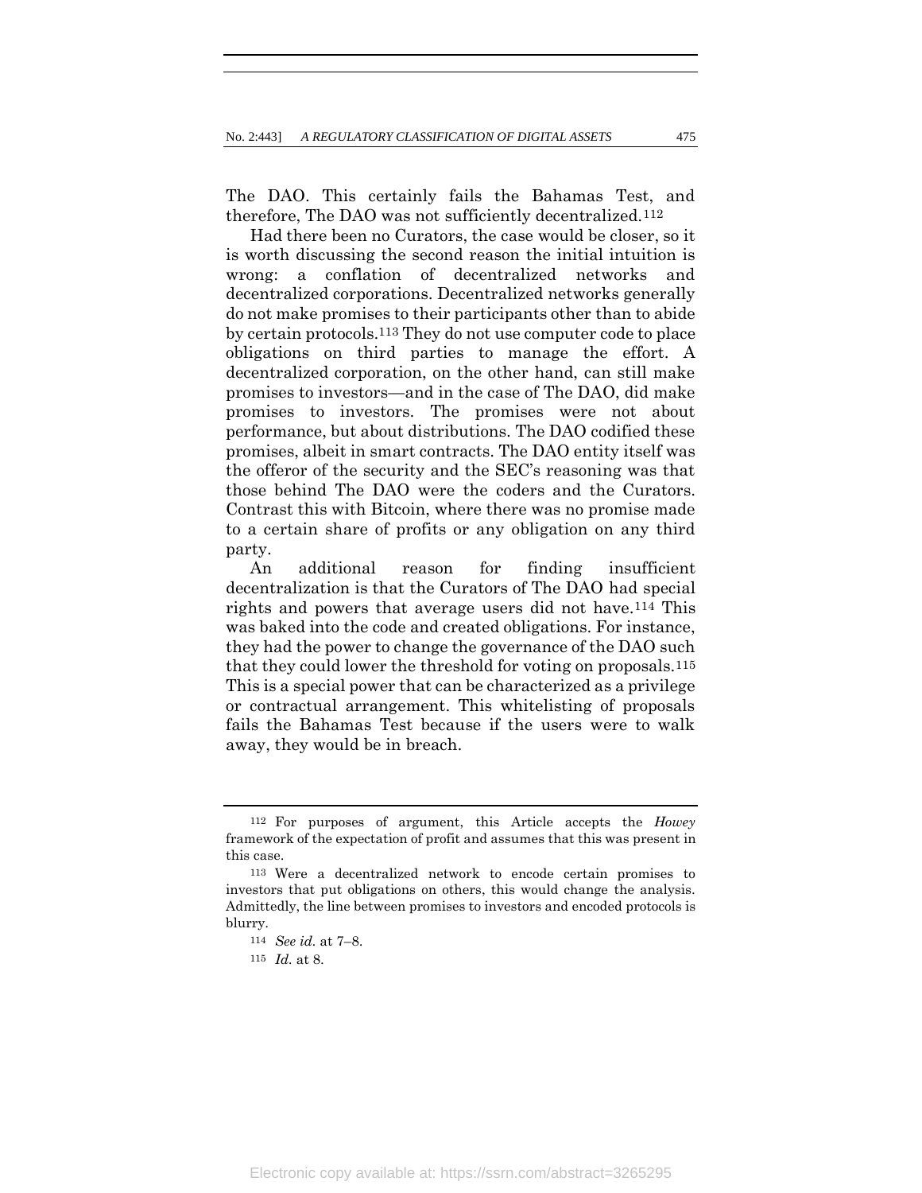The DAO. This certainly fails the Bahamas Test, and therefore, The DAO was not sufficiently decentralized.[112]

Had there been no Curators, the case would be closer, so it is worth discussing the second reason the initial intuition is wrong: a conflation of decentralized networks and decentralized corporations. Decentralized networks generally do not make promises to their participants other than to abide by certain protocols.[113] They do not use computer code to place obligations on third parties to manage the effort. A decentralized corporation, on the other hand, can still make promises to investors—and in the case of The DAO, did make promises to investors. The promises were not about performance, but about distributions. The DAO codified these promises, albeit in smart contracts. The DAO entity itself was the offeror of the security and the SEC's reasoning was that those behind The DAO were the coders and the Curators. Contrast this with Bitcoin, where there was no promise made to a certain share of profits or any obligation on any third party.

An additional reason for finding insufficient decentralization is that the Curators of The DAO had special rights and powers that average users did not have.[114] This was baked into the code and created obligations. For instance, they had the power to change the governance of the DAO such that they could lower the threshold for voting on proposals.[115] This is a special power that can be characterized as a privilege or contractual arrangement. This whitelisting of proposals fails the Bahamas Test because if the users were to walk away, they would be in breach.

---

[112] For purposes of argument, this Article accepts the *Howey* framework of the expectation of profit and assumes that this was present in this case.

[113] Were a decentralized network to encode certain promises to investors that put obligations on others, this would change the analysis. Admittedly, the line between promises to investors and encoded protocols is blurry.

[114] *See id.* at 7–8.

[115] *Id.* at 8.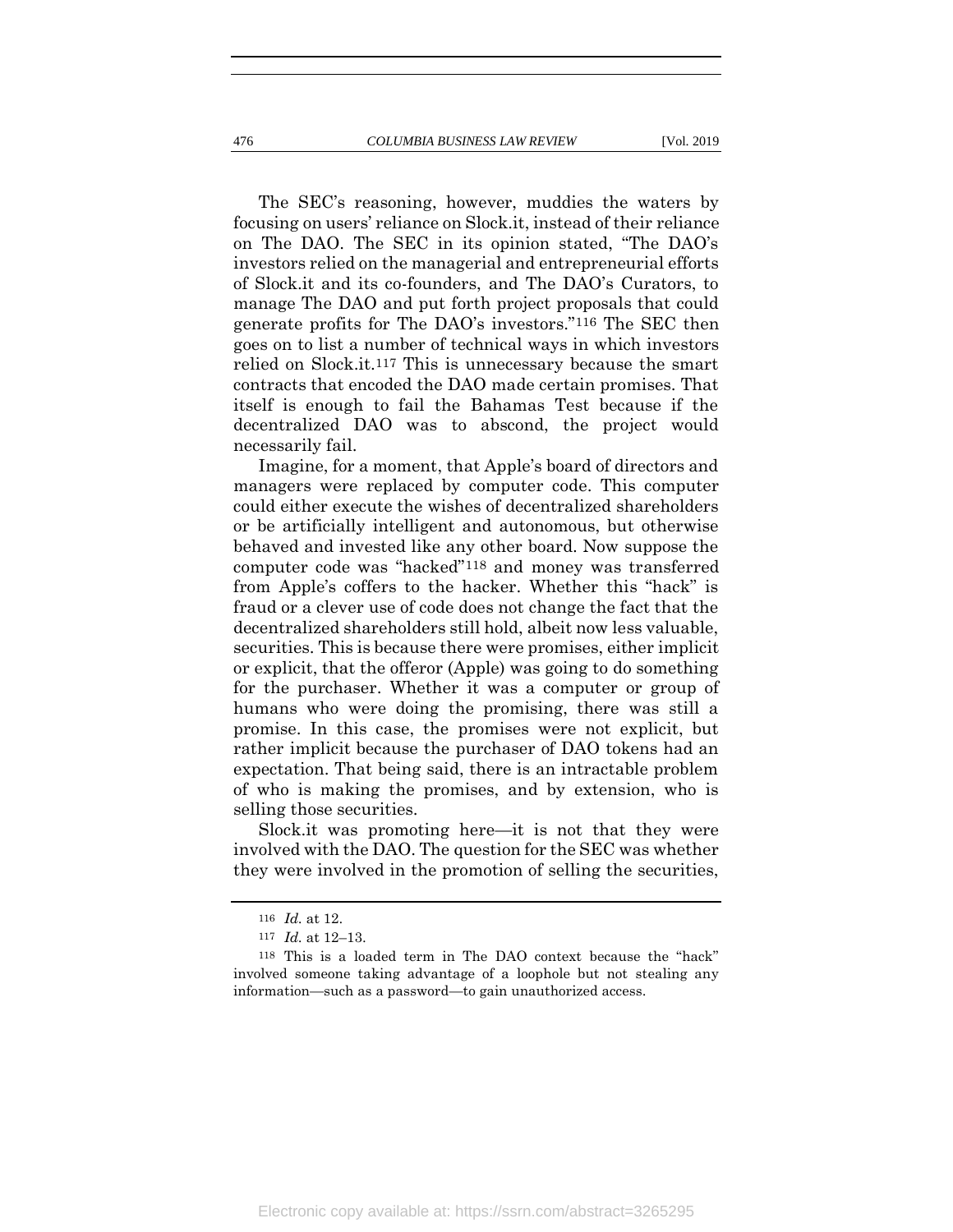The SEC's reasoning, however, muddies the waters by focusing on users' reliance on Slock.it, instead of their reliance on The DAO. The SEC in its opinion stated, "The DAO's investors relied on the managerial and entrepreneurial efforts of Slock.it and its co-founders, and The DAO's Curators, to manage The DAO and put forth project proposals that could generate profits for The DAO's investors."[116] The SEC then goes on to list a number of technical ways in which investors relied on Slock.it.[117] This is unnecessary because the smart contracts that encoded the DAO made certain promises. That itself is enough to fail the Bahamas Test because if the decentralized DAO was to abscond, the project would necessarily fail.

Imagine, for a moment, that Apple's board of directors and managers were replaced by computer code. This computer could either execute the wishes of decentralized shareholders or be artificially intelligent and autonomous, but otherwise behaved and invested like any other board. Now suppose the computer code was "hacked"[118] and money was transferred from Apple's coffers to the hacker. Whether this "hack" is fraud or a clever use of code does not change the fact that the decentralized shareholders still hold, albeit now less valuable, securities. This is because there were promises, either implicit or explicit, that the offeror (Apple) was going to do something for the purchaser. Whether it was a computer or group of humans who were doing the promising, there was still a promise. In this case, the promises were not explicit, but rather implicit because the purchaser of DAO tokens had an expectation. That being said, there is an intractable problem of who is making the promises, and by extension, who is selling those securities.

Slock.it was promoting here—it is not that they were involved with the DAO. The question for the SEC was whether they were involved in the promotion of selling the securities,

---

[116] *Id.* at 12.

[117] *Id.* at 12–13.

[118] This is a loaded term in The DAO context because the "hack" involved someone taking advantage of a loophole but not stealing any information—such as a password—to gain unauthorized access.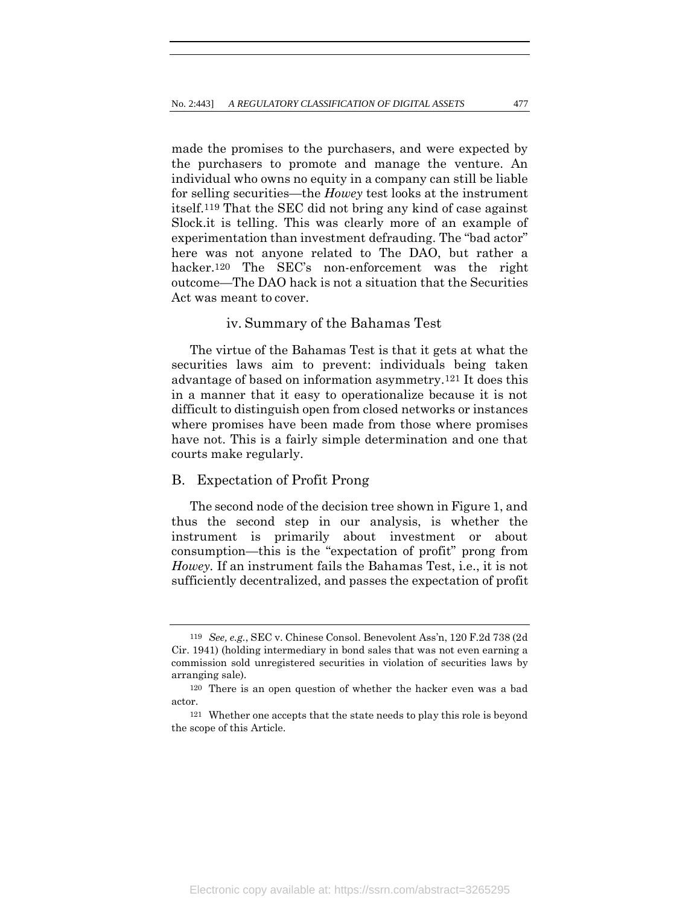made the promises to the purchasers, and were expected by the purchasers to promote and manage the venture. An individual who owns no equity in a company can still be liable for selling securities—the *Howey* test looks at the instrument itself.[119] That the SEC did not bring any kind of case against Slock.it is telling. This was clearly more of an example of experimentation than investment defrauding. The "bad actor" here was not anyone related to The DAO, but rather a hacker.[120] The SEC's non-enforcement was the right outcome—The DAO hack is not a situation that the Securities Act was meant to cover.

#### iv. Summary of the Bahamas Test

The virtue of the Bahamas Test is that it gets at what the securities laws aim to prevent: individuals being taken advantage of based on information asymmetry.[121] It does this in a manner that it easy to operationalize because it is not difficult to distinguish open from closed networks or instances where promises have been made from those where promises have not. This is a fairly simple determination and one that courts make regularly.

### B. Expectation of Profit Prong

The second node of the decision tree shown in Figure 1, and thus the second step in our analysis, is whether the instrument is primarily about investment or about consumption—this is the "expectation of profit" prong from *Howey*. If an instrument fails the Bahamas Test, i.e., it is not sufficiently decentralized, and passes the expectation of profit

---

[119] *See, e.g.*, SEC v. Chinese Consol. Benevolent Ass'n, 120 F.2d 738 (2d Cir. 1941) (holding intermediary in bond sales that was not even earning a commission sold unregistered securities in violation of securities laws by arranging sale).

[120] There is an open question of whether the hacker even was a bad actor.

[121] Whether one accepts that the state needs to play this role is beyond the scope of this Article.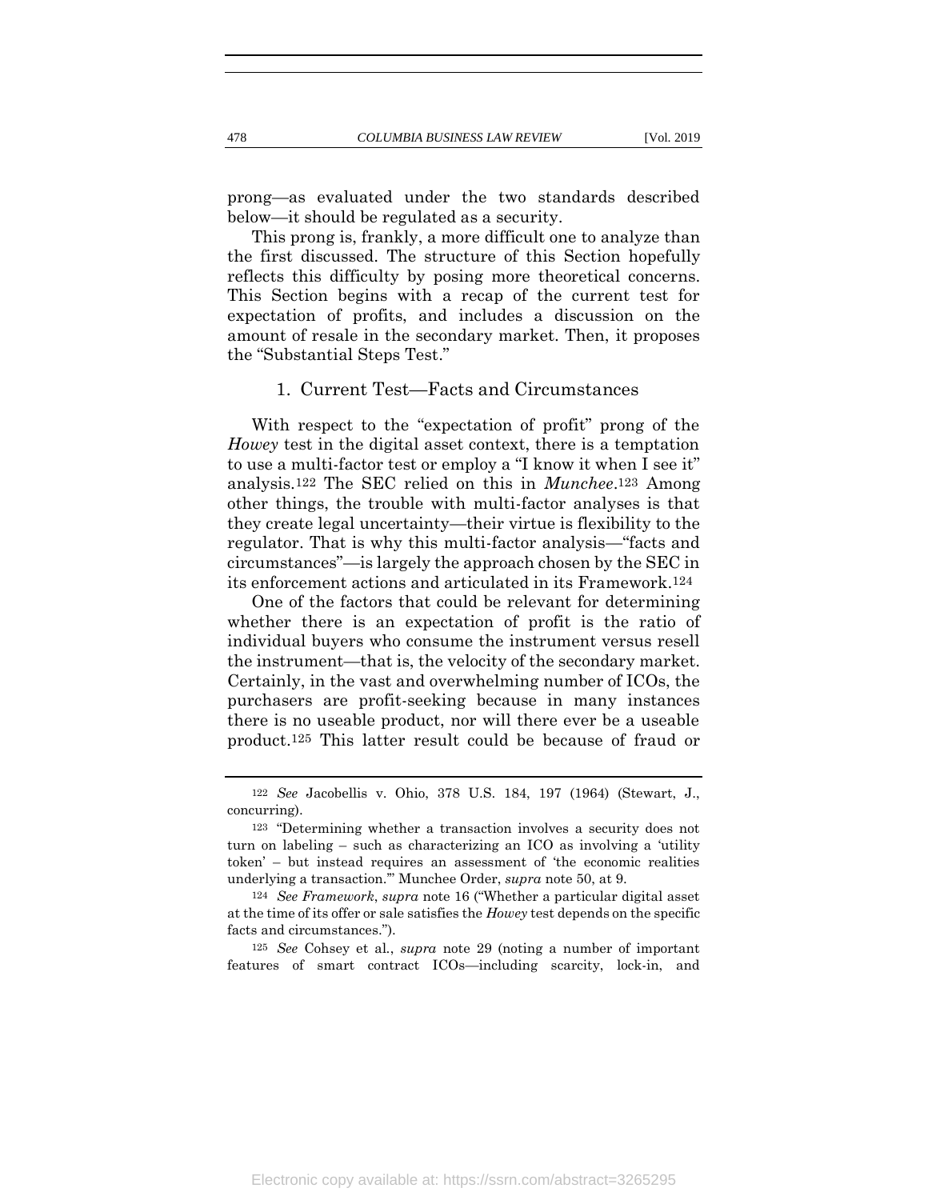prong—as evaluated under the two standards described below—it should be regulated as a security.

This prong is, frankly, a more difficult one to analyze than the first discussed. The structure of this Section hopefully reflects this difficulty by posing more theoretical concerns. This Section begins with a recap of the current test for expectation of profits, and includes a discussion on the amount of resale in the secondary market. Then, it proposes the "Substantial Steps Test."

### 1. Current Test—Facts and Circumstances

With respect to the "expectation of profit" prong of the *Howey* test in the digital asset context, there is a temptation to use a multi-factor test or employ a "I know it when I see it" analysis.[122] The SEC relied on this in *Munchee*.[123] Among other things, the trouble with multi-factor analyses is that they create legal uncertainty—their virtue is flexibility to the regulator. That is why this multi-factor analysis—"facts and circumstances"—is largely the approach chosen by the SEC in its enforcement actions and articulated in its Framework.[124]

One of the factors that could be relevant for determining whether there is an expectation of profit is the ratio of individual buyers who consume the instrument versus resell the instrument—that is, the velocity of the secondary market. Certainly, in the vast and overwhelming number of ICOs, the purchasers are profit-seeking because in many instances there is no useable product, nor will there ever be a useable product.[125] This latter result could be because of fraud or

---

[122] *See* Jacobellis v. Ohio, 378 U.S. 184, 197 (1964) (Stewart, J., concurring).

[123] "Determining whether a transaction involves a security does not turn on labeling – such as characterizing an ICO as involving a 'utility token' – but instead requires an assessment of 'the economic realities underlying a transaction.'" Munchee Order, *supra* note 50, at 9.

[124] *See Framework*, *supra* note 16 ("Whether a particular digital asset at the time of its offer or sale satisfies the *Howey* test depends on the specific facts and circumstances.").

[125] *See* Cohsey et al., *supra* note 29 (noting a number of important features of smart contract ICOs—including scarcity, lock-in, and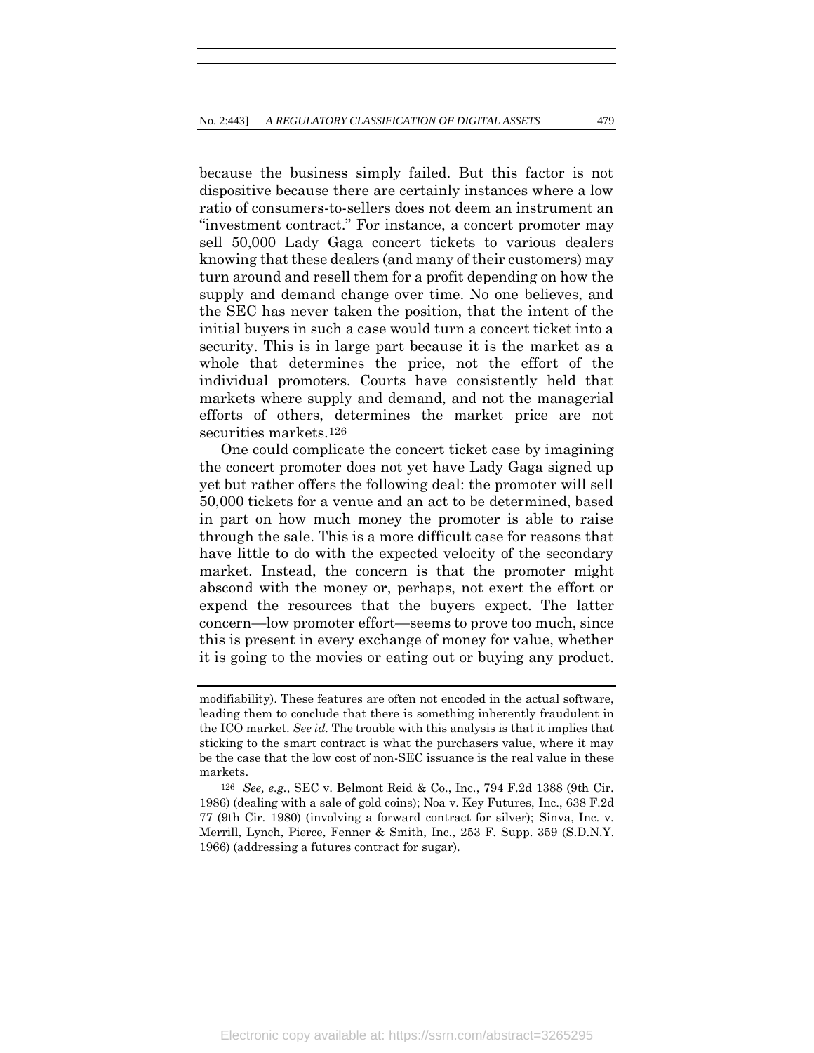because the business simply failed. But this factor is not dispositive because there are certainly instances where a low ratio of consumers-to-sellers does not deem an instrument an "investment contract." For instance, a concert promoter may sell 50,000 Lady Gaga concert tickets to various dealers knowing that these dealers (and many of their customers) may turn around and resell them for a profit depending on how the supply and demand change over time. No one believes, and the SEC has never taken the position, that the intent of the initial buyers in such a case would turn a concert ticket into a security. This is in large part because it is the market as a whole that determines the price, not the effort of the individual promoters. Courts have consistently held that markets where supply and demand, and not the managerial efforts of others, determines the market price are not securities markets.[126]

One could complicate the concert ticket case by imagining the concert promoter does not yet have Lady Gaga signed up yet but rather offers the following deal: the promoter will sell 50,000 tickets for a venue and an act to be determined, based in part on how much money the promoter is able to raise through the sale. This is a more difficult case for reasons that have little to do with the expected velocity of the secondary market. Instead, the concern is that the promoter might abscond with the money or, perhaps, not exert the effort or expend the resources that the buyers expect. The latter concern—low promoter effort—seems to prove too much, since this is present in every exchange of money for value, whether it is going to the movies or eating out or buying any product.

---

modifiability). These features are often not encoded in the actual software, leading them to conclude that there is something inherently fraudulent in the ICO market. *See id.* The trouble with this analysis is that it implies that sticking to the smart contract is what the purchasers value, where it may be the case that the low cost of non-SEC issuance is the real value in these markets.

[126] *See, e.g.*, SEC v. Belmont Reid & Co., Inc., 794 F.2d 1388 (9th Cir. 1986) (dealing with a sale of gold coins); Noa v. Key Futures, Inc., 638 F.2d 77 (9th Cir. 1980) (involving a forward contract for silver); Sinva, Inc. v. Merrill, Lynch, Pierce, Fenner & Smith, Inc., 253 F. Supp. 359 (S.D.N.Y. 1966) (addressing a futures contract for sugar).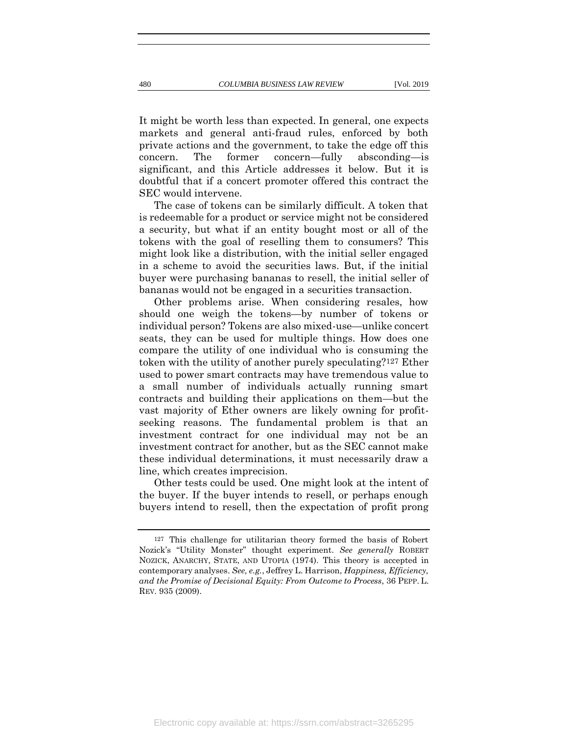It might be worth less than expected. In general, one expects markets and general anti-fraud rules, enforced by both private actions and the government, to take the edge off this concern. The former concern—fully absconding—is significant, and this Article addresses it below. But it is doubtful that if a concert promoter offered this contract the SEC would intervene.

The case of tokens can be similarly difficult. A token that is redeemable for a product or service might not be considered a security, but what if an entity bought most or all of the tokens with the goal of reselling them to consumers? This might look like a distribution, with the initial seller engaged in a scheme to avoid the securities laws. But, if the initial buyer were purchasing bananas to resell, the initial seller of bananas would not be engaged in a securities transaction.

Other problems arise. When considering resales, how should one weigh the tokens—by number of tokens or individual person? Tokens are also mixed-use—unlike concert seats, they can be used for multiple things. How does one compare the utility of one individual who is consuming the token with the utility of another purely speculating?[127] Ether used to power smart contracts may have tremendous value to a small number of individuals actually running smart contracts and building their applications on them—but the vast majority of Ether owners are likely owning for profit-seeking reasons. The fundamental problem is that an investment contract for one individual may not be an investment contract for another, but as the SEC cannot make these individual determinations, it must necessarily draw a line, which creates imprecision.

Other tests could be used. One might look at the intent of the buyer. If the buyer intends to resell, or perhaps enough buyers intend to resell, then the expectation of profit prong

---

[127] This challenge for utilitarian theory formed the basis of Robert Nozick's "Utility Monster" thought experiment. *See generally* ROBERT NOZICK, ANARCHY, STATE, AND UTOPIA (1974). This theory is accepted in contemporary analyses. *See, e.g.*, Jeffrey L. Harrison, *Happiness, Efficiency, and the Promise of Decisional Equity: From Outcome to Process*, 36 PEPP. L. REV. 935 (2009).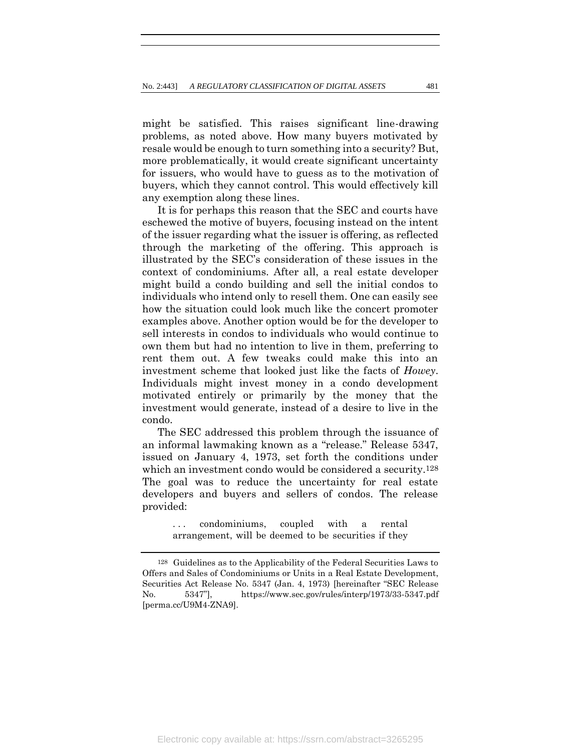might be satisfied. This raises significant line-drawing problems, as noted above. How many buyers motivated by resale would be enough to turn something into a security? But, more problematically, it would create significant uncertainty for issuers, who would have to guess as to the motivation of buyers, which they cannot control. This would effectively kill any exemption along these lines.

It is for perhaps this reason that the SEC and courts have eschewed the motive of buyers, focusing instead on the intent of the issuer regarding what the issuer is offering, as reflected through the marketing of the offering. This approach is illustrated by the SEC's consideration of these issues in the context of condominiums. After all, a real estate developer might build a condo building and sell the initial condos to individuals who intend only to resell them. One can easily see how the situation could look much like the concert promoter examples above. Another option would be for the developer to sell interests in condos to individuals who would continue to own them but had no intention to live in them, preferring to rent them out. A few tweaks could make this into an investment scheme that looked just like the facts of *Howey*. Individuals might invest money in a condo development motivated entirely or primarily by the money that the investment would generate, instead of a desire to live in the condo.

The SEC addressed this problem through the issuance of an informal lawmaking known as a "release." Release 5347, issued on January 4, 1973, set forth the conditions under which an investment condo would be considered a security.[128] The goal was to reduce the uncertainty for real estate developers and buyers and sellers of condos. The release provided:

> . . . condominiums, coupled with a rental arrangement, will be deemed to be securities if they

---

[128] Guidelines as to the Applicability of the Federal Securities Laws to Offers and Sales of Condominiums or Units in a Real Estate Development, Securities Act Release No. 5347 (Jan. 4, 1973) [hereinafter "SEC Release No. 5347"], https://www.sec.gov/rules/interp/1973/33-5347.pdf [perma.cc/U9M4-ZNA9].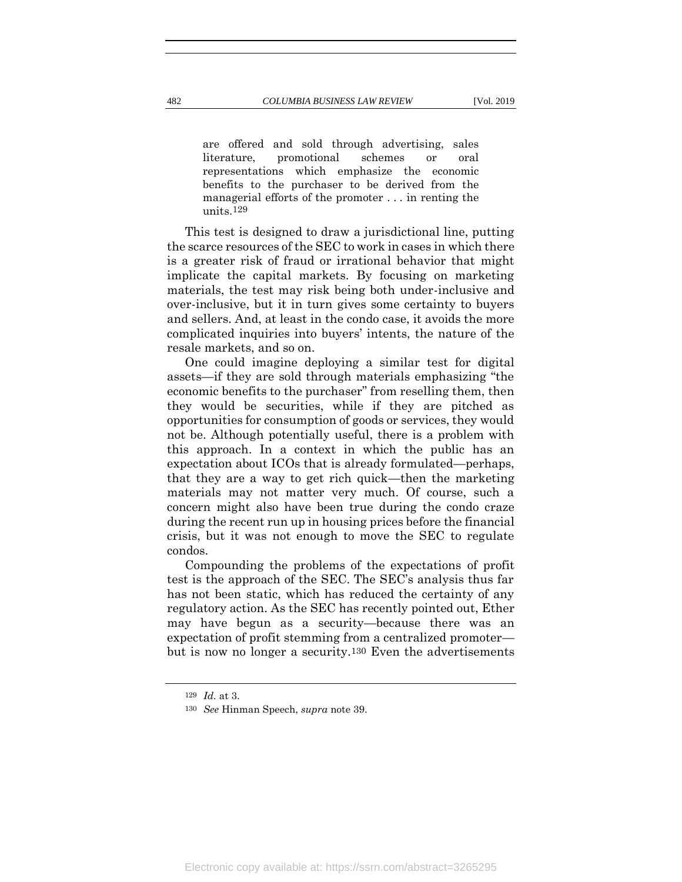> are offered and sold through advertising, sales literature, promotional schemes or oral representations which emphasize the economic benefits to the purchaser to be derived from the managerial efforts of the promoter . . . in renting the units.[129]

This test is designed to draw a jurisdictional line, putting the scarce resources of the SEC to work in cases in which there is a greater risk of fraud or irrational behavior that might implicate the capital markets. By focusing on marketing materials, the test may risk being both under-inclusive and over-inclusive, but it in turn gives some certainty to buyers and sellers. And, at least in the condo case, it avoids the more complicated inquiries into buyers' intents, the nature of the resale markets, and so on.

One could imagine deploying a similar test for digital assets—if they are sold through materials emphasizing "the economic benefits to the purchaser" from reselling them, then they would be securities, while if they are pitched as opportunities for consumption of goods or services, they would not be. Although potentially useful, there is a problem with this approach. In a context in which the public has an expectation about ICOs that is already formulated—perhaps, that they are a way to get rich quick—then the marketing materials may not matter very much. Of course, such a concern might also have been true during the condo craze during the recent run up in housing prices before the financial crisis, but it was not enough to move the SEC to regulate condos.

Compounding the problems of the expectations of profit test is the approach of the SEC. The SEC's analysis thus far has not been static, which has reduced the certainty of any regulatory action. As the SEC has recently pointed out, Ether may have begun as a security—because there was an expectation of profit stemming from a centralized promoter—but is now no longer a security.[130] Even the advertisements

---

[129] *Id.* at 3.

[130] *See* Hinman Speech, *supra* note 39.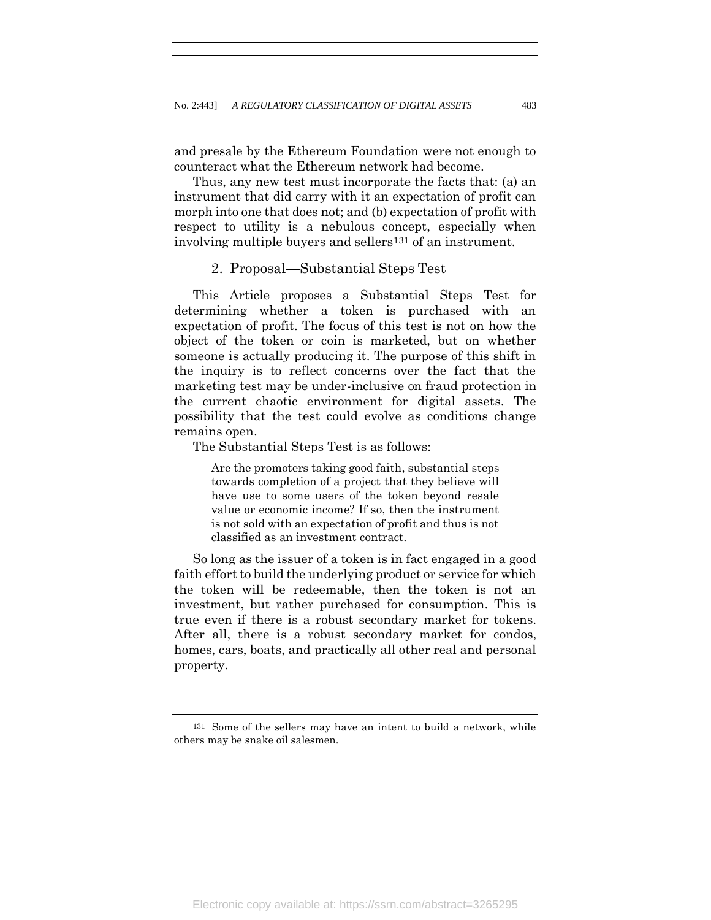and presale by the Ethereum Foundation were not enough to counteract what the Ethereum network had become.

Thus, any new test must incorporate the facts that: (a) an instrument that did carry with it an expectation of profit can morph into one that does not; and (b) expectation of profit with respect to utility is a nebulous concept, especially when involving multiple buyers and sellers[131] of an instrument.

### 2. Proposal—Substantial Steps Test

This Article proposes a Substantial Steps Test for determining whether a token is purchased with an expectation of profit. The focus of this test is not on how the object of the token or coin is marketed, but on whether someone is actually producing it. The purpose of this shift in the inquiry is to reflect concerns over the fact that the marketing test may be under-inclusive on fraud protection in the current chaotic environment for digital assets. The possibility that the test could evolve as conditions change remains open.

The Substantial Steps Test is as follows:

> Are the promoters taking good faith, substantial steps towards completion of a project that they believe will have use to some users of the token beyond resale value or economic income? If so, then the instrument is not sold with an expectation of profit and thus is not classified as an investment contract.

So long as the issuer of a token is in fact engaged in a good faith effort to build the underlying product or service for which the token will be redeemable, then the token is not an investment, but rather purchased for consumption. This is true even if there is a robust secondary market for tokens. After all, there is a robust secondary market for condos, homes, cars, boats, and practically all other real and personal property.

---

[131] Some of the sellers may have an intent to build a network, while others may be snake oil salesmen.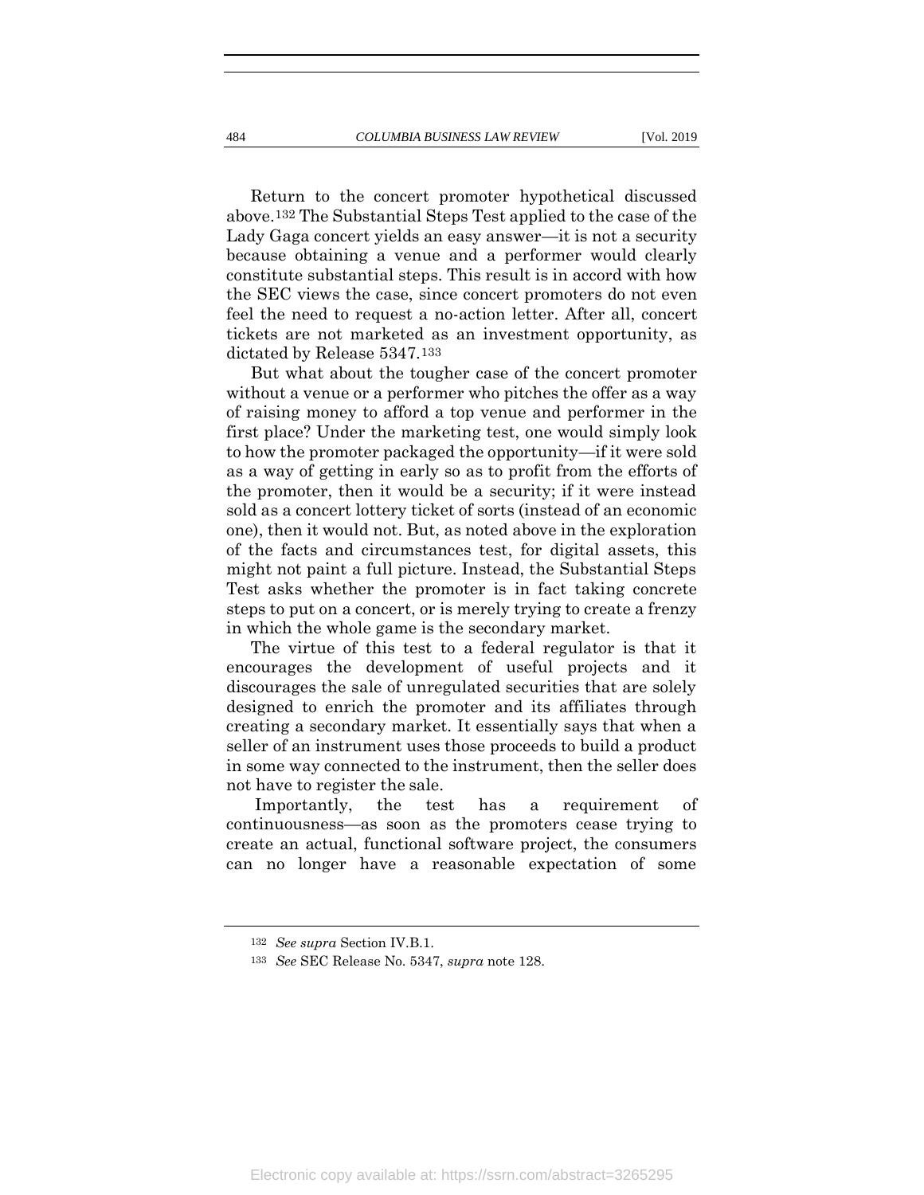Return to the concert promoter hypothetical discussed above.[132] The Substantial Steps Test applied to the case of the Lady Gaga concert yields an easy answer—it is not a security because obtaining a venue and a performer would clearly constitute substantial steps. This result is in accord with how the SEC views the case, since concert promoters do not even feel the need to request a no-action letter. After all, concert tickets are not marketed as an investment opportunity, as dictated by Release 5347.[133]

But what about the tougher case of the concert promoter without a venue or a performer who pitches the offer as a way of raising money to afford a top venue and performer in the first place? Under the marketing test, one would simply look to how the promoter packaged the opportunity—if it were sold as a way of getting in early so as to profit from the efforts of the promoter, then it would be a security; if it were instead sold as a concert lottery ticket of sorts (instead of an economic one), then it would not. But, as noted above in the exploration of the facts and circumstances test, for digital assets, this might not paint a full picture. Instead, the Substantial Steps Test asks whether the promoter is in fact taking concrete steps to put on a concert, or is merely trying to create a frenzy in which the whole game is the secondary market.

The virtue of this test to a federal regulator is that it encourages the development of useful projects and it discourages the sale of unregulated securities that are solely designed to enrich the promoter and its affiliates through creating a secondary market. It essentially says that when a seller of an instrument uses those proceeds to build a product in some way connected to the instrument, then the seller does not have to register the sale.

Importantly, the test has a requirement of continuousness—as soon as the promoters cease trying to create an actual, functional software project, the consumers can no longer have a reasonable expectation of some

---

[132] *See supra* Section IV.B.1.

[133] *See* SEC Release No. 5347, *supra* note 128.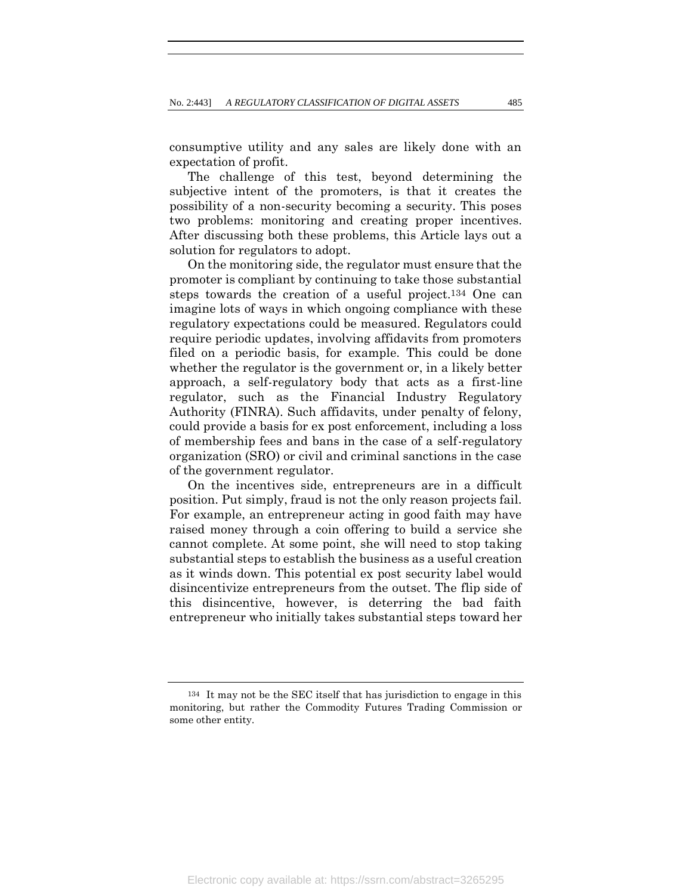consumptive utility and any sales are likely done with an expectation of profit.

The challenge of this test, beyond determining the subjective intent of the promoters, is that it creates the possibility of a non-security becoming a security. This poses two problems: monitoring and creating proper incentives. After discussing both these problems, this Article lays out a solution for regulators to adopt.

On the monitoring side, the regulator must ensure that the promoter is compliant by continuing to take those substantial steps towards the creation of a useful project.[134] One can imagine lots of ways in which ongoing compliance with these regulatory expectations could be measured. Regulators could require periodic updates, involving affidavits from promoters filed on a periodic basis, for example. This could be done whether the regulator is the government or, in a likely better approach, a self-regulatory body that acts as a first-line regulator, such as the Financial Industry Regulatory Authority (FINRA). Such affidavits, under penalty of felony, could provide a basis for ex post enforcement, including a loss of membership fees and bans in the case of a self-regulatory organization (SRO) or civil and criminal sanctions in the case of the government regulator.

On the incentives side, entrepreneurs are in a difficult position. Put simply, fraud is not the only reason projects fail. For example, an entrepreneur acting in good faith may have raised money through a coin offering to build a service she cannot complete. At some point, she will need to stop taking substantial steps to establish the business as a useful creation as it winds down. This potential ex post security label would disincentivize entrepreneurs from the outset. The flip side of this disincentive, however, is deterring the bad faith entrepreneur who initially takes substantial steps toward her

---

[134] It may not be the SEC itself that has jurisdiction to engage in this monitoring, but rather the Commodity Futures Trading Commission or some other entity.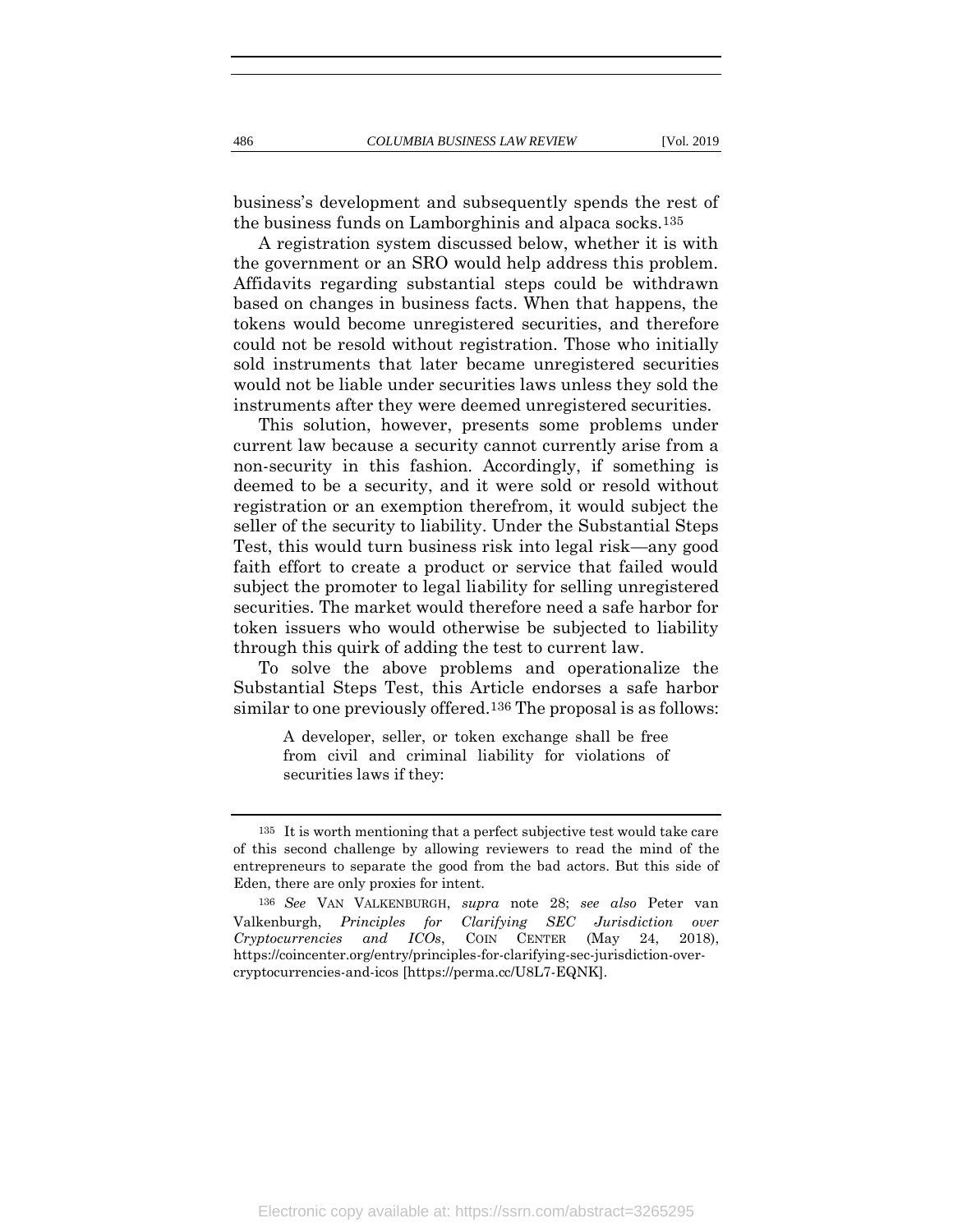business's development and subsequently spends the rest of the business funds on Lamborghinis and alpaca socks.[135]

A registration system discussed below, whether it is with the government or an SRO would help address this problem. Affidavits regarding substantial steps could be withdrawn based on changes in business facts. When that happens, the tokens would become unregistered securities, and therefore could not be resold without registration. Those who initially sold instruments that later became unregistered securities would not be liable under securities laws unless they sold the instruments after they were deemed unregistered securities.

This solution, however, presents some problems under current law because a security cannot currently arise from a non-security in this fashion. Accordingly, if something is deemed to be a security, and it were sold or resold without registration or an exemption therefrom, it would subject the seller of the security to liability. Under the Substantial Steps Test, this would turn business risk into legal risk—any good faith effort to create a product or service that failed would subject the promoter to legal liability for selling unregistered securities. The market would therefore need a safe harbor for token issuers who would otherwise be subjected to liability through this quirk of adding the test to current law.

To solve the above problems and operationalize the Substantial Steps Test, this Article endorses a safe harbor similar to one previously offered.[136] The proposal is as follows:

> A developer, seller, or token exchange shall be free from civil and criminal liability for violations of securities laws if they:

---

[135] It is worth mentioning that a perfect subjective test would take care of this second challenge by allowing reviewers to read the mind of the entrepreneurs to separate the good from the bad actors. But this side of Eden, there are only proxies for intent.

[136] *See* VAN VALKENBURGH, *supra* note 28; *see also* Peter van Valkenburgh, *Principles for Clarifying SEC Jurisdiction over Cryptocurrencies and ICOs*, COIN CENTER (May 24, 2018), https://coincenter.org/entry/principles-for-clarifying-sec-jurisdiction-over-cryptocurrencies-and-icos [https://perma.cc/U8L7-EQNK].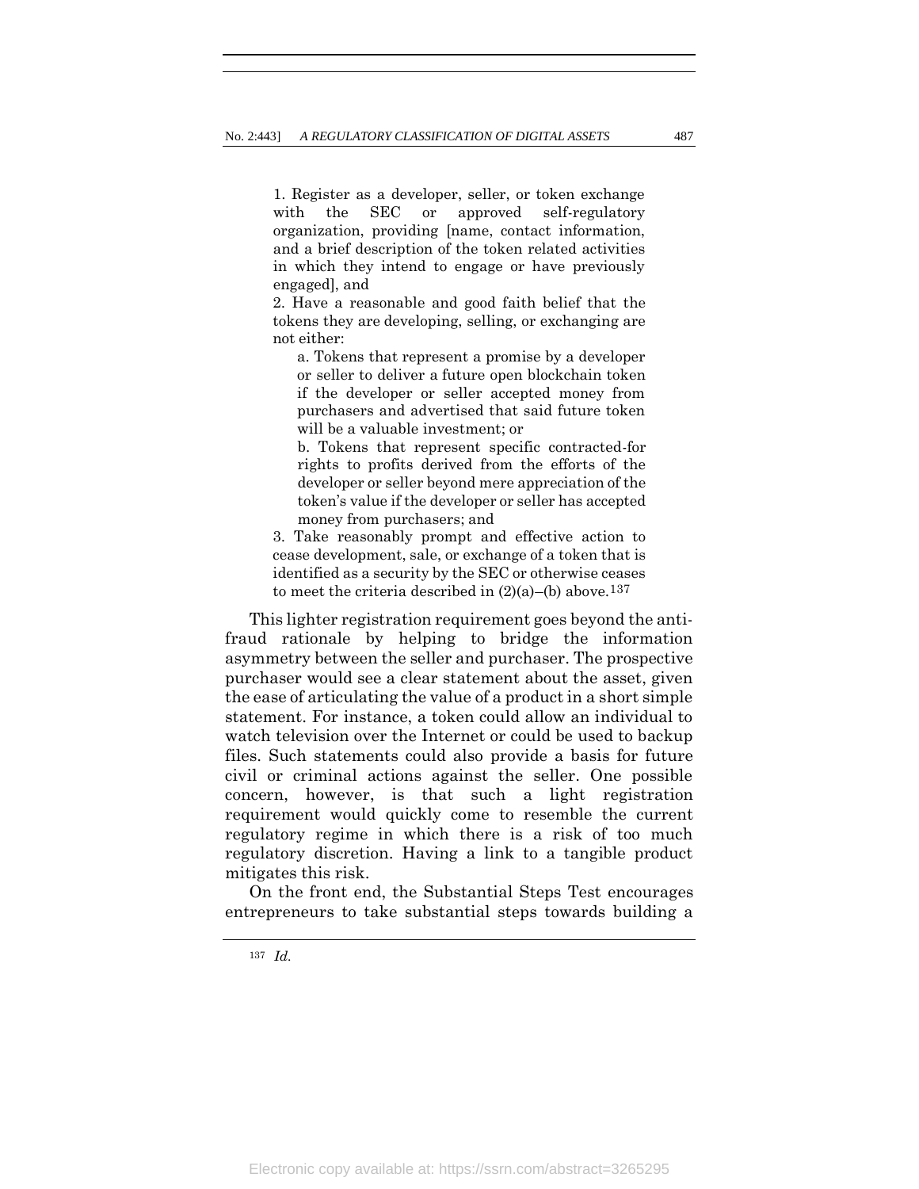> 1. Register as a developer, seller, or token exchange with the SEC or approved self-regulatory organization, providing [name, contact information, and a brief description of the token related activities in which they intend to engage or have previously engaged], and
>
> 2. Have a reasonable and good faith belief that the tokens they are developing, selling, or exchanging are not either:
>
> a. Tokens that represent a promise by a developer or seller to deliver a future open blockchain token if the developer or seller accepted money from purchasers and advertised that said future token will be a valuable investment; or
>
> b. Tokens that represent specific contracted-for rights to profits derived from the efforts of the developer or seller beyond mere appreciation of the token's value if the developer or seller has accepted money from purchasers; and
>
> 3. Take reasonably prompt and effective action to cease development, sale, or exchange of a token that is identified as a security by the SEC or otherwise ceases to meet the criteria described in (2)(a)–(b) above.[137]

This lighter registration requirement goes beyond the anti-fraud rationale by helping to bridge the information asymmetry between the seller and purchaser. The prospective purchaser would see a clear statement about the asset, given the ease of articulating the value of a product in a short simple statement. For instance, a token could allow an individual to watch television over the Internet or could be used to backup files. Such statements could also provide a basis for future civil or criminal actions against the seller. One possible concern, however, is that such a light registration requirement would quickly come to resemble the current regulatory regime in which there is a risk of too much regulatory discretion. Having a link to a tangible product mitigates this risk.

On the front end, the Substantial Steps Test encourages entrepreneurs to take substantial steps towards building a

---

[137] *Id.*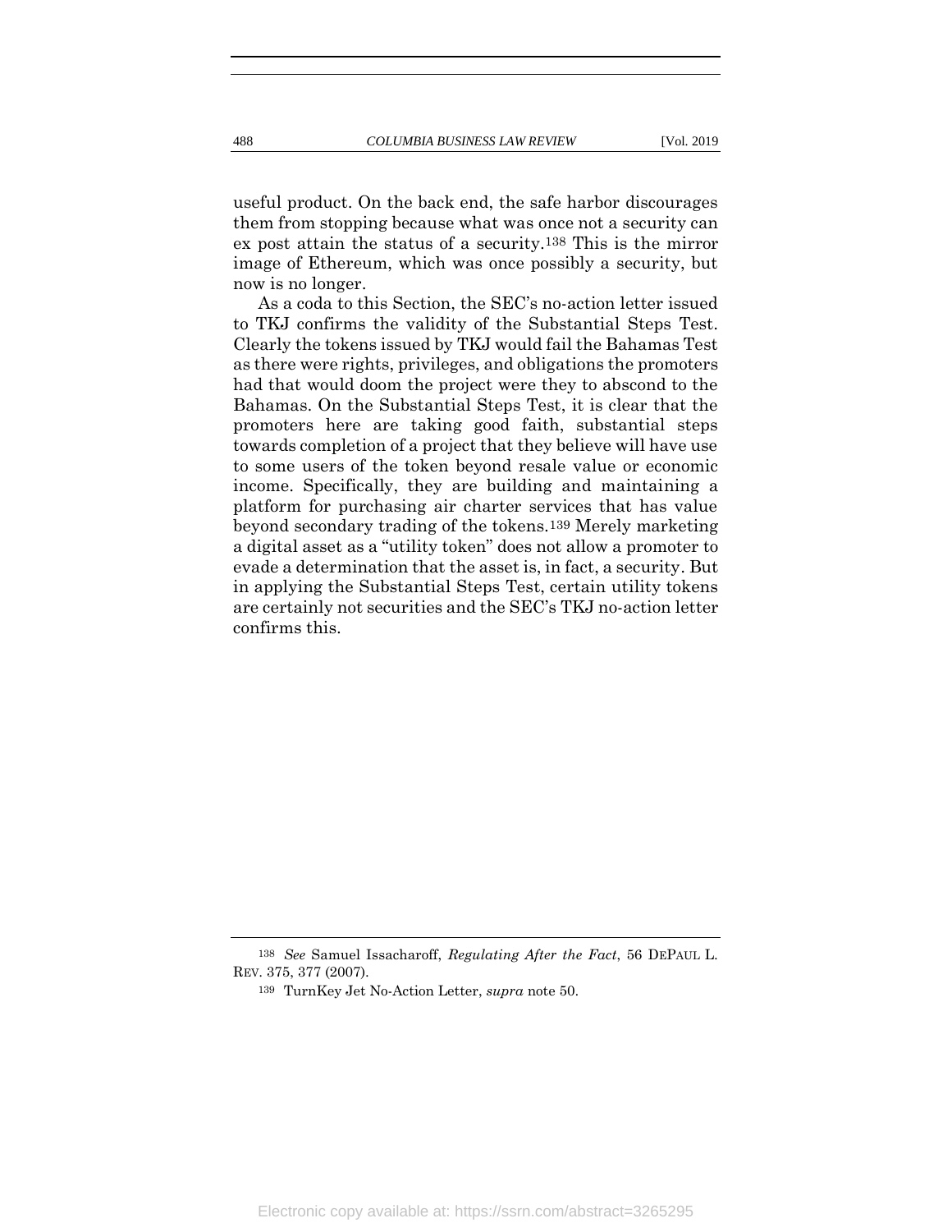useful product. On the back end, the safe harbor discourages them from stopping because what was once not a security can ex post attain the status of a security.[138] This is the mirror image of Ethereum, which was once possibly a security, but now is no longer.

As a coda to this Section, the SEC's no-action letter issued to TKJ confirms the validity of the Substantial Steps Test. Clearly the tokens issued by TKJ would fail the Bahamas Test as there were rights, privileges, and obligations the promoters had that would doom the project were they to abscond to the Bahamas. On the Substantial Steps Test, it is clear that the promoters here are taking good faith, substantial steps towards completion of a project that they believe will have use to some users of the token beyond resale value or economic income. Specifically, they are building and maintaining a platform for purchasing air charter services that has value beyond secondary trading of the tokens.[139] Merely marketing a digital asset as a "utility token" does not allow a promoter to evade a determination that the asset is, in fact, a security. But in applying the Substantial Steps Test, certain utility tokens are certainly not securities and the SEC's TKJ no-action letter confirms this.

---

[138] *See* Samuel Issacharoff, *Regulating After the Fact*, 56 DEPAUL L. REV. 375, 377 (2007).

[139] TurnKey Jet No-Action Letter, *supra* note 50.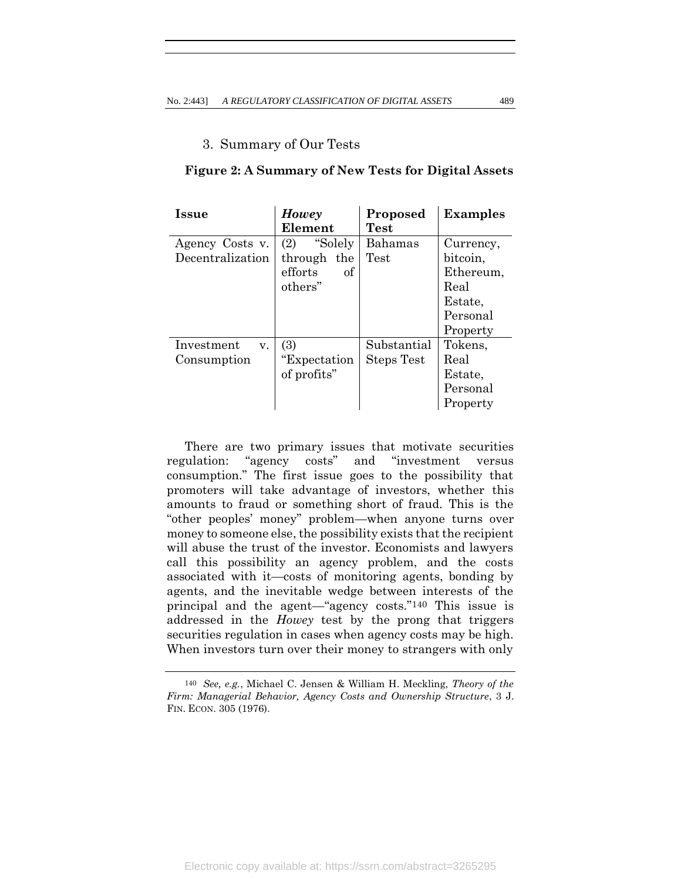### 3. Summary of Our Tests

**Figure 2: A Summary of New Tests for Digital Assets**

| Issue | *Howey* Element | Proposed Test | Examples |
|---|---|---|---|
| Agency Costs v. Decentralization | (2) "Solely through the efforts of others" | Bahamas Test | Currency, bitcoin, Ethereum, Real Estate, Personal Property |
| Investment v. Consumption | (3) "Expectation of profits" | Substantial Steps Test | Tokens, Real Estate, Personal Property |

There are two primary issues that motivate securities regulation: "agency costs" and "investment versus consumption." The first issue goes to the possibility that promoters will take advantage of investors, whether this amounts to fraud or something short of fraud. This is the "other peoples' money" problem—when anyone turns over money to someone else, the possibility exists that the recipient will abuse the trust of the investor. Economists and lawyers call this possibility an agency problem, and the costs associated with it—costs of monitoring agents, bonding by agents, and the inevitable wedge between interests of the principal and the agent—"agency costs."[140] This issue is addressed in the *Howey* test by the prong that triggers securities regulation in cases when agency costs may be high. When investors turn over their money to strangers with only

[140] *See, e.g.*, Michael C. Jensen & William H. Meckling, *Theory of the Firm: Managerial Behavior, Agency Costs and Ownership Structure*, 3 J. FIN. ECON. 305 (1976).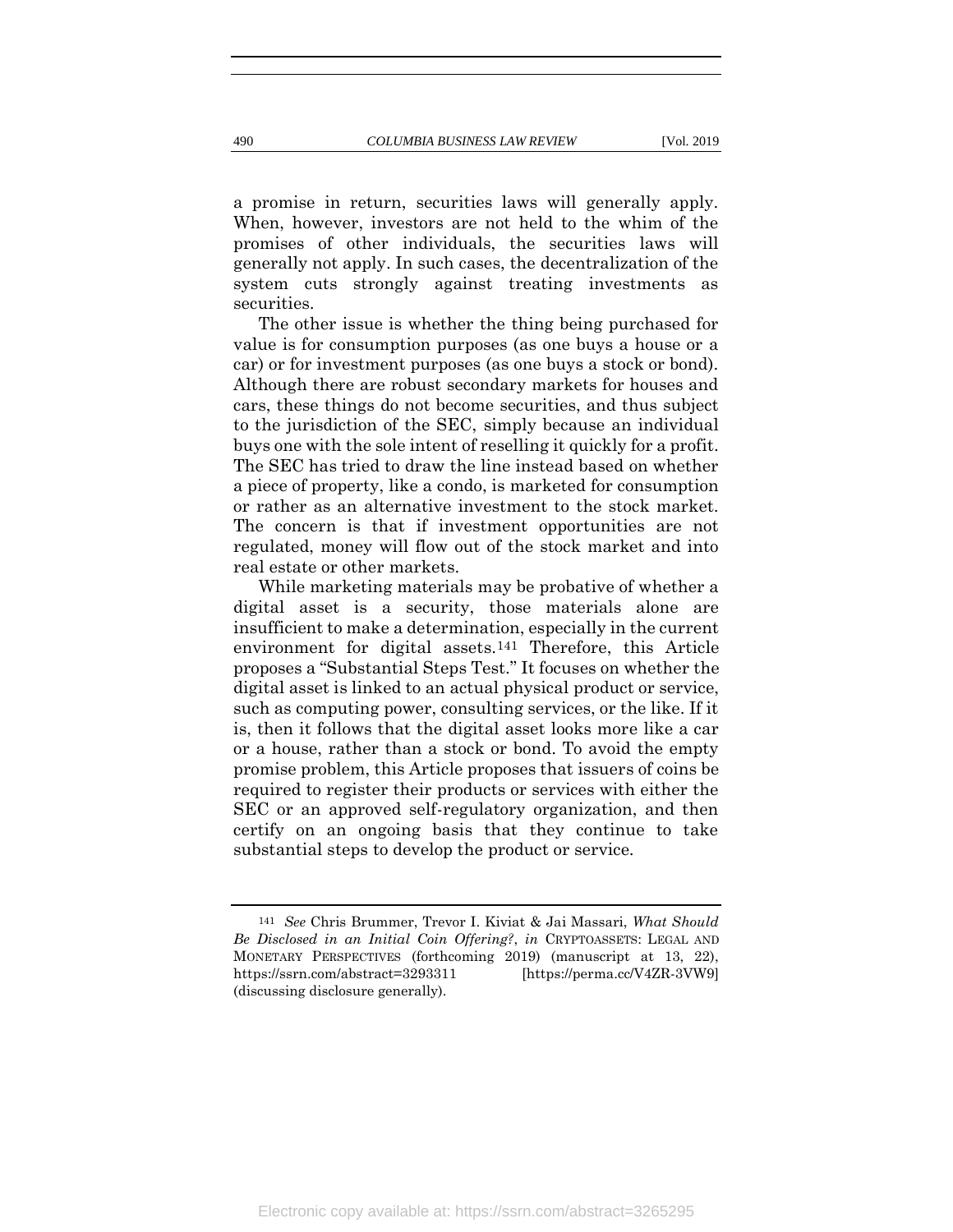a promise in return, securities laws will generally apply. When, however, investors are not held to the whim of the promises of other individuals, the securities laws will generally not apply. In such cases, the decentralization of the system cuts strongly against treating investments as securities.

The other issue is whether the thing being purchased for value is for consumption purposes (as one buys a house or a car) or for investment purposes (as one buys a stock or bond). Although there are robust secondary markets for houses and cars, these things do not become securities, and thus subject to the jurisdiction of the SEC, simply because an individual buys one with the sole intent of reselling it quickly for a profit. The SEC has tried to draw the line instead based on whether a piece of property, like a condo, is marketed for consumption or rather as an alternative investment to the stock market. The concern is that if investment opportunities are not regulated, money will flow out of the stock market and into real estate or other markets.

While marketing materials may be probative of whether a digital asset is a security, those materials alone are insufficient to make a determination, especially in the current environment for digital assets.[141] Therefore, this Article proposes a "Substantial Steps Test." It focuses on whether the digital asset is linked to an actual physical product or service, such as computing power, consulting services, or the like. If it is, then it follows that the digital asset looks more like a car or a house, rather than a stock or bond. To avoid the empty promise problem, this Article proposes that issuers of coins be required to register their products or services with either the SEC or an approved self-regulatory organization, and then certify on an ongoing basis that they continue to take substantial steps to develop the product or service.

---

[141] *See* Chris Brummer, Trevor I. Kiviat & Jai Massari, *What Should Be Disclosed in an Initial Coin Offering?*, *in* CRYPTOASSETS: LEGAL AND MONETARY PERSPECTIVES (forthcoming 2019) (manuscript at 13, 22), https://ssrn.com/abstract=3293311 [https://perma.cc/V4ZR-3VW9] (discussing disclosure generally).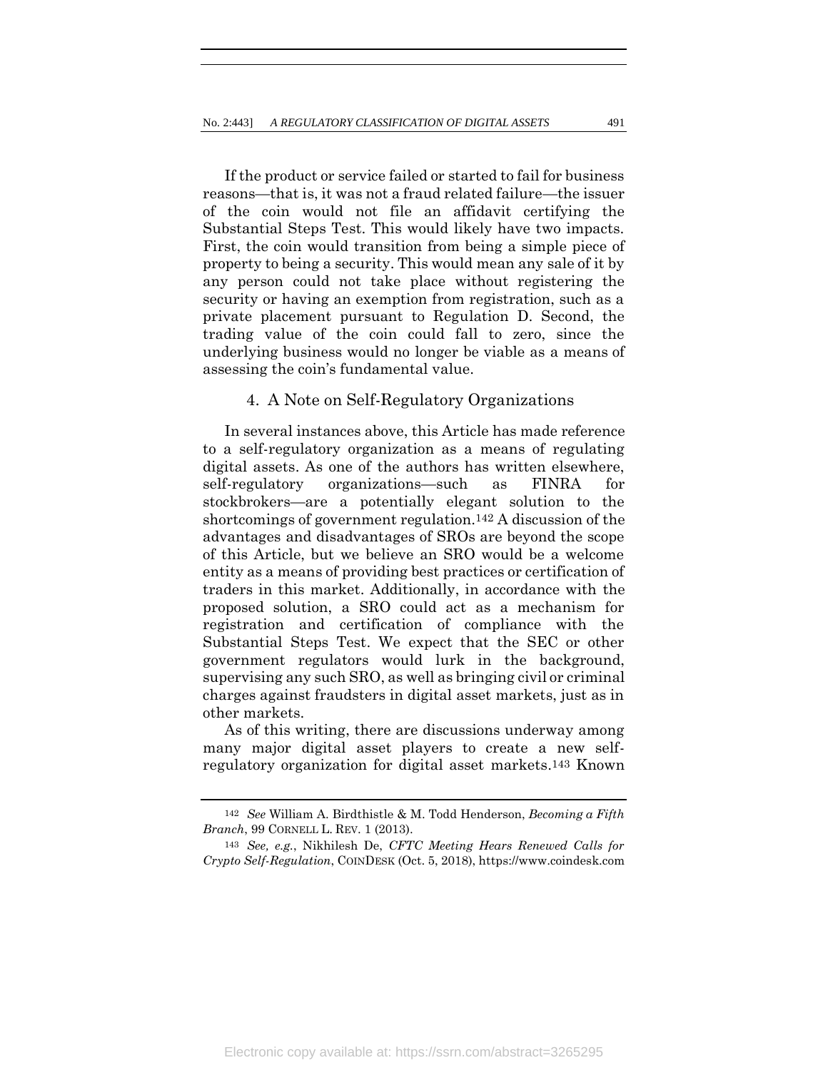If the product or service failed or started to fail for business reasons—that is, it was not a fraud related failure—the issuer of the coin would not file an affidavit certifying the Substantial Steps Test. This would likely have two impacts. First, the coin would transition from being a simple piece of property to being a security. This would mean any sale of it by any person could not take place without registering the security or having an exemption from registration, such as a private placement pursuant to Regulation D. Second, the trading value of the coin could fall to zero, since the underlying business would no longer be viable as a means of assessing the coin's fundamental value.

### 4. A Note on Self-Regulatory Organizations

In several instances above, this Article has made reference to a self-regulatory organization as a means of regulating digital assets. As one of the authors has written elsewhere, self-regulatory organizations—such as FINRA for stockbrokers—are a potentially elegant solution to the shortcomings of government regulation.[142] A discussion of the advantages and disadvantages of SROs are beyond the scope of this Article, but we believe an SRO would be a welcome entity as a means of providing best practices or certification of traders in this market. Additionally, in accordance with the proposed solution, a SRO could act as a mechanism for registration and certification of compliance with the Substantial Steps Test. We expect that the SEC or other government regulators would lurk in the background, supervising any such SRO, as well as bringing civil or criminal charges against fraudsters in digital asset markets, just as in other markets.

As of this writing, there are discussions underway among many major digital asset players to create a new self-regulatory organization for digital asset markets.[143] Known

---

[142] *See* William A. Birdthistle & M. Todd Henderson, *Becoming a Fifth Branch*, 99 CORNELL L. REV. 1 (2013).

[143] *See, e.g.*, Nikhilesh De, *CFTC Meeting Hears Renewed Calls for Crypto Self-Regulation*, COINDESK (Oct. 5, 2018), https://www.coindesk.com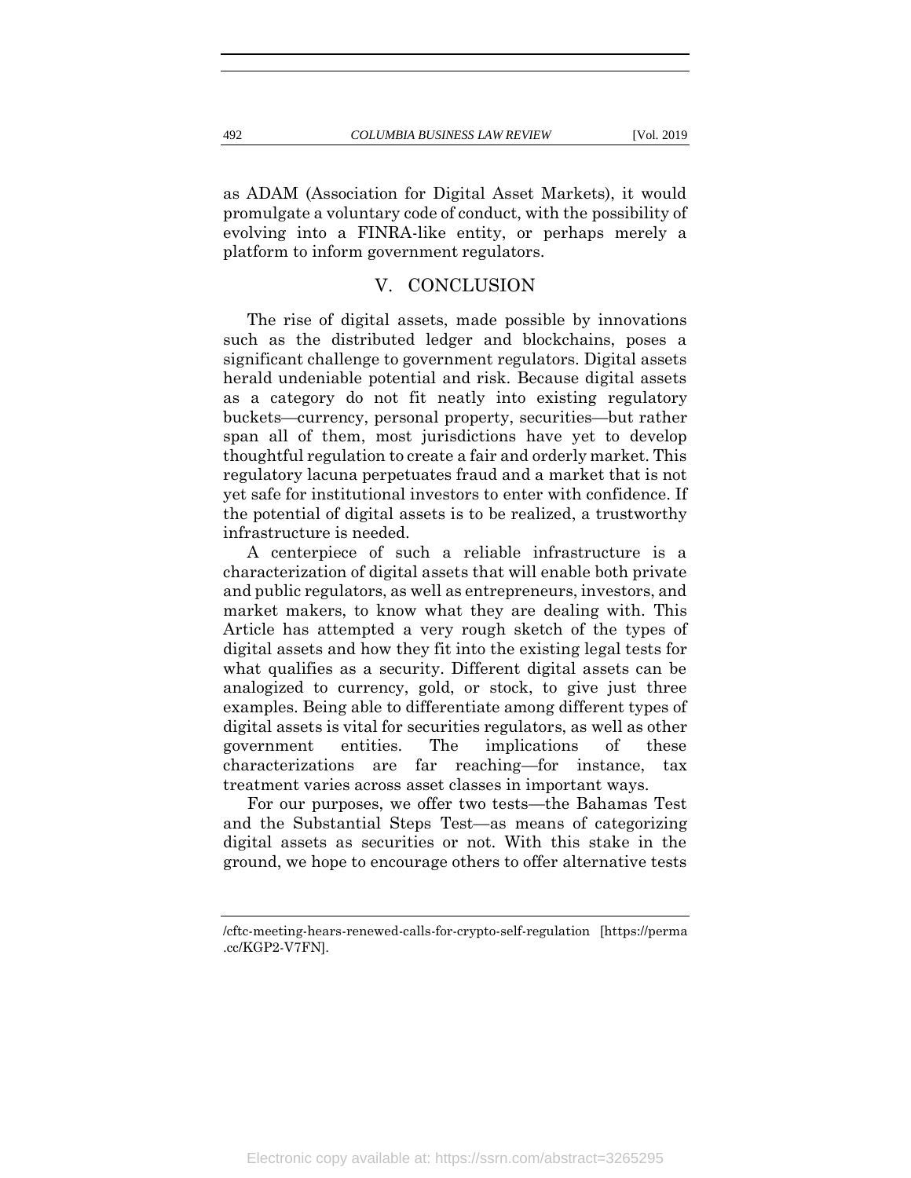as ADAM (Association for Digital Asset Markets), it would promulgate a voluntary code of conduct, with the possibility of evolving into a FINRA-like entity, or perhaps merely a platform to inform government regulators.

## V. CONCLUSION

The rise of digital assets, made possible by innovations such as the distributed ledger and blockchains, poses a significant challenge to government regulators. Digital assets herald undeniable potential and risk. Because digital assets as a category do not fit neatly into existing regulatory buckets—currency, personal property, securities—but rather span all of them, most jurisdictions have yet to develop thoughtful regulation to create a fair and orderly market. This regulatory lacuna perpetuates fraud and a market that is not yet safe for institutional investors to enter with confidence. If the potential of digital assets is to be realized, a trustworthy infrastructure is needed.

A centerpiece of such a reliable infrastructure is a characterization of digital assets that will enable both private and public regulators, as well as entrepreneurs, investors, and market makers, to know what they are dealing with. This Article has attempted a very rough sketch of the types of digital assets and how they fit into the existing legal tests for what qualifies as a security. Different digital assets can be analogized to currency, gold, or stock, to give just three examples. Being able to differentiate among different types of digital assets is vital for securities regulators, as well as other government entities. The implications of these characterizations are far reaching—for instance, tax treatment varies across asset classes in important ways.

For our purposes, we offer two tests—the Bahamas Test and the Substantial Steps Test—as means of categorizing digital assets as securities or not. With this stake in the ground, we hope to encourage others to offer alternative tests

/cftc-meeting-hears-renewed-calls-for-crypto-self-regulation [https://perma.cc/KGP2-V7FN].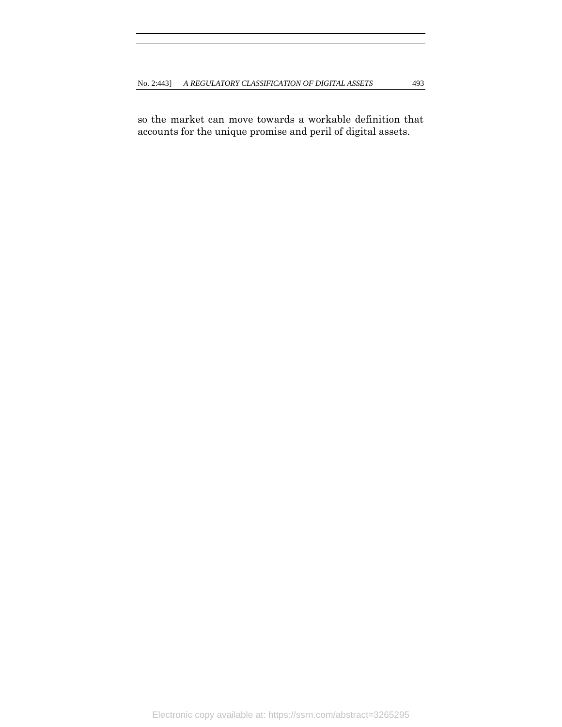so the market can move towards a workable definition that accounts for the unique promise and peril of digital assets.